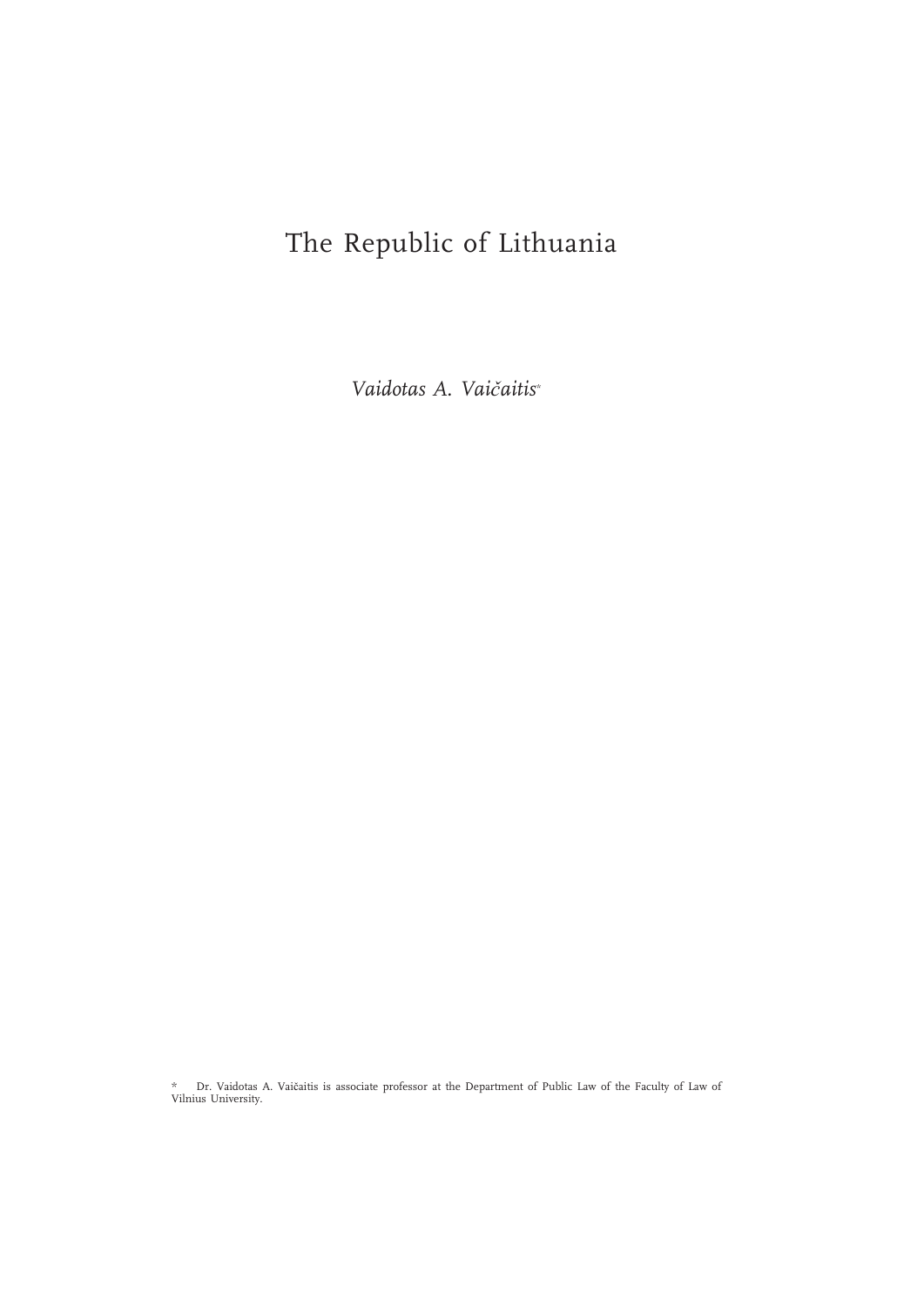# The Republic of Lithuania

*Vaidotas A. Vaičaitis*[*]

[*] Dr. Vaidotas A. Vaičaitis is associate professor at the Department of Public Law of the Faculty of Law of Vilnius University.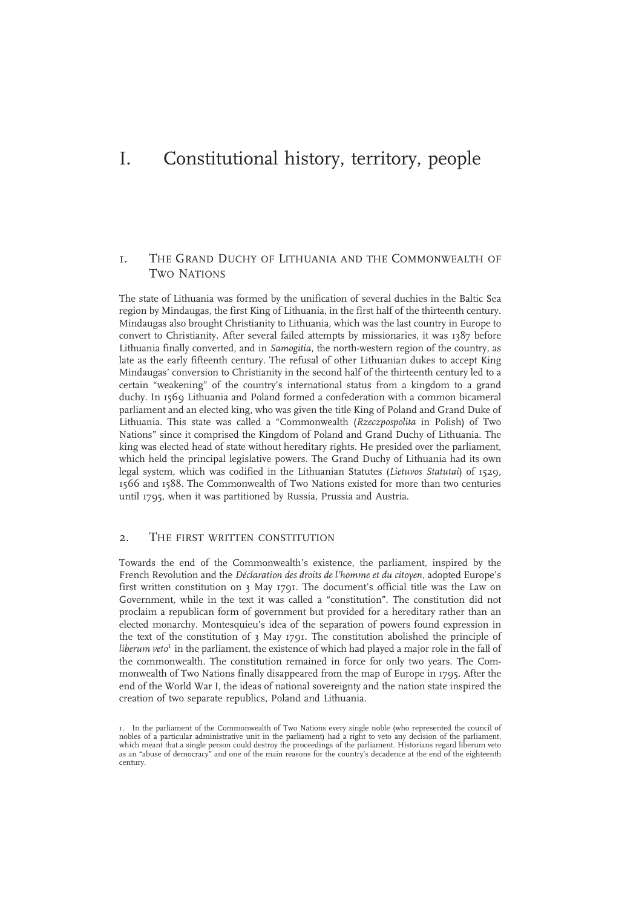# I. Constitutional history, territory, people

## 1. The Grand Duchy of Lithuania and the Commonwealth of Two Nations

The state of Lithuania was formed by the unification of several duchies in the Baltic Sea region by Mindaugas, the first King of Lithuania, in the first half of the thirteenth century. Mindaugas also brought Christianity to Lithuania, which was the last country in Europe to convert to Christianity. After several failed attempts by missionaries, it was 1387 before Lithuania finally converted, and in *Samogitia*, the north-western region of the country, as late as the early fifteenth century. The refusal of other Lithuanian dukes to accept King Mindaugas' conversion to Christianity in the second half of the thirteenth century led to a certain "weakening" of the country's international status from a kingdom to a grand duchy. In 1569 Lithuania and Poland formed a confederation with a common bicameral parliament and an elected king, who was given the title King of Poland and Grand Duke of Lithuania. This state was called a "Commonwealth (*Rzeczpospolita* in Polish) of Two Nations" since it comprised the Kingdom of Poland and Grand Duchy of Lithuania. The king was elected head of state without hereditary rights. He presided over the parliament, which held the principal legislative powers. The Grand Duchy of Lithuania had its own legal system, which was codified in the Lithuanian Statutes (*Lietuvos Statutai*) of 1529, 1566 and 1588. The Commonwealth of Two Nations existed for more than two centuries until 1795, when it was partitioned by Russia, Prussia and Austria.

## 2. The first written constitution

Towards the end of the Commonwealth's existence, the parliament, inspired by the French Revolution and the *Déclaration des droits de l'homme et du citoyen*, adopted Europe's first written constitution on 3 May 1791. The document's official title was the Law on Government, while in the text it was called a "constitution". The constitution did not proclaim a republican form of government but provided for a hereditary rather than an elected monarchy. Montesquieu's idea of the separation of powers found expression in the text of the constitution of 3 May 1791. The constitution abolished the principle of *liberum veto*[1] in the parliament, the existence of which had played a major role in the fall of the commonwealth. The constitution remained in force for only two years. The Commonwealth of Two Nations finally disappeared from the map of Europe in 1795. After the end of the World War I, the ideas of national sovereignty and the nation state inspired the creation of two separate republics, Poland and Lithuania.

1. In the parliament of the Commonwealth of Two Nations every single noble (who represented the council of nobles of a particular administrative unit in the parliament) had a right to veto any decision of the parliament, which meant that a single person could destroy the proceedings of the parliament. Historians regard liberum veto as an "abuse of democracy" and one of the main reasons for the country's decadence at the end of the eighteenth century.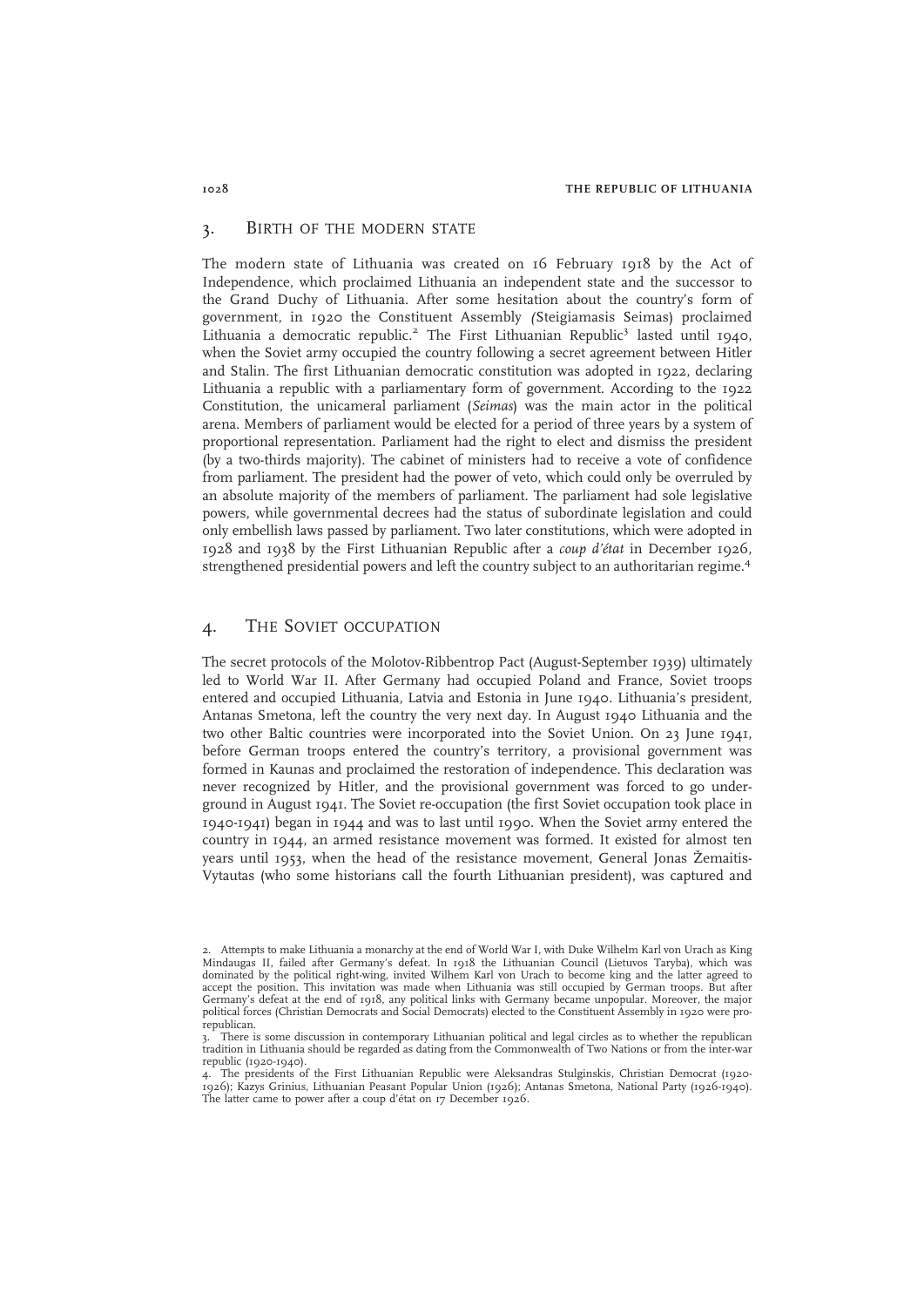## 3. Birth of the modern state

The modern state of Lithuania was created on 16 February 1918 by the Act of Independence, which proclaimed Lithuania an independent state and the successor to the Grand Duchy of Lithuania. After some hesitation about the country's form of government, in 1920 the Constituent Assembly *(*Steigiamasis Seimas) proclaimed Lithuania a democratic republic.[2] The First Lithuanian Republic[3] lasted until 1940, when the Soviet army occupied the country following a secret agreement between Hitler and Stalin. The first Lithuanian democratic constitution was adopted in 1922, declaring Lithuania a republic with a parliamentary form of government. According to the 1922 Constitution, the unicameral parliament (*Seimas*) was the main actor in the political arena. Members of parliament would be elected for a period of three years by a system of proportional representation. Parliament had the right to elect and dismiss the president (by a two-thirds majority). The cabinet of ministers had to receive a vote of confidence from parliament. The president had the power of veto, which could only be overruled by an absolute majority of the members of parliament. The parliament had sole legislative powers, while governmental decrees had the status of subordinate legislation and could only embellish laws passed by parliament. Two later constitutions, which were adopted in 1928 and 1938 by the First Lithuanian Republic after a *coup d'état* in December 1926, strengthened presidential powers and left the country subject to an authoritarian regime.[4]

## 4. The Soviet occupation

The secret protocols of the Molotov-Ribbentrop Pact (August-September 1939) ultimately led to World War II. After Germany had occupied Poland and France, Soviet troops entered and occupied Lithuania, Latvia and Estonia in June 1940. Lithuania's president, Antanas Smetona, left the country the very next day. In August 1940 Lithuania and the two other Baltic countries were incorporated into the Soviet Union. On 23 June 1941, before German troops entered the country's territory, a provisional government was formed in Kaunas and proclaimed the restoration of independence. This declaration was never recognized by Hitler, and the provisional government was forced to go underground in August 1941. The Soviet re-occupation (the first Soviet occupation took place in 1940-1941) began in 1944 and was to last until 1990. When the Soviet army entered the country in 1944, an armed resistance movement was formed. It existed for almost ten years until 1953, when the head of the resistance movement, General Jonas Žemaitis-Vytautas (who some historians call the fourth Lithuanian president), was captured and

---

2. Attempts to make Lithuania a monarchy at the end of World War I, with Duke Wilhelm Karl von Urach as King Mindaugas II, failed after Germany's defeat. In 1918 the Lithuanian Council (Lietuvos Taryba), which was dominated by the political right-wing, invited Wilhem Karl von Urach to become king and the latter agreed to accept the position. This invitation was made when Lithuania was still occupied by German troops. But after Germany's defeat at the end of 1918, any political links with Germany became unpopular. Moreover, the major political forces (Christian Democrats and Social Democrats) elected to the Constituent Assembly in 1920 were pro-republican.

3. There is some discussion in contemporary Lithuanian political and legal circles as to whether the republican tradition in Lithuania should be regarded as dating from the Commonwealth of Two Nations or from the inter-war republic (1920-1940).

4. The presidents of the First Lithuanian Republic were Aleksandras Stulginskis, Christian Democrat (1920-1926); Kazys Grinius, Lithuanian Peasant Popular Union (1926); Antanas Smetona, National Party (1926-1940). The latter came to power after a coup d'état on 17 December 1926.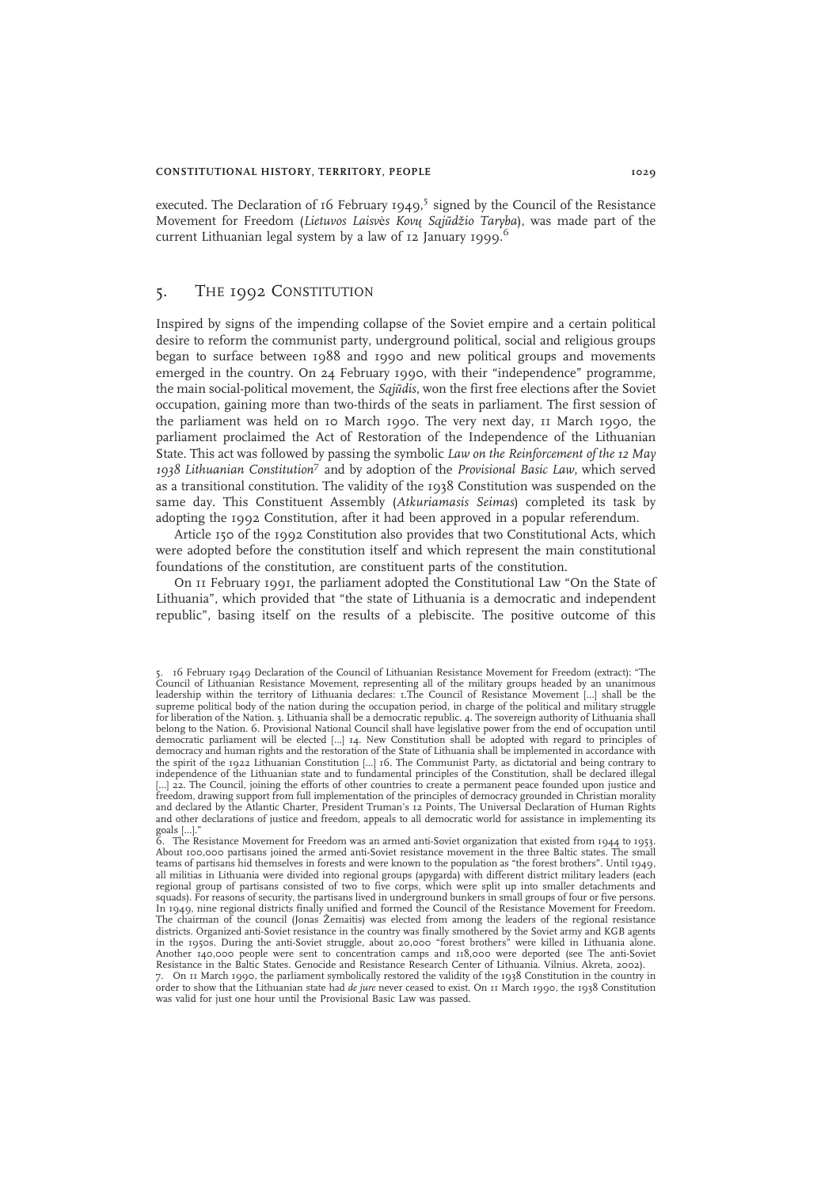executed. The Declaration of 16 February 1949,[5] signed by the Council of the Resistance Movement for Freedom (*Lietuvos Laisvės Kovų Sąjūdžio Taryba*), was made part of the current Lithuanian legal system by a law of 12 January 1999.[6]

## 5. The 1992 Constitution

Inspired by signs of the impending collapse of the Soviet empire and a certain political desire to reform the communist party, underground political, social and religious groups began to surface between 1988 and 1990 and new political groups and movements emerged in the country. On 24 February 1990, with their "independence" programme, the main social-political movement, the *Sąjūdis*, won the first free elections after the Soviet occupation, gaining more than two-thirds of the seats in parliament. The first session of the parliament was held on 10 March 1990. The very next day, 11 March 1990, the parliament proclaimed the Act of Restoration of the Independence of the Lithuanian State. This act was followed by passing the symbolic *Law on the Reinforcement of the 12 May 1938 Lithuanian Constitution*[7] and by adoption of the *Provisional Basic Law*, which served as a transitional constitution. The validity of the 1938 Constitution was suspended on the same day. This Constituent Assembly (*Atkuriamasis Seimas*) completed its task by adopting the 1992 Constitution, after it had been approved in a popular referendum.

Article 150 of the 1992 Constitution also provides that two Constitutional Acts, which were adopted before the constitution itself and which represent the main constitutional foundations of the constitution, are constituent parts of the constitution.

On 11 February 1991, the parliament adopted the Constitutional Law "On the State of Lithuania", which provided that "the state of Lithuania is a democratic and independent republic", basing itself on the results of a plebiscite. The positive outcome of this

---

5. 16 February 1949 Declaration of the Council of Lithuanian Resistance Movement for Freedom (extract): "The Council of Lithuanian Resistance Movement, representing all of the military groups headed by an unanimous leadership within the territory of Lithuania declares: 1.The Council of Resistance Movement [...] shall be the supreme political body of the nation during the occupation period, in charge of the political and military struggle for liberation of the Nation. 3. Lithuania shall be a democratic republic. 4. The sovereign authority of Lithuania shall belong to the Nation. 6. Provisional National Council shall have legislative power from the end of occupation until democratic parliament will be elected [...] 14. New Constitution shall be adopted with regard to principles of democracy and human rights and the restoration of the State of Lithuania shall be implemented in accordance with the spirit of the 1922 Lithuanian Constitution [...] 16. The Communist Party, as dictatorial and being contrary to independence of the Lithuanian state and to fundamental principles of the Constitution, shall be declared illegal [...] 22. The Council, joining the efforts of other countries to create a permanent peace founded upon justice and freedom, drawing support from full implementation of the principles of democracy grounded in Christian morality and declared by the Atlantic Charter, President Truman's 12 Points, The Universal Declaration of Human Rights and other declarations of justice and freedom, appeals to all democratic world for assistance in implementing its goals [...]."

6. The Resistance Movement for Freedom was an armed anti-Soviet organization that existed from 1944 to 1953. About 100,000 partisans joined the armed anti-Soviet resistance movement in the three Baltic states. The small teams of partisans hid themselves in forests and were known to the population as "the forest brothers". Until 1949, all militias in Lithuania were divided into regional groups (apygarda) with different district military leaders (each regional group of partisans consisted of two to five corps, which were split up into smaller detachments and squads). For reasons of security, the partisans lived in underground bunkers in small groups of four or five persons. In 1949, nine regional districts finally unified and formed the Council of the Resistance Movement for Freedom. The chairman of the council (Jonas Žemaitis) was elected from among the leaders of the regional resistance districts. Organized anti-Soviet resistance in the country was finally smothered by the Soviet army and KGB agents in the 1950s. During the anti-Soviet struggle, about 20,000 "forest brothers" were killed in Lithuania alone. Another 140,000 people were sent to concentration camps and 118,000 were deported (see The anti-Soviet Resistance in the Baltic States. Genocide and Resistance Research Center of Lithuania. Vilnius. Akreta, 2002).

7. On 11 March 1990, the parliament symbolically restored the validity of the 1938 Constitution in the country in order to show that the Lithuanian state had *de jure* never ceased to exist. On 11 March 1990, the 1938 Constitution was valid for just one hour until the Provisional Basic Law was passed.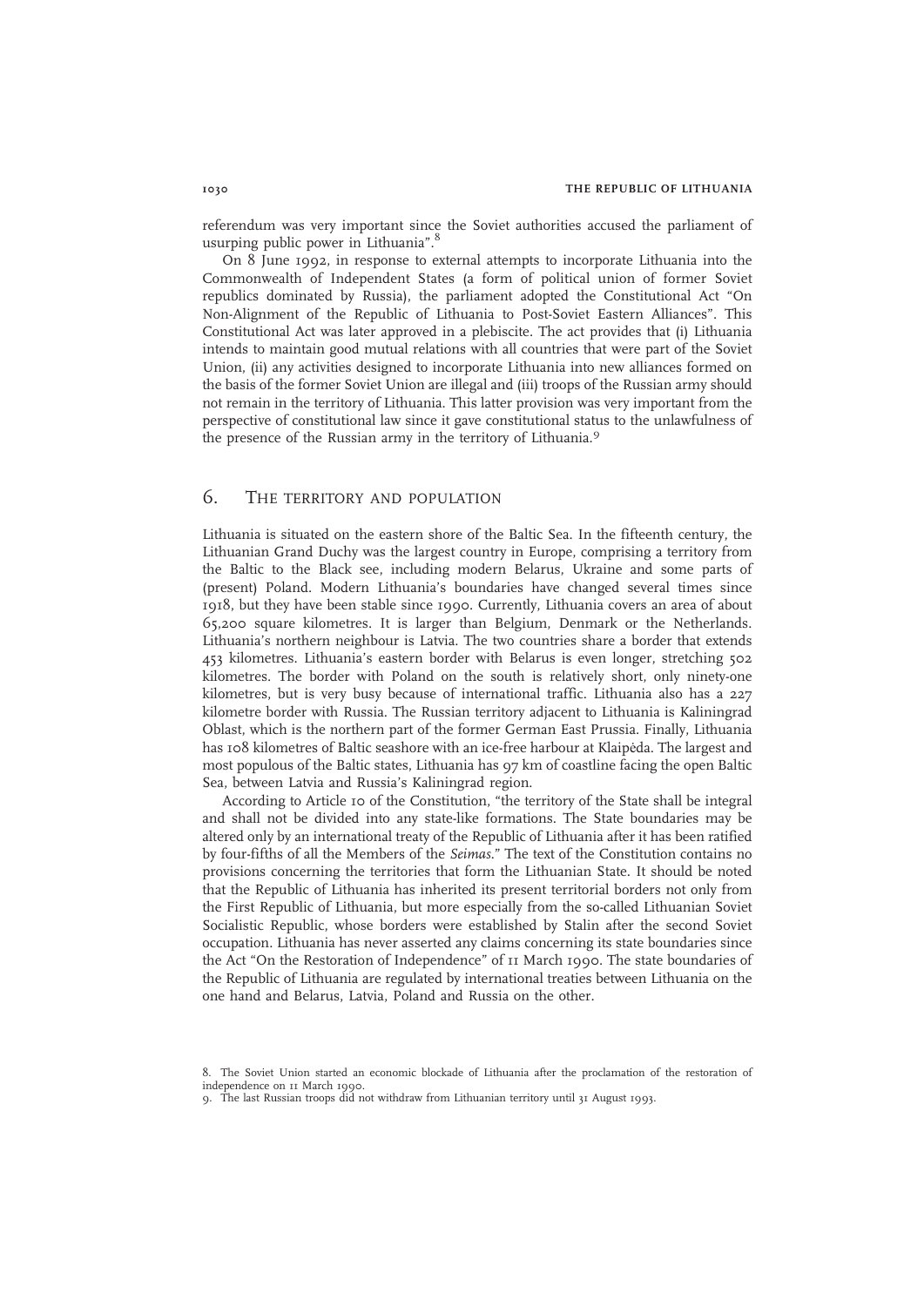referendum was very important since the Soviet authorities accused the parliament of usurping public power in Lithuania".[8]

On 8 June 1992, in response to external attempts to incorporate Lithuania into the Commonwealth of Independent States (a form of political union of former Soviet republics dominated by Russia), the parliament adopted the Constitutional Act "On Non-Alignment of the Republic of Lithuania to Post-Soviet Eastern Alliances". This Constitutional Act was later approved in a plebiscite. The act provides that (i) Lithuania intends to maintain good mutual relations with all countries that were part of the Soviet Union, (ii) any activities designed to incorporate Lithuania into new alliances formed on the basis of the former Soviet Union are illegal and (iii) troops of the Russian army should not remain in the territory of Lithuania. This latter provision was very important from the perspective of constitutional law since it gave constitutional status to the unlawfulness of the presence of the Russian army in the territory of Lithuania.[9]

## 6. The territory and population

Lithuania is situated on the eastern shore of the Baltic Sea. In the fifteenth century, the Lithuanian Grand Duchy was the largest country in Europe, comprising a territory from the Baltic to the Black see, including modern Belarus, Ukraine and some parts of (present) Poland. Modern Lithuania's boundaries have changed several times since 1918, but they have been stable since 1990. Currently, Lithuania covers an area of about 65,200 square kilometres. It is larger than Belgium, Denmark or the Netherlands. Lithuania's northern neighbour is Latvia. The two countries share a border that extends 453 kilometres. Lithuania's eastern border with Belarus is even longer, stretching 502 kilometres. The border with Poland on the south is relatively short, only ninety-one kilometres, but is very busy because of international traffic. Lithuania also has a 227 kilometre border with Russia. The Russian territory adjacent to Lithuania is Kaliningrad Oblast, which is the northern part of the former German East Prussia. Finally, Lithuania has 108 kilometres of Baltic seashore with an ice-free harbour at Klaipėda. The largest and most populous of the Baltic states, Lithuania has 97 km of coastline facing the open Baltic Sea, between Latvia and Russia's Kaliningrad region.

According to Article 10 of the Constitution, "the territory of the State shall be integral and shall not be divided into any state-like formations. The State boundaries may be altered only by an international treaty of the Republic of Lithuania after it has been ratified by four-fifths of all the Members of the *Seimas*." The text of the Constitution contains no provisions concerning the territories that form the Lithuanian State. It should be noted that the Republic of Lithuania has inherited its present territorial borders not only from the First Republic of Lithuania, but more especially from the so-called Lithuanian Soviet Socialistic Republic, whose borders were established by Stalin after the second Soviet occupation. Lithuania has never asserted any claims concerning its state boundaries since the Act "On the Restoration of Independence" of 11 March 1990. The state boundaries of the Republic of Lithuania are regulated by international treaties between Lithuania on the one hand and Belarus, Latvia, Poland and Russia on the other.

8. The Soviet Union started an economic blockade of Lithuania after the proclamation of the restoration of independence on 11 March 1990.

9. The last Russian troops did not withdraw from Lithuanian territory until 31 August 1993.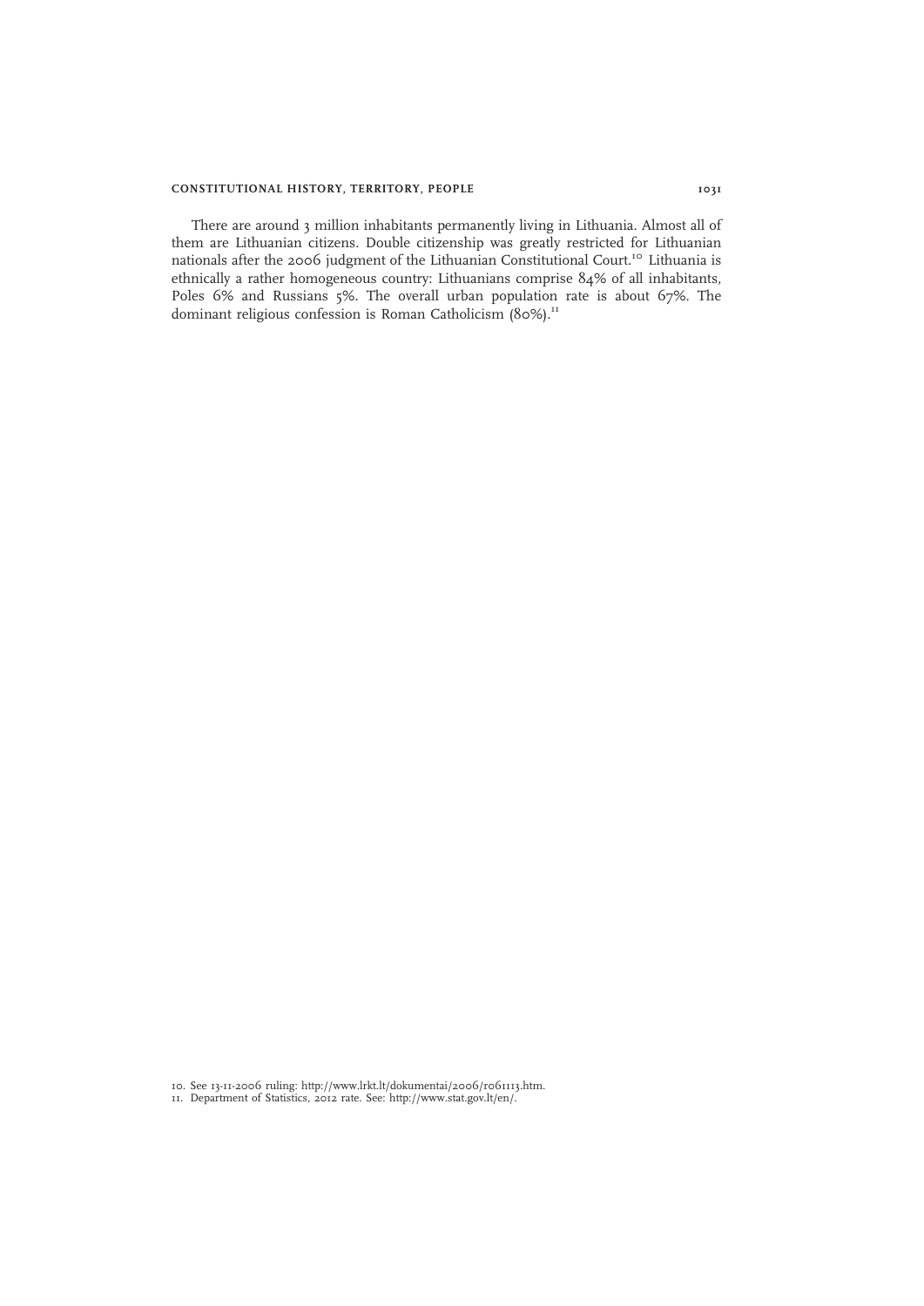There are around 3 million inhabitants permanently living in Lithuania. Almost all of them are Lithuanian citizens. Double citizenship was greatly restricted for Lithuanian nationals after the 2006 judgment of the Lithuanian Constitutional Court.[10] Lithuania is ethnically a rather homogeneous country: Lithuanians comprise 84% of all inhabitants, Poles 6% and Russians 5%. The overall urban population rate is about 67%. The dominant religious confession is Roman Catholicism (80%).[11]

10. See 13-11-2006 ruling: http://www.lrkt.lt/dokumentai/2006/r061113.htm.
11. Department of Statistics, 2012 rate. See: http://www.stat.gov.lt/en/.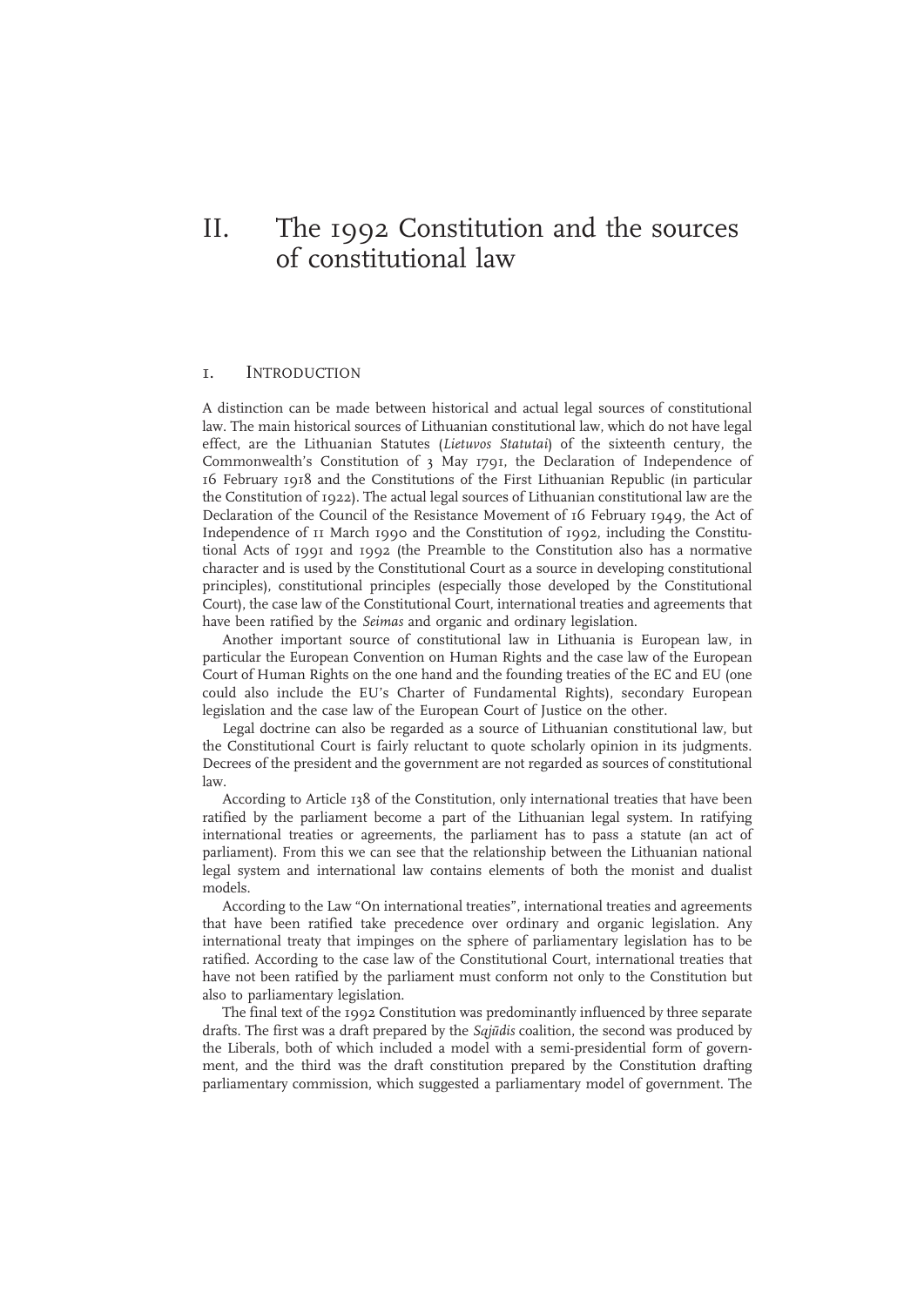# II. The 1992 Constitution and the sources of constitutional law

## 1. Introduction

A distinction can be made between historical and actual legal sources of constitutional law. The main historical sources of Lithuanian constitutional law, which do not have legal effect, are the Lithuanian Statutes (*Lietuvos Statutai*) of the sixteenth century, the Commonwealth's Constitution of 3 May 1791, the Declaration of Independence of 16 February 1918 and the Constitutions of the First Lithuanian Republic (in particular the Constitution of 1922). The actual legal sources of Lithuanian constitutional law are the Declaration of the Council of the Resistance Movement of 16 February 1949, the Act of Independence of 11 March 1990 and the Constitution of 1992, including the Constitutional Acts of 1991 and 1992 (the Preamble to the Constitution also has a normative character and is used by the Constitutional Court as a source in developing constitutional principles), constitutional principles (especially those developed by the Constitutional Court), the case law of the Constitutional Court, international treaties and agreements that have been ratified by the *Seimas* and organic and ordinary legislation.

Another important source of constitutional law in Lithuania is European law, in particular the European Convention on Human Rights and the case law of the European Court of Human Rights on the one hand and the founding treaties of the EC and EU (one could also include the EU's Charter of Fundamental Rights), secondary European legislation and the case law of the European Court of Justice on the other.

Legal doctrine can also be regarded as a source of Lithuanian constitutional law, but the Constitutional Court is fairly reluctant to quote scholarly opinion in its judgments. Decrees of the president and the government are not regarded as sources of constitutional law.

According to Article 138 of the Constitution, only international treaties that have been ratified by the parliament become a part of the Lithuanian legal system. In ratifying international treaties or agreements, the parliament has to pass a statute (an act of parliament). From this we can see that the relationship between the Lithuanian national legal system and international law contains elements of both the monist and dualist models.

According to the Law "On international treaties", international treaties and agreements that have been ratified take precedence over ordinary and organic legislation. Any international treaty that impinges on the sphere of parliamentary legislation has to be ratified. According to the case law of the Constitutional Court, international treaties that have not been ratified by the parliament must conform not only to the Constitution but also to parliamentary legislation.

The final text of the 1992 Constitution was predominantly influenced by three separate drafts. The first was a draft prepared by the *Sąjūdis* coalition, the second was produced by the Liberals, both of which included a model with a semi-presidential form of government, and the third was the draft constitution prepared by the Constitution drafting parliamentary commission, which suggested a parliamentary model of government. The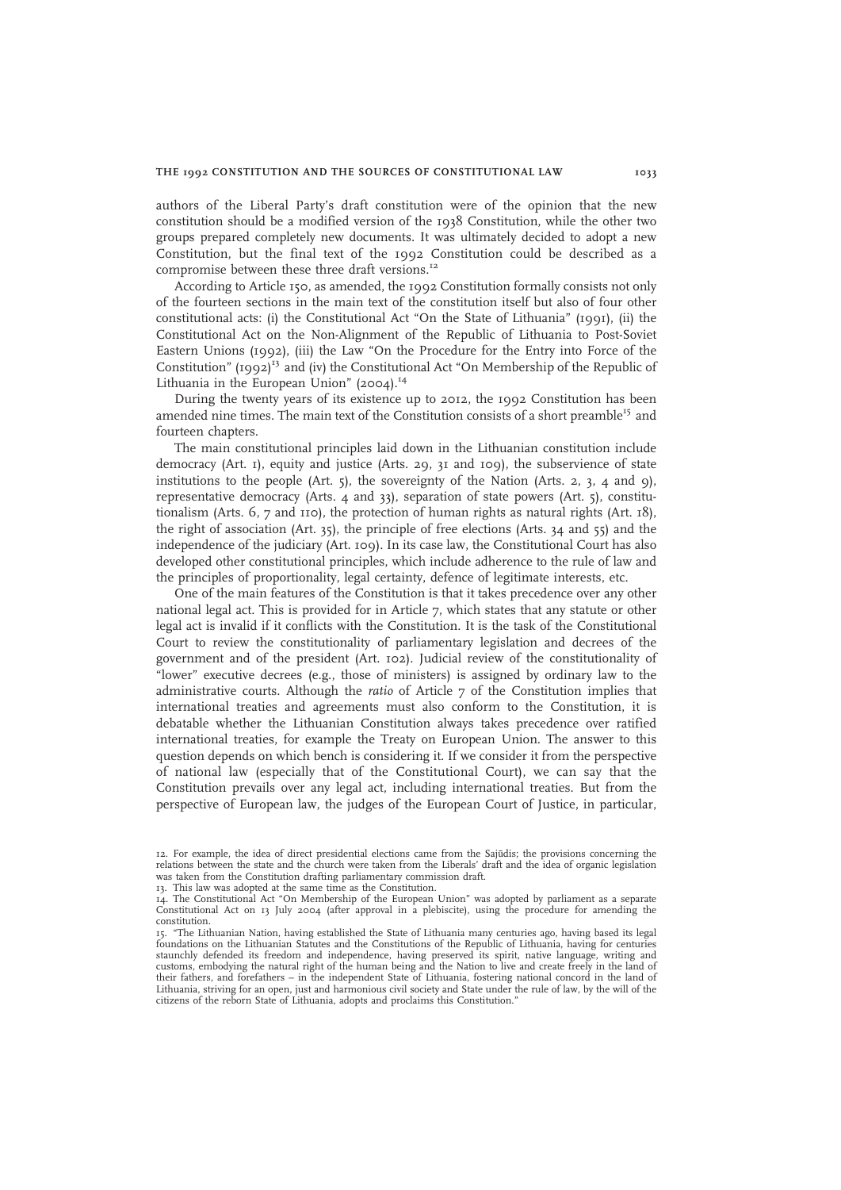authors of the Liberal Party's draft constitution were of the opinion that the new constitution should be a modified version of the 1938 Constitution, while the other two groups prepared completely new documents. It was ultimately decided to adopt a new Constitution, but the final text of the 1992 Constitution could be described as a compromise between these three draft versions.[12]

According to Article 150, as amended, the 1992 Constitution formally consists not only of the fourteen sections in the main text of the constitution itself but also of four other constitutional acts: (i) the Constitutional Act "On the State of Lithuania" (1991), (ii) the Constitutional Act on the Non-Alignment of the Republic of Lithuania to Post-Soviet Eastern Unions (1992), (iii) the Law "On the Procedure for the Entry into Force of the Constitution" (1992)[13] and (iv) the Constitutional Act "On Membership of the Republic of Lithuania in the European Union" (2004).[14]

During the twenty years of its existence up to 2012, the 1992 Constitution has been amended nine times. The main text of the Constitution consists of a short preamble[15] and fourteen chapters.

The main constitutional principles laid down in the Lithuanian constitution include democracy (Art. 1), equity and justice (Arts. 29, 31 and 109), the subservience of state institutions to the people (Art. 5), the sovereignty of the Nation (Arts. 2, 3, 4 and 9), representative democracy (Arts. 4 and 33), separation of state powers (Art. 5), constitutionalism (Arts. 6, 7 and 110), the protection of human rights as natural rights (Art. 18), the right of association (Art. 35), the principle of free elections (Arts. 34 and 55) and the independence of the judiciary (Art. 109). In its case law, the Constitutional Court has also developed other constitutional principles, which include adherence to the rule of law and the principles of proportionality, legal certainty, defence of legitimate interests, etc.

One of the main features of the Constitution is that it takes precedence over any other national legal act. This is provided for in Article 7, which states that any statute or other legal act is invalid if it conflicts with the Constitution. It is the task of the Constitutional Court to review the constitutionality of parliamentary legislation and decrees of the government and of the president (Art. 102). Judicial review of the constitutionality of "lower" executive decrees (e.g., those of ministers) is assigned by ordinary law to the administrative courts. Although the *ratio* of Article 7 of the Constitution implies that international treaties and agreements must also conform to the Constitution, it is debatable whether the Lithuanian Constitution always takes precedence over ratified international treaties, for example the Treaty on European Union. The answer to this question depends on which bench is considering it. If we consider it from the perspective of national law (especially that of the Constitutional Court), we can say that the Constitution prevails over any legal act, including international treaties. But from the perspective of European law, the judges of the European Court of Justice, in particular,

---

12. For example, the idea of direct presidential elections came from the Sajūdis; the provisions concerning the relations between the state and the church were taken from the Liberals' draft and the idea of organic legislation was taken from the Constitution drafting parliamentary commission draft.

13. This law was adopted at the same time as the Constitution.

14. The Constitutional Act "On Membership of the European Union" was adopted by parliament as a separate Constitutional Act on 13 July 2004 (after approval in a plebiscite), using the procedure for amending the constitution.

15. "The Lithuanian Nation, having established the State of Lithuania many centuries ago, having based its legal foundations on the Lithuanian Statutes and the Constitutions of the Republic of Lithuania, having for centuries staunchly defended its freedom and independence, having preserved its spirit, native language, writing and customs, embodying the natural right of the human being and the Nation to live and create freely in the land of their fathers, and forefathers – in the independent State of Lithuania, fostering national concord in the land of Lithuania, striving for an open, just and harmonious civil society and State under the rule of law, by the will of the citizens of the reborn State of Lithuania, adopts and proclaims this Constitution."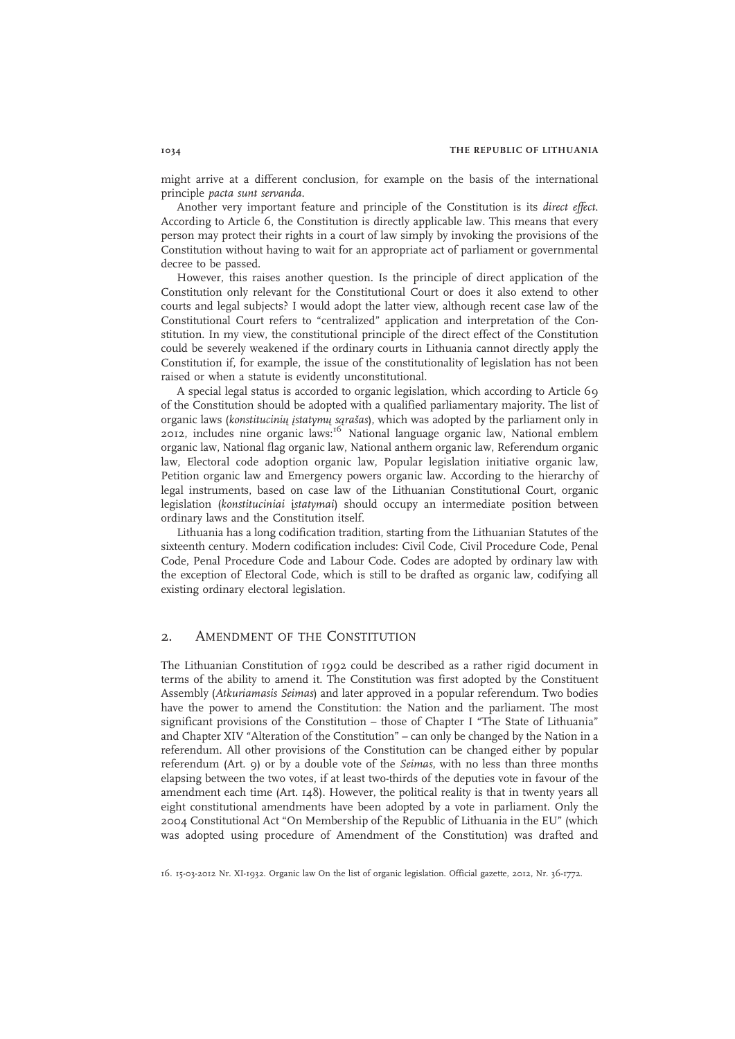might arrive at a different conclusion, for example on the basis of the international principle *pacta sunt servanda*.

Another very important feature and principle of the Constitution is its *direct effect*. According to Article 6, the Constitution is directly applicable law. This means that every person may protect their rights in a court of law simply by invoking the provisions of the Constitution without having to wait for an appropriate act of parliament or governmental decree to be passed.

However, this raises another question. Is the principle of direct application of the Constitution only relevant for the Constitutional Court or does it also extend to other courts and legal subjects? I would adopt the latter view, although recent case law of the Constitutional Court refers to "centralized" application and interpretation of the Constitution. In my view, the constitutional principle of the direct effect of the Constitution could be severely weakened if the ordinary courts in Lithuania cannot directly apply the Constitution if, for example, the issue of the constitutionality of legislation has not been raised or when a statute is evidently unconstitutional.

A special legal status is accorded to organic legislation, which according to Article 69 of the Constitution should be adopted with a qualified parliamentary majority. The list of organic laws (*konstitucinių įstatymų sąrašas*), which was adopted by the parliament only in 2012, includes nine organic laws:[16] National language organic law, National emblem organic law, National flag organic law, National anthem organic law, Referendum organic law, Electoral code adoption organic law, Popular legislation initiative organic law, Petition organic law and Emergency powers organic law. According to the hierarchy of legal instruments, based on case law of the Lithuanian Constitutional Court, organic legislation (*konstituciniai įstatymai*) should occupy an intermediate position between ordinary laws and the Constitution itself.

Lithuania has a long codification tradition, starting from the Lithuanian Statutes of the sixteenth century. Modern codification includes: Civil Code, Civil Procedure Code, Penal Code, Penal Procedure Code and Labour Code. Codes are adopted by ordinary law with the exception of Electoral Code, which is still to be drafted as organic law, codifying all existing ordinary electoral legislation.

## 2. Amendment of the Constitution

The Lithuanian Constitution of 1992 could be described as a rather rigid document in terms of the ability to amend it. The Constitution was first adopted by the Constituent Assembly (*Atkuriamasis Seimas*) and later approved in a popular referendum. Two bodies have the power to amend the Constitution: the Nation and the parliament. The most significant provisions of the Constitution – those of Chapter I "The State of Lithuania" and Chapter XIV "Alteration of the Constitution" – can only be changed by the Nation in a referendum. All other provisions of the Constitution can be changed either by popular referendum (Art. 9) or by a double vote of the *Seimas*, with no less than three months elapsing between the two votes, if at least two-thirds of the deputies vote in favour of the amendment each time (Art. 148). However, the political reality is that in twenty years all eight constitutional amendments have been adopted by a vote in parliament. Only the 2004 Constitutional Act "On Membership of the Republic of Lithuania in the EU" (which was adopted using procedure of Amendment of the Constitution) was drafted and

16. 15-03-2012 Nr. XI-1932. Organic law On the list of organic legislation. Official gazette, 2012, Nr. 36-1772.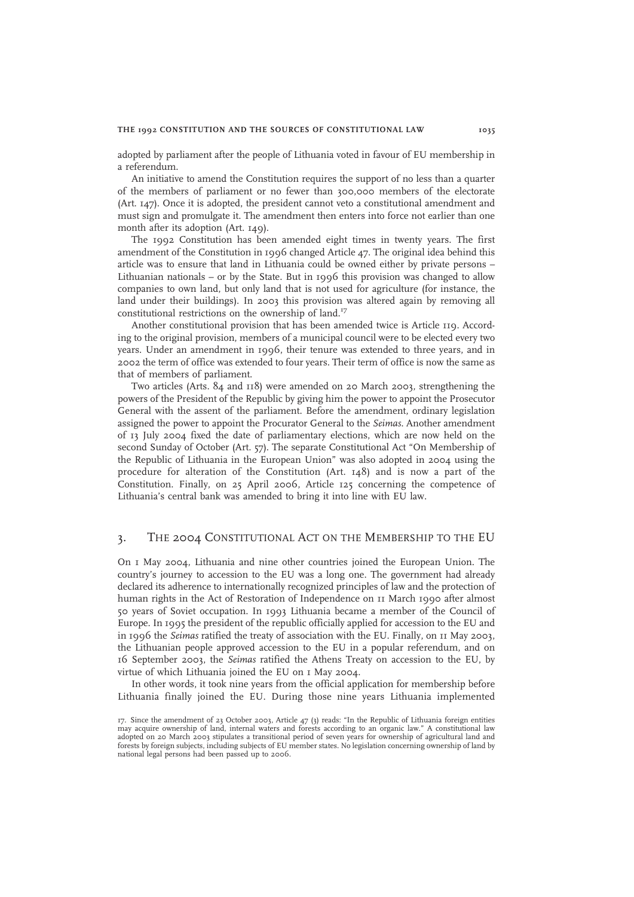adopted by parliament after the people of Lithuania voted in favour of EU membership in a referendum.

An initiative to amend the Constitution requires the support of no less than a quarter of the members of parliament or no fewer than 300,000 members of the electorate (Art. 147). Once it is adopted, the president cannot veto a constitutional amendment and must sign and promulgate it. The amendment then enters into force not earlier than one month after its adoption (Art. 149).

The 1992 Constitution has been amended eight times in twenty years. The first amendment of the Constitution in 1996 changed Article 47. The original idea behind this article was to ensure that land in Lithuania could be owned either by private persons – Lithuanian nationals – or by the State. But in 1996 this provision was changed to allow companies to own land, but only land that is not used for agriculture (for instance, the land under their buildings). In 2003 this provision was altered again by removing all constitutional restrictions on the ownership of land.[17]

Another constitutional provision that has been amended twice is Article 119. According to the original provision, members of a municipal council were to be elected every two years. Under an amendment in 1996, their tenure was extended to three years, and in 2002 the term of office was extended to four years. Their term of office is now the same as that of members of parliament.

Two articles (Arts. 84 and 118) were amended on 20 March 2003, strengthening the powers of the President of the Republic by giving him the power to appoint the Prosecutor General with the assent of the parliament. Before the amendment, ordinary legislation assigned the power to appoint the Procurator General to the *Seimas*. Another amendment of 13 July 2004 fixed the date of parliamentary elections, which are now held on the second Sunday of October (Art. 57). The separate Constitutional Act "On Membership of the Republic of Lithuania in the European Union" was also adopted in 2004 using the procedure for alteration of the Constitution (Art. 148) and is now a part of the Constitution. Finally, on 25 April 2006, Article 125 concerning the competence of Lithuania's central bank was amended to bring it into line with EU law.

## 3. The 2004 Constitutional Act on the Membership to the EU

On 1 May 2004, Lithuania and nine other countries joined the European Union. The country's journey to accession to the EU was a long one. The government had already declared its adherence to internationally recognized principles of law and the protection of human rights in the Act of Restoration of Independence on 11 March 1990 after almost 50 years of Soviet occupation. In 1993 Lithuania became a member of the Council of Europe. In 1995 the president of the republic officially applied for accession to the EU and in 1996 the *Seimas* ratified the treaty of association with the EU. Finally, on 11 May 2003, the Lithuanian people approved accession to the EU in a popular referendum, and on 16 September 2003, the *Seimas* ratified the Athens Treaty on accession to the EU, by virtue of which Lithuania joined the EU on 1 May 2004.

In other words, it took nine years from the official application for membership before Lithuania finally joined the EU. During those nine years Lithuania implemented

17. Since the amendment of 23 October 2003, Article 47 (3) reads: "In the Republic of Lithuania foreign entities may acquire ownership of land, internal waters and forests according to an organic law." A constitutional law adopted on 20 March 2003 stipulates a transitional period of seven years for ownership of agricultural land and forests by foreign subjects, including subjects of EU member states. No legislation concerning ownership of land by national legal persons had been passed up to 2006.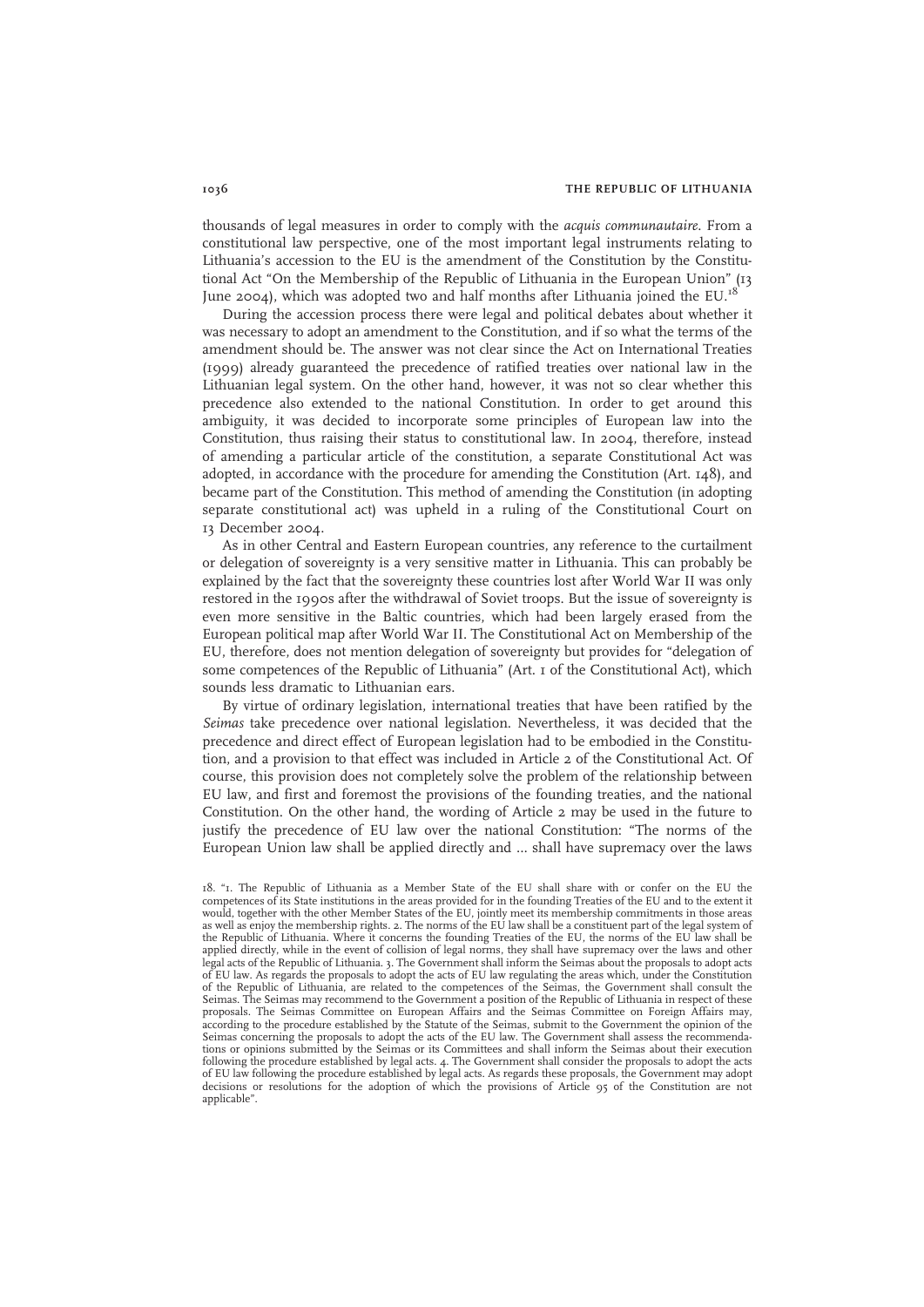thousands of legal measures in order to comply with the *acquis communautaire*. From a constitutional law perspective, one of the most important legal instruments relating to Lithuania's accession to the EU is the amendment of the Constitution by the Constitutional Act "On the Membership of the Republic of Lithuania in the European Union" (13 June 2004), which was adopted two and half months after Lithuania joined the EU.[18]

During the accession process there were legal and political debates about whether it was necessary to adopt an amendment to the Constitution, and if so what the terms of the amendment should be. The answer was not clear since the Act on International Treaties (1999) already guaranteed the precedence of ratified treaties over national law in the Lithuanian legal system. On the other hand, however, it was not so clear whether this precedence also extended to the national Constitution. In order to get around this ambiguity, it was decided to incorporate some principles of European law into the Constitution, thus raising their status to constitutional law. In 2004, therefore, instead of amending a particular article of the constitution, a separate Constitutional Act was adopted, in accordance with the procedure for amending the Constitution (Art. 148), and became part of the Constitution. This method of amending the Constitution (in adopting separate constitutional act) was upheld in a ruling of the Constitutional Court on 13 December 2004.

As in other Central and Eastern European countries, any reference to the curtailment or delegation of sovereignty is a very sensitive matter in Lithuania. This can probably be explained by the fact that the sovereignty these countries lost after World War II was only restored in the 1990s after the withdrawal of Soviet troops. But the issue of sovereignty is even more sensitive in the Baltic countries, which had been largely erased from the European political map after World War II. The Constitutional Act on Membership of the EU, therefore, does not mention delegation of sovereignty but provides for "delegation of some competences of the Republic of Lithuania" (Art. 1 of the Constitutional Act), which sounds less dramatic to Lithuanian ears.

By virtue of ordinary legislation, international treaties that have been ratified by the *Seimas* take precedence over national legislation. Nevertheless, it was decided that the precedence and direct effect of European legislation had to be embodied in the Constitution, and a provision to that effect was included in Article 2 of the Constitutional Act. Of course, this provision does not completely solve the problem of the relationship between EU law, and first and foremost the provisions of the founding treaties, and the national Constitution. On the other hand, the wording of Article 2 may be used in the future to justify the precedence of EU law over the national Constitution: "The norms of the European Union law shall be applied directly and ... shall have supremacy over the laws

18. "1. The Republic of Lithuania as a Member State of the EU shall share with or confer on the EU the competences of its State institutions in the areas provided for in the founding Treaties of the EU and to the extent it would, together with the other Member States of the EU, jointly meet its membership commitments in those areas as well as enjoy the membership rights. 2. The norms of the EU law shall be a constituent part of the legal system of the Republic of Lithuania. Where it concerns the founding Treaties of the EU, the norms of the EU law shall be applied directly, while in the event of collision of legal norms, they shall have supremacy over the laws and other legal acts of the Republic of Lithuania. 3. The Government shall inform the Seimas about the proposals to adopt acts of EU law. As regards the proposals to adopt the acts of EU law regulating the areas which, under the Constitution of the Republic of Lithuania, are related to the competences of the Seimas, the Government shall consult the Seimas. The Seimas may recommend to the Government a position of the Republic of Lithuania in respect of these proposals. The Seimas Committee on European Affairs and the Seimas Committee on Foreign Affairs may, according to the procedure established by the Statute of the Seimas, submit to the Government the opinion of the Seimas concerning the proposals to adopt the acts of the EU law. The Government shall assess the recommendations or opinions submitted by the Seimas or its Committees and shall inform the Seimas about their execution following the procedure established by legal acts. 4. The Government shall consider the proposals to adopt the acts of EU law following the procedure established by legal acts. As regards these proposals, the Government may adopt decisions or resolutions for the adoption of which the provisions of Article 95 of the Constitution are not applicable".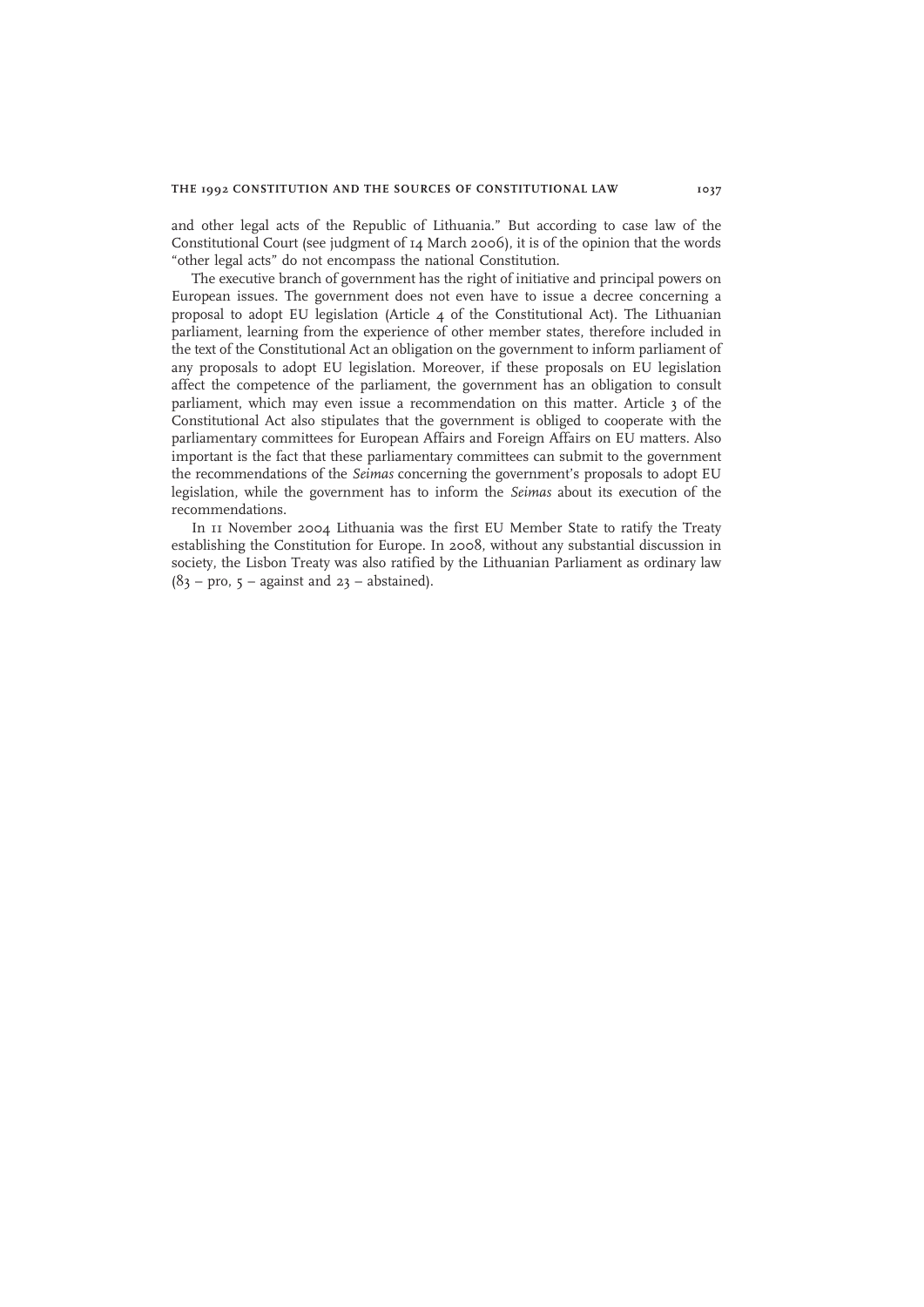and other legal acts of the Republic of Lithuania." But according to case law of the Constitutional Court (see judgment of 14 March 2006), it is of the opinion that the words "other legal acts" do not encompass the national Constitution.

The executive branch of government has the right of initiative and principal powers on European issues. The government does not even have to issue a decree concerning a proposal to adopt EU legislation (Article 4 of the Constitutional Act). The Lithuanian parliament, learning from the experience of other member states, therefore included in the text of the Constitutional Act an obligation on the government to inform parliament of any proposals to adopt EU legislation. Moreover, if these proposals on EU legislation affect the competence of the parliament, the government has an obligation to consult parliament, which may even issue a recommendation on this matter. Article 3 of the Constitutional Act also stipulates that the government is obliged to cooperate with the parliamentary committees for European Affairs and Foreign Affairs on EU matters. Also important is the fact that these parliamentary committees can submit to the government the recommendations of the *Seimas* concerning the government's proposals to adopt EU legislation, while the government has to inform the *Seimas* about its execution of the recommendations.

In 11 November 2004 Lithuania was the first EU Member State to ratify the Treaty establishing the Constitution for Europe. In 2008, without any substantial discussion in society, the Lisbon Treaty was also ratified by the Lithuanian Parliament as ordinary law (83 – pro, 5 – against and 23 – abstained).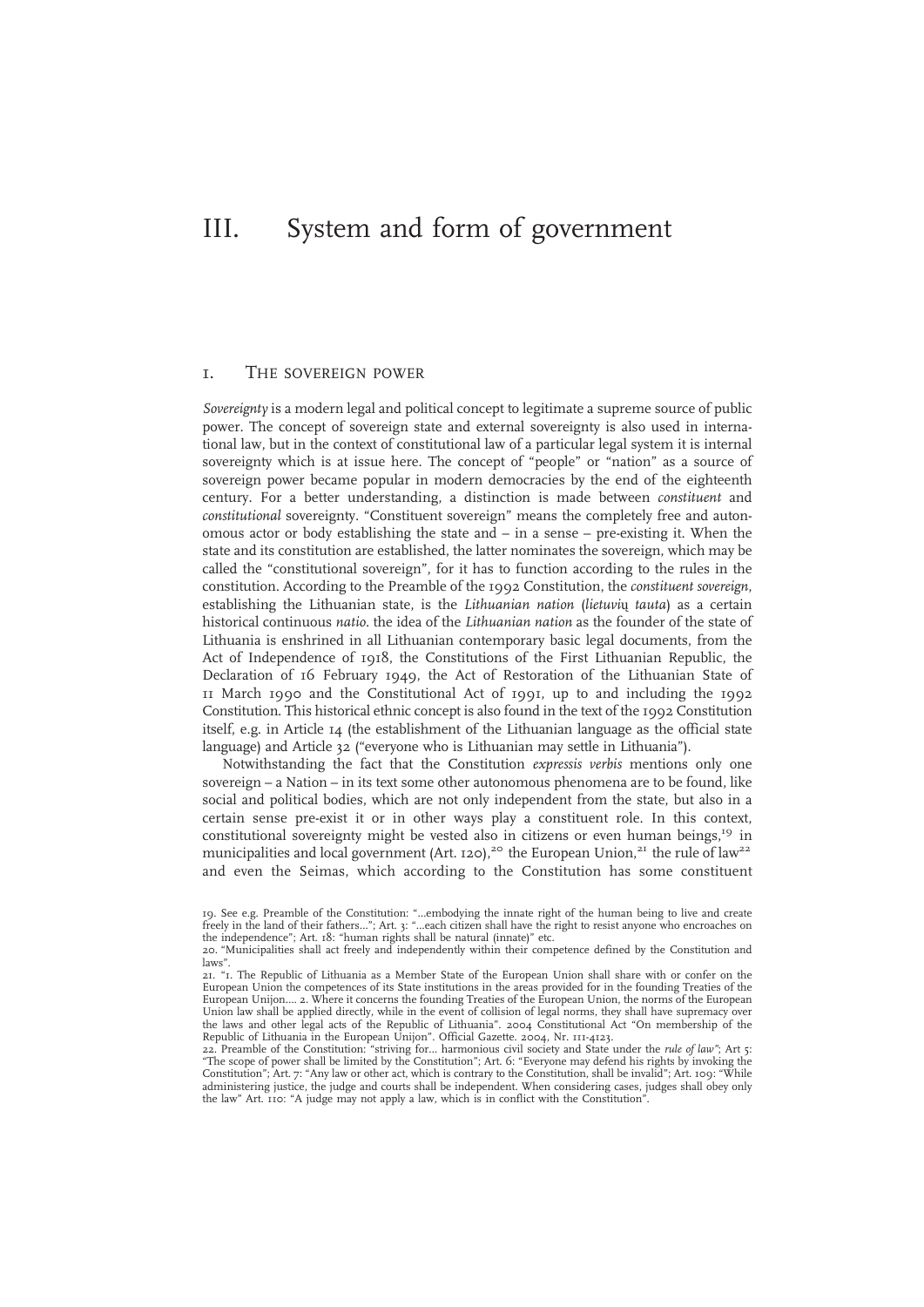# III. System and form of government

## 1. The sovereign power

*Sovereignty* is a modern legal and political concept to legitimate a supreme source of public power. The concept of sovereign state and external sovereignty is also used in international law, but in the context of constitutional law of a particular legal system it is internal sovereignty which is at issue here. The concept of "people" or "nation" as a source of sovereign power became popular in modern democracies by the end of the eighteenth century. For a better understanding, a distinction is made between *constituent* and *constitutional* sovereignty. "Constituent sovereign" means the completely free and autonomous actor or body establishing the state and – in a sense – pre-existing it. When the state and its constitution are established, the latter nominates the sovereign, which may be called the "constitutional sovereign", for it has to function according to the rules in the constitution. According to the Preamble of the 1992 Constitution, the *constituent sovereign*, establishing the Lithuanian state, is the *Lithuanian nation* (*lietuvių tauta*) as a certain historical continuous *natio*. the idea of the *Lithuanian nation* as the founder of the state of Lithuania is enshrined in all Lithuanian contemporary basic legal documents, from the Act of Independence of 1918, the Constitutions of the First Lithuanian Republic, the Declaration of 16 February 1949, the Act of Restoration of the Lithuanian State of 11 March 1990 and the Constitutional Act of 1991, up to and including the 1992 Constitution. This historical ethnic concept is also found in the text of the 1992 Constitution itself, e.g. in Article 14 (the establishment of the Lithuanian language as the official state language) and Article 32 ("everyone who is Lithuanian may settle in Lithuania").

Notwithstanding the fact that the Constitution *expressis verbis* mentions only one sovereign – a Nation – in its text some other autonomous phenomena are to be found, like social and political bodies, which are not only independent from the state, but also in a certain sense pre-exist it or in other ways play a constituent role. In this context, constitutional sovereignty might be vested also in citizens or even human beings,[19] in municipalities and local government (Art. 120),[20] the European Union,[21] the rule of law[22] and even the Seimas, which according to the Constitution has some constituent

19. See e.g. Preamble of the Constitution: "...embodying the innate right of the human being to live and create freely in the land of their fathers..."; Art. 3: "...each citizen shall have the right to resist anyone who encroaches on the independence"; Art. 18: "human rights shall be natural (innate)" etc.

20. "Municipalities shall act freely and independently within their competence defined by the Constitution and laws".

21. "1. The Republic of Lithuania as a Member State of the European Union shall share with or confer on the European Union the competences of its State institutions in the areas provided for in the founding Treaties of the European Unijon.... 2. Where it concerns the founding Treaties of the European Union, the norms of the European Union law shall be applied directly, while in the event of collision of legal norms, they shall have supremacy over the laws and other legal acts of the Republic of Lithuania". 2004 Constitutional Act "On membership of the Republic of Lithuania in the European Unijon". Official Gazette. 2004, Nr. 111-4123.

22. Preamble of the Constitution: "striving for... harmonious civil society and State under the *rule of law*"; Art 5: "The scope of power shall be limited by the Constitution"; Art. 6: "Everyone may defend his rights by invoking the Constitution"; Art. 7: "Any law or other act, which is contrary to the Constitution, shall be invalid"; Art. 109: "While administering justice, the judge and courts shall be independent. When considering cases, judges shall obey only the law" Art. 110: "A judge may not apply a law, which is in conflict with the Constitution".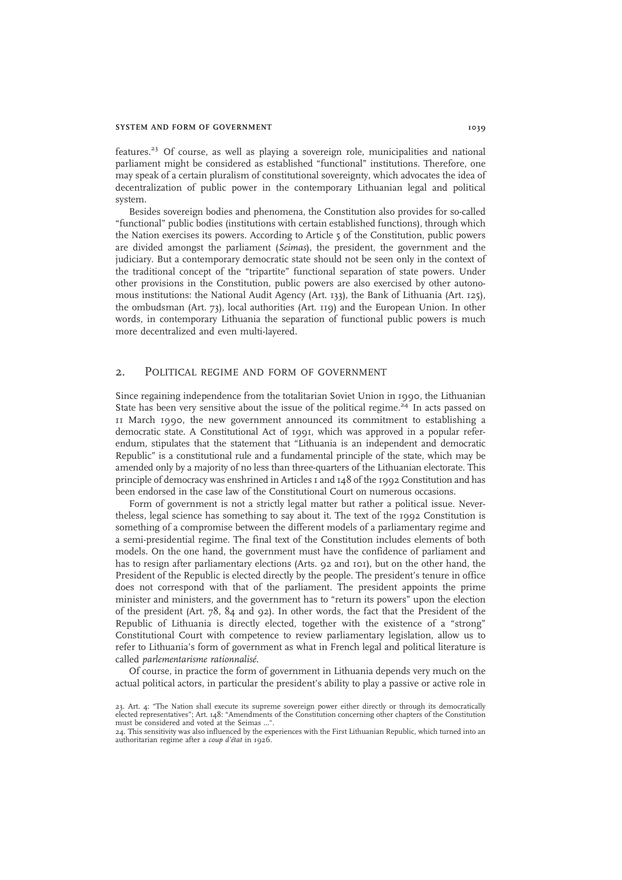features.[23] Of course, as well as playing a sovereign role, municipalities and national parliament might be considered as established "functional" institutions. Therefore, one may speak of a certain pluralism of constitutional sovereignty, which advocates the idea of decentralization of public power in the contemporary Lithuanian legal and political system.

Besides sovereign bodies and phenomena, the Constitution also provides for so-called "functional" public bodies (institutions with certain established functions), through which the Nation exercises its powers. According to Article 5 of the Constitution, public powers are divided amongst the parliament (*Seimas*), the president, the government and the judiciary. But a contemporary democratic state should not be seen only in the context of the traditional concept of the "tripartite" functional separation of state powers. Under other provisions in the Constitution, public powers are also exercised by other autonomous institutions: the National Audit Agency (Art. 133), the Bank of Lithuania (Art. 125), the ombudsman (Art. 73), local authorities (Art. 119) and the European Union. In other words, in contemporary Lithuania the separation of functional public powers is much more decentralized and even multi-layered.

## 2. Political regime and form of government

Since regaining independence from the totalitarian Soviet Union in 1990, the Lithuanian State has been very sensitive about the issue of the political regime.[24] In acts passed on 11 March 1990, the new government announced its commitment to establishing a democratic state. A Constitutional Act of 1991, which was approved in a popular referendum, stipulates that the statement that "Lithuania is an independent and democratic Republic" is a constitutional rule and a fundamental principle of the state, which may be amended only by a majority of no less than three-quarters of the Lithuanian electorate. This principle of democracy was enshrined in Articles 1 and 148 of the 1992 Constitution and has been endorsed in the case law of the Constitutional Court on numerous occasions.

Form of government is not a strictly legal matter but rather a political issue. Nevertheless, legal science has something to say about it. The text of the 1992 Constitution is something of a compromise between the different models of a parliamentary regime and a semi-presidential regime. The final text of the Constitution includes elements of both models. On the one hand, the government must have the confidence of parliament and has to resign after parliamentary elections (Arts. 92 and 101), but on the other hand, the President of the Republic is elected directly by the people. The president's tenure in office does not correspond with that of the parliament. The president appoints the prime minister and ministers, and the government has to "return its powers" upon the election of the president (Art. 78, 84 and 92). In other words, the fact that the President of the Republic of Lithuania is directly elected, together with the existence of a "strong" Constitutional Court with competence to review parliamentary legislation, allow us to refer to Lithuania's form of government as what in French legal and political literature is called *parlementarisme rationnalisé*.

Of course, in practice the form of government in Lithuania depends very much on the actual political actors, in particular the president's ability to play a passive or active role in

---

23. Art. 4: "The Nation shall execute its supreme sovereign power either directly or through its democratically elected representatives"; Art. 148: "Amendments of the Constitution concerning other chapters of the Constitution must be considered and voted at the Seimas ...".

24. This sensitivity was also influenced by the experiences with the First Lithuanian Republic, which turned into an authoritarian regime after a *coup d'état* in 1926.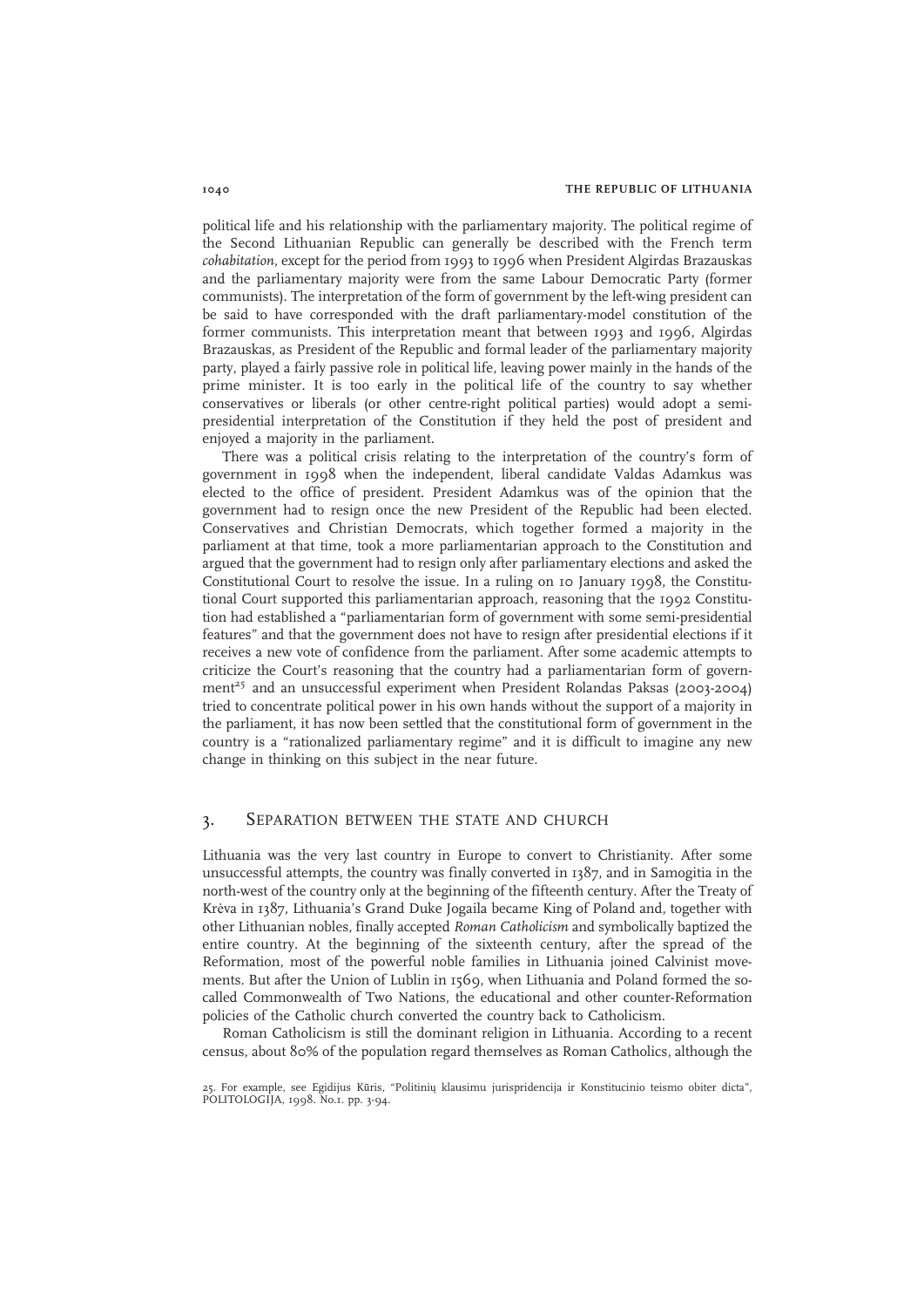political life and his relationship with the parliamentary majority. The political regime of the Second Lithuanian Republic can generally be described with the French term *cohabitation*, except for the period from 1993 to 1996 when President Algirdas Brazauskas and the parliamentary majority were from the same Labour Democratic Party (former communists). The interpretation of the form of government by the left-wing president can be said to have corresponded with the draft parliamentary-model constitution of the former communists. This interpretation meant that between 1993 and 1996, Algirdas Brazauskas, as President of the Republic and formal leader of the parliamentary majority party, played a fairly passive role in political life, leaving power mainly in the hands of the prime minister. It is too early in the political life of the country to say whether conservatives or liberals (or other centre-right political parties) would adopt a semi-presidential interpretation of the Constitution if they held the post of president and enjoyed a majority in the parliament.

There was a political crisis relating to the interpretation of the country's form of government in 1998 when the independent, liberal candidate Valdas Adamkus was elected to the office of president. President Adamkus was of the opinion that the government had to resign once the new President of the Republic had been elected. Conservatives and Christian Democrats, which together formed a majority in the parliament at that time, took a more parliamentarian approach to the Constitution and argued that the government had to resign only after parliamentary elections and asked the Constitutional Court to resolve the issue. In a ruling on 10 January 1998, the Constitutional Court supported this parliamentarian approach, reasoning that the 1992 Constitution had established a "parliamentarian form of government with some semi-presidential features" and that the government does not have to resign after presidential elections if it receives a new vote of confidence from the parliament. After some academic attempts to criticize the Court's reasoning that the country had a parliamentarian form of government[25] and an unsuccessful experiment when President Rolandas Paksas (2003-2004) tried to concentrate political power in his own hands without the support of a majority in the parliament, it has now been settled that the constitutional form of government in the country is a "rationalized parliamentary regime" and it is difficult to imagine any new change in thinking on this subject in the near future.

## 3. Separation between the State and Church

Lithuania was the very last country in Europe to convert to Christianity. After some unsuccessful attempts, the country was finally converted in 1387, and in Samogitia in the north-west of the country only at the beginning of the fifteenth century. After the Treaty of Krėva in 1387, Lithuania's Grand Duke Jogaila became King of Poland and, together with other Lithuanian nobles, finally accepted *Roman Catholicism* and symbolically baptized the entire country. At the beginning of the sixteenth century, after the spread of the Reformation, most of the powerful noble families in Lithuania joined Calvinist movements. But after the Union of Lublin in 1569, when Lithuania and Poland formed the so-called Commonwealth of Two Nations, the educational and other counter-Reformation policies of the Catholic church converted the country back to Catholicism.

Roman Catholicism is still the dominant religion in Lithuania. According to a recent census, about 80% of the population regard themselves as Roman Catholics, although the

25. For example, see Egidijus Kūris, "Politinių klausimu jurispridencija ir Konstitucinio teismo obiter dicta", POLITOLOGIJA, 1998. No.1. pp. 3-94.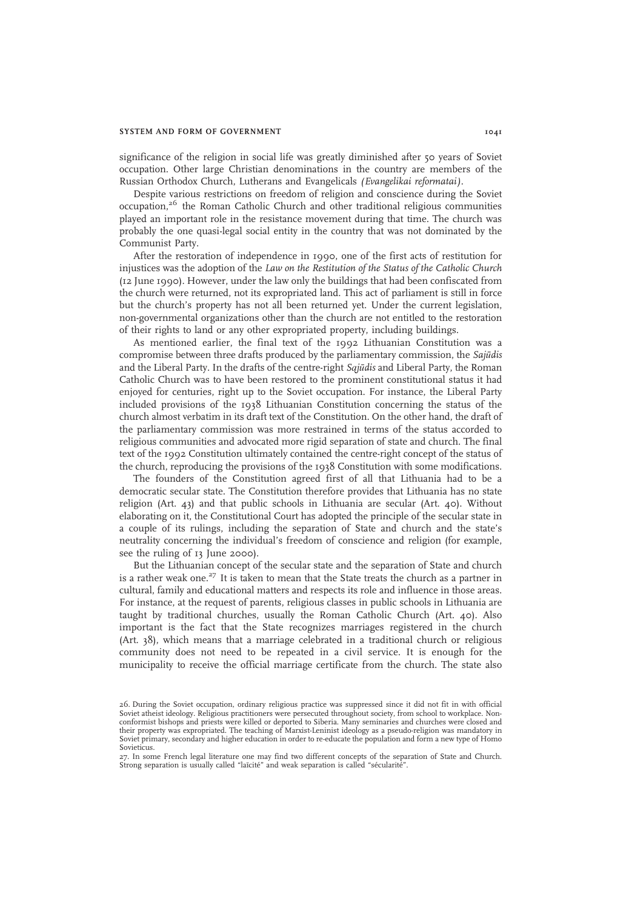significance of the religion in social life was greatly diminished after 50 years of Soviet occupation. Other large Christian denominations in the country are members of the Russian Orthodox Church, Lutherans and Evangelicals *(Evangelikai reformatai)*.

Despite various restrictions on freedom of religion and conscience during the Soviet occupation,[26] the Roman Catholic Church and other traditional religious communities played an important role in the resistance movement during that time. The church was probably the one quasi-legal social entity in the country that was not dominated by the Communist Party.

After the restoration of independence in 1990, one of the first acts of restitution for injustices was the adoption of the *Law on the Restitution of the Status of the Catholic Church* (12 June 1990). However, under the law only the buildings that had been confiscated from the church were returned, not its expropriated land. This act of parliament is still in force but the church's property has not all been returned yet. Under the current legislation, non-governmental organizations other than the church are not entitled to the restoration of their rights to land or any other expropriated property, including buildings.

As mentioned earlier, the final text of the 1992 Lithuanian Constitution was a compromise between three drafts produced by the parliamentary commission, the *Sajūdis* and the Liberal Party. In the drafts of the centre-right *Sajūdis* and Liberal Party, the Roman Catholic Church was to have been restored to the prominent constitutional status it had enjoyed for centuries, right up to the Soviet occupation. For instance, the Liberal Party included provisions of the 1938 Lithuanian Constitution concerning the status of the church almost verbatim in its draft text of the Constitution. On the other hand, the draft of the parliamentary commission was more restrained in terms of the status accorded to religious communities and advocated more rigid separation of state and church. The final text of the 1992 Constitution ultimately contained the centre-right concept of the status of the church, reproducing the provisions of the 1938 Constitution with some modifications.

The founders of the Constitution agreed first of all that Lithuania had to be a democratic secular state. The Constitution therefore provides that Lithuania has no state religion (Art. 43) and that public schools in Lithuania are secular (Art. 40). Without elaborating on it, the Constitutional Court has adopted the principle of the secular state in a couple of its rulings, including the separation of State and church and the state's neutrality concerning the individual's freedom of conscience and religion (for example, see the ruling of 13 June 2000).

But the Lithuanian concept of the secular state and the separation of State and church is a rather weak one.[27] It is taken to mean that the State treats the church as a partner in cultural, family and educational matters and respects its role and influence in those areas. For instance, at the request of parents, religious classes in public schools in Lithuania are taught by traditional churches, usually the Roman Catholic Church (Art. 40). Also important is the fact that the State recognizes marriages registered in the church (Art. 38), which means that a marriage celebrated in a traditional church or religious community does not need to be repeated in a civil service. It is enough for the municipality to receive the official marriage certificate from the church. The state also

---

26. During the Soviet occupation, ordinary religious practice was suppressed since it did not fit in with official Soviet atheist ideology. Religious practitioners were persecuted throughout society, from school to workplace. Non-conformist bishops and priests were killed or deported to Siberia. Many seminaries and churches were closed and their property was expropriated. The teaching of Marxist-Leninist ideology as a pseudo-religion was mandatory in Soviet primary, secondary and higher education in order to re-educate the population and form a new type of Homo Sovieticus.

27. In some French legal literature one may find two different concepts of the separation of State and Church. Strong separation is usually called "laïcité" and weak separation is called "sécularité".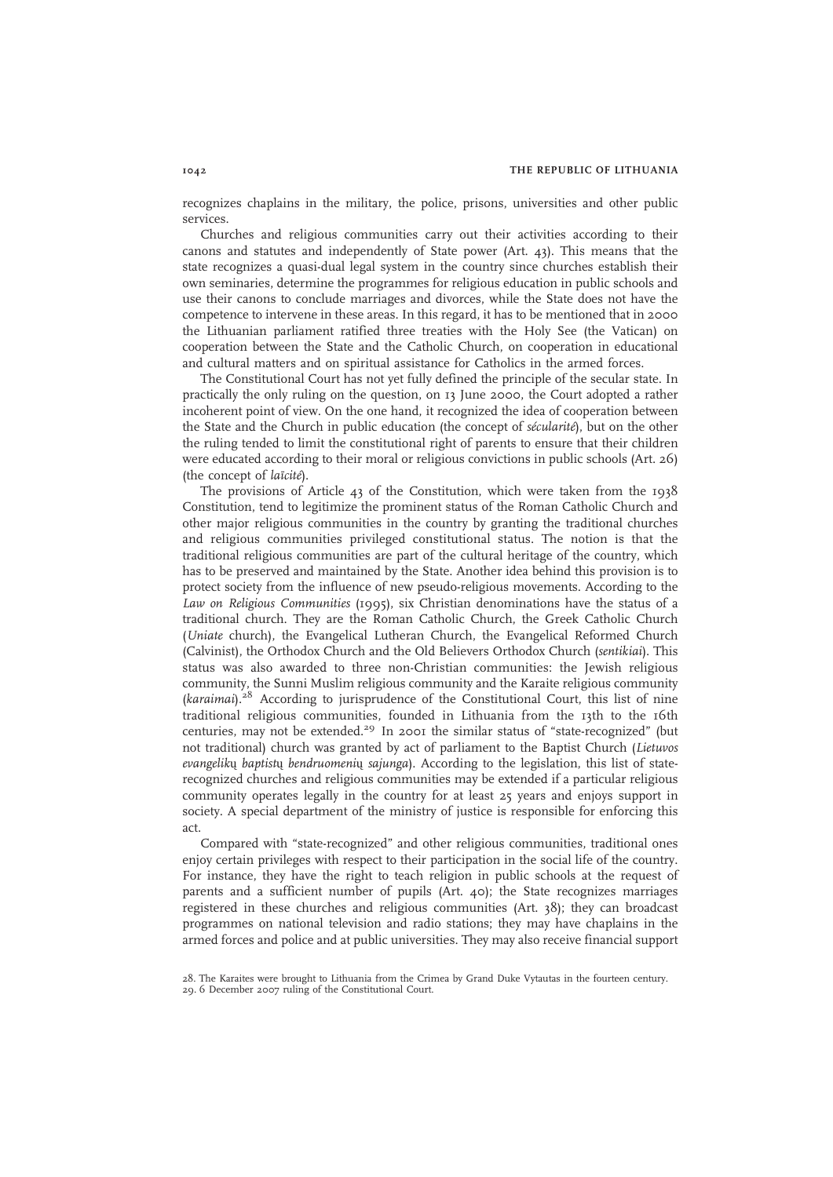recognizes chaplains in the military, the police, prisons, universities and other public services.

Churches and religious communities carry out their activities according to their canons and statutes and independently of State power (Art. 43). This means that the state recognizes a quasi-dual legal system in the country since churches establish their own seminaries, determine the programmes for religious education in public schools and use their canons to conclude marriages and divorces, while the State does not have the competence to intervene in these areas. In this regard, it has to be mentioned that in 2000 the Lithuanian parliament ratified three treaties with the Holy See (the Vatican) on cooperation between the State and the Catholic Church, on cooperation in educational and cultural matters and on spiritual assistance for Catholics in the armed forces.

The Constitutional Court has not yet fully defined the principle of the secular state. In practically the only ruling on the question, on 13 June 2000, the Court adopted a rather incoherent point of view. On the one hand, it recognized the idea of cooperation between the State and the Church in public education (the concept of *sécularité*), but on the other the ruling tended to limit the constitutional right of parents to ensure that their children were educated according to their moral or religious convictions in public schools (Art. 26) (the concept of *laïcité*).

The provisions of Article 43 of the Constitution, which were taken from the 1938 Constitution, tend to legitimize the prominent status of the Roman Catholic Church and other major religious communities in the country by granting the traditional churches and religious communities privileged constitutional status. The notion is that the traditional religious communities are part of the cultural heritage of the country, which has to be preserved and maintained by the State. Another idea behind this provision is to protect society from the influence of new pseudo-religious movements. According to the *Law on Religious Communities* (1995), six Christian denominations have the status of a traditional church. They are the Roman Catholic Church, the Greek Catholic Church (*Uniate* church), the Evangelical Lutheran Church, the Evangelical Reformed Church (Calvinist), the Orthodox Church and the Old Believers Orthodox Church (*sentikiai*). This status was also awarded to three non-Christian communities: the Jewish religious community, the Sunni Muslim religious community and the Karaite religious community (*karaimai*).[28] According to jurisprudence of the Constitutional Court, this list of nine traditional religious communities, founded in Lithuania from the 13th to the 16th centuries, may not be extended.[29] In 2001 the similar status of "state-recognized" (but not traditional) church was granted by act of parliament to the Baptist Church (*Lietuvos evangelikų baptistų bendruomenių sajunga*). According to the legislation, this list of state-recognized churches and religious communities may be extended if a particular religious community operates legally in the country for at least 25 years and enjoys support in society. A special department of the ministry of justice is responsible for enforcing this act.

Compared with "state-recognized" and other religious communities, traditional ones enjoy certain privileges with respect to their participation in the social life of the country. For instance, they have the right to teach religion in public schools at the request of parents and a sufficient number of pupils (Art. 40); the State recognizes marriages registered in these churches and religious communities (Art. 38); they can broadcast programmes on national television and radio stations; they may have chaplains in the armed forces and police and at public universities. They may also receive financial support

28. The Karaites were brought to Lithuania from the Crimea by Grand Duke Vytautas in the fourteen century.
29. 6 December 2007 ruling of the Constitutional Court.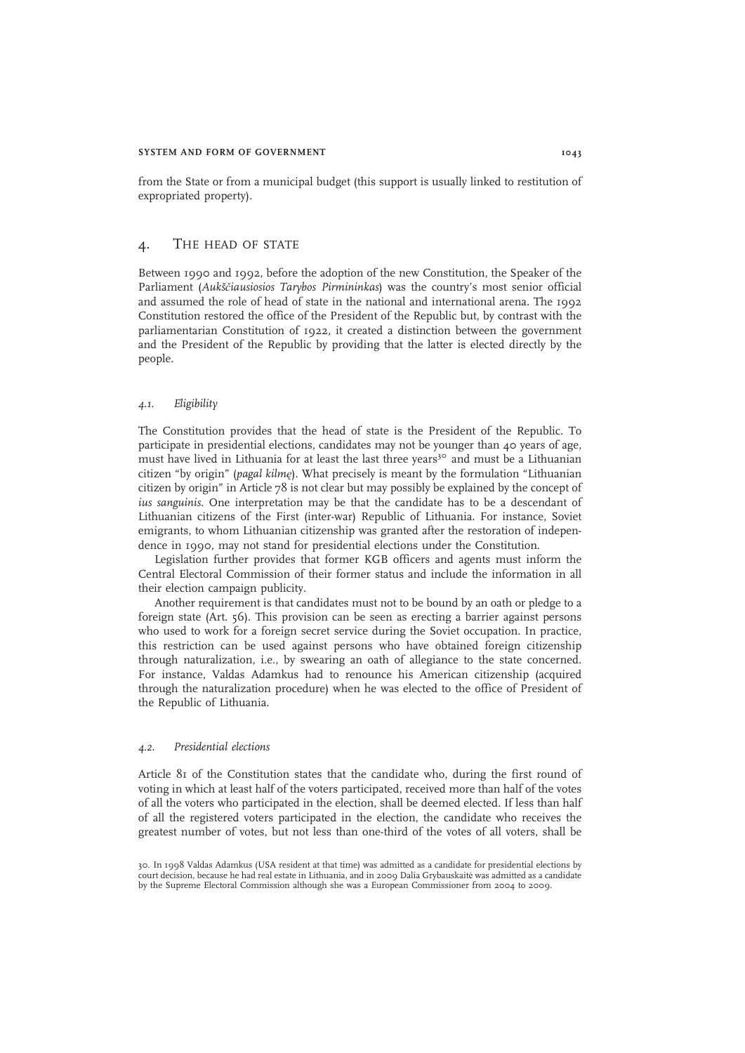from the State or from a municipal budget (this support is usually linked to restitution of expropriated property).

## 4. The head of state

Between 1990 and 1992, before the adoption of the new Constitution, the Speaker of the Parliament (*Aukščiausiosios Tarybos Pirmininkas*) was the country's most senior official and assumed the role of head of state in the national and international arena. The 1992 Constitution restored the office of the President of the Republic but, by contrast with the parliamentarian Constitution of 1922, it created a distinction between the government and the President of the Republic by providing that the latter is elected directly by the people.

### *4.1. Eligibility*

The Constitution provides that the head of state is the President of the Republic. To participate in presidential elections, candidates may not be younger than 40 years of age, must have lived in Lithuania for at least the last three years[30] and must be a Lithuanian citizen "by origin" (*pagal kilmę*). What precisely is meant by the formulation "Lithuanian citizen by origin" in Article 78 is not clear but may possibly be explained by the concept of *ius sanguinis*. One interpretation may be that the candidate has to be a descendant of Lithuanian citizens of the First (inter-war) Republic of Lithuania. For instance, Soviet emigrants, to whom Lithuanian citizenship was granted after the restoration of independence in 1990, may not stand for presidential elections under the Constitution.

Legislation further provides that former KGB officers and agents must inform the Central Electoral Commission of their former status and include the information in all their election campaign publicity.

Another requirement is that candidates must not to be bound by an oath or pledge to a foreign state (Art. 56). This provision can be seen as erecting a barrier against persons who used to work for a foreign secret service during the Soviet occupation. In practice, this restriction can be used against persons who have obtained foreign citizenship through naturalization, i.e., by swearing an oath of allegiance to the state concerned. For instance, Valdas Adamkus had to renounce his American citizenship (acquired through the naturalization procedure) when he was elected to the office of President of the Republic of Lithuania.

### *4.2. Presidential elections*

Article 81 of the Constitution states that the candidate who, during the first round of voting in which at least half of the voters participated, received more than half of the votes of all the voters who participated in the election, shall be deemed elected. If less than half of all the registered voters participated in the election, the candidate who receives the greatest number of votes, but not less than one-third of the votes of all voters, shall be

30. In 1998 Valdas Adamkus (USA resident at that time) was admitted as a candidate for presidential elections by court decision, because he had real estate in Lithuania, and in 2009 Dalia Grybauskaitė was admitted as a candidate by the Supreme Electoral Commission although she was a European Commissioner from 2004 to 2009.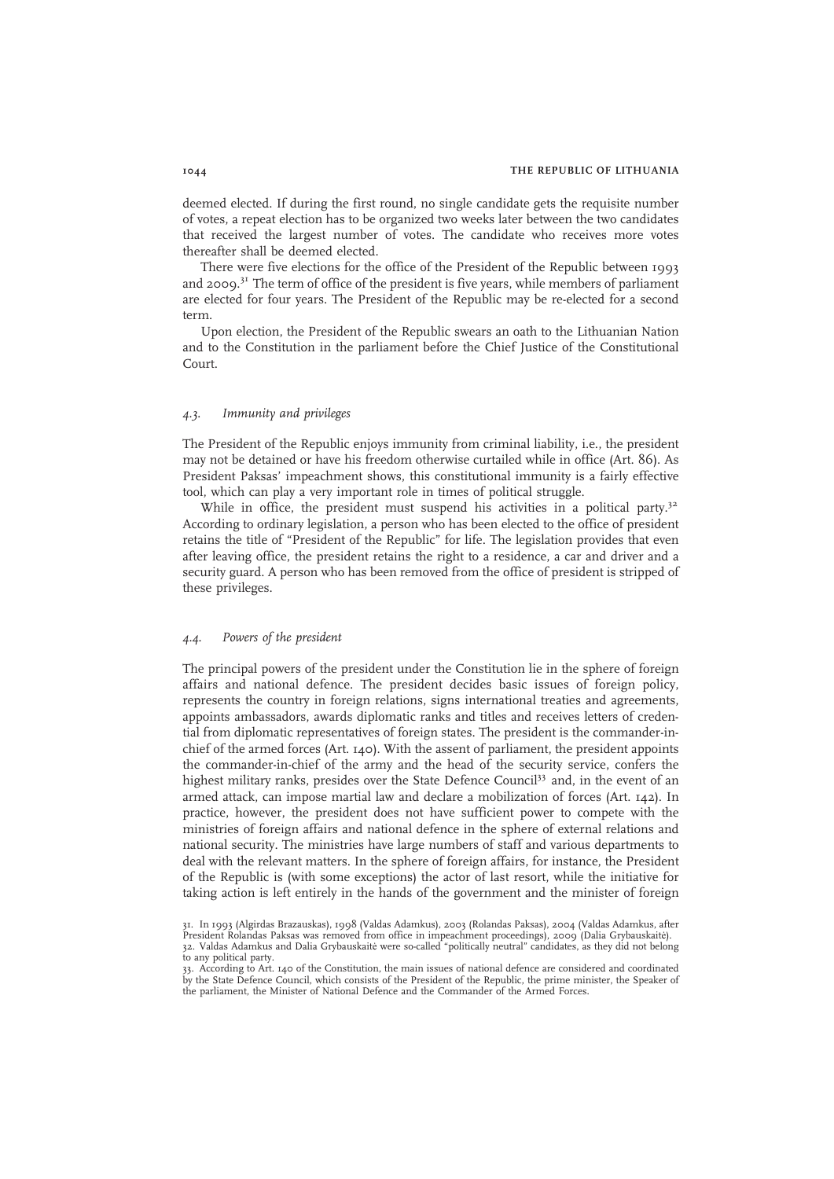deemed elected. If during the first round, no single candidate gets the requisite number of votes, a repeat election has to be organized two weeks later between the two candidates that received the largest number of votes. The candidate who receives more votes thereafter shall be deemed elected.

There were five elections for the office of the President of the Republic between 1993 and 2009.[31] The term of office of the president is five years, while members of parliament are elected for four years. The President of the Republic may be re-elected for a second term.

Upon election, the President of the Republic swears an oath to the Lithuanian Nation and to the Constitution in the parliament before the Chief Justice of the Constitutional Court.

### *4.3. Immunity and privileges*

The President of the Republic enjoys immunity from criminal liability, i.e., the president may not be detained or have his freedom otherwise curtailed while in office (Art. 86). As President Paksas' impeachment shows, this constitutional immunity is a fairly effective tool, which can play a very important role in times of political struggle.

While in office, the president must suspend his activities in a political party.[32] According to ordinary legislation, a person who has been elected to the office of president retains the title of "President of the Republic" for life. The legislation provides that even after leaving office, the president retains the right to a residence, a car and driver and a security guard. A person who has been removed from the office of president is stripped of these privileges.

### *4.4. Powers of the president*

The principal powers of the president under the Constitution lie in the sphere of foreign affairs and national defence. The president decides basic issues of foreign policy, represents the country in foreign relations, signs international treaties and agreements, appoints ambassadors, awards diplomatic ranks and titles and receives letters of credential from diplomatic representatives of foreign states. The president is the commander-in-chief of the armed forces (Art. 140). With the assent of parliament, the president appoints the commander-in-chief of the army and the head of the security service, confers the highest military ranks, presides over the State Defence Council[33] and, in the event of an armed attack, can impose martial law and declare a mobilization of forces (Art. 142). In practice, however, the president does not have sufficient power to compete with the ministries of foreign affairs and national defence in the sphere of external relations and national security. The ministries have large numbers of staff and various departments to deal with the relevant matters. In the sphere of foreign affairs, for instance, the President of the Republic is (with some exceptions) the actor of last resort, while the initiative for taking action is left entirely in the hands of the government and the minister of foreign

31. In 1993 (Algirdas Brazauskas), 1998 (Valdas Adamkus), 2003 (Rolandas Paksas), 2004 (Valdas Adamkus, after President Rolandas Paksas was removed from office in impeachment proceedings), 2009 (Dalia Grybauskaitė).

32. Valdas Adamkus and Dalia Grybauskaitė were so-called "politically neutral" candidates, as they did not belong to any political party.

33. According to Art. 140 of the Constitution, the main issues of national defence are considered and coordinated by the State Defence Council, which consists of the President of the Republic, the prime minister, the Speaker of the parliament, the Minister of National Defence and the Commander of the Armed Forces.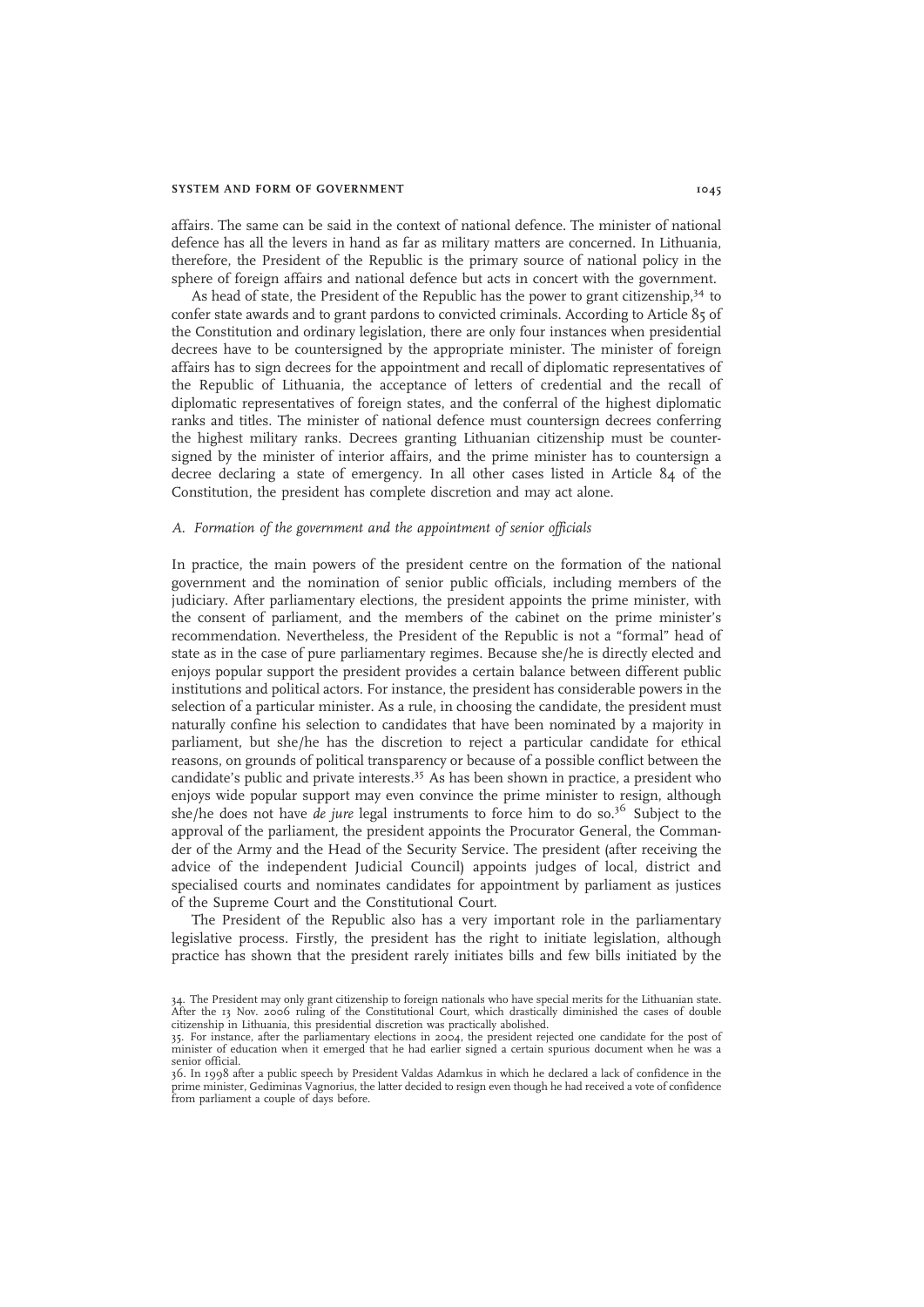affairs. The same can be said in the context of national defence. The minister of national defence has all the levers in hand as far as military matters are concerned. In Lithuania, therefore, the President of the Republic is the primary source of national policy in the sphere of foreign affairs and national defence but acts in concert with the government.

As head of state, the President of the Republic has the power to grant citizenship,[34] to confer state awards and to grant pardons to convicted criminals. According to Article 85 of the Constitution and ordinary legislation, there are only four instances when presidential decrees have to be countersigned by the appropriate minister. The minister of foreign affairs has to sign decrees for the appointment and recall of diplomatic representatives of the Republic of Lithuania, the acceptance of letters of credential and the recall of diplomatic representatives of foreign states, and the conferral of the highest diplomatic ranks and titles. The minister of national defence must countersign decrees conferring the highest military ranks. Decrees granting Lithuanian citizenship must be countersigned by the minister of interior affairs, and the prime minister has to countersign a decree declaring a state of emergency. In all other cases listed in Article 84 of the Constitution, the president has complete discretion and may act alone.

### *A. Formation of the government and the appointment of senior officials*

In practice, the main powers of the president centre on the formation of the national government and the nomination of senior public officials, including members of the judiciary. After parliamentary elections, the president appoints the prime minister, with the consent of parliament, and the members of the cabinet on the prime minister's recommendation. Nevertheless, the President of the Republic is not a "formal" head of state as in the case of pure parliamentary regimes. Because she/he is directly elected and enjoys popular support the president provides a certain balance between different public institutions and political actors. For instance, the president has considerable powers in the selection of a particular minister. As a rule, in choosing the candidate, the president must naturally confine his selection to candidates that have been nominated by a majority in parliament, but she/he has the discretion to reject a particular candidate for ethical reasons, on grounds of political transparency or because of a possible conflict between the candidate's public and private interests.[35] As has been shown in practice, a president who enjoys wide popular support may even convince the prime minister to resign, although she/he does not have *de jure* legal instruments to force him to do so.[36] Subject to the approval of the parliament, the president appoints the Procurator General, the Commander of the Army and the Head of the Security Service. The president (after receiving the advice of the independent Judicial Council) appoints judges of local, district and specialised courts and nominates candidates for appointment by parliament as justices of the Supreme Court and the Constitutional Court.

The President of the Republic also has a very important role in the parliamentary legislative process. Firstly, the president has the right to initiate legislation, although practice has shown that the president rarely initiates bills and few bills initiated by the

---

34. The President may only grant citizenship to foreign nationals who have special merits for the Lithuanian state. After the 13 Nov. 2006 ruling of the Constitutional Court, which drastically diminished the cases of double citizenship in Lithuania, this presidential discretion was practically abolished.

35. For instance, after the parliamentary elections in 2004, the president rejected one candidate for the post of minister of education when it emerged that he had earlier signed a certain spurious document when he was a senior official.

36. In 1998 after a public speech by President Valdas Adamkus in which he declared a lack of confidence in the prime minister, Gediminas Vagnorius, the latter decided to resign even though he had received a vote of confidence from parliament a couple of days before.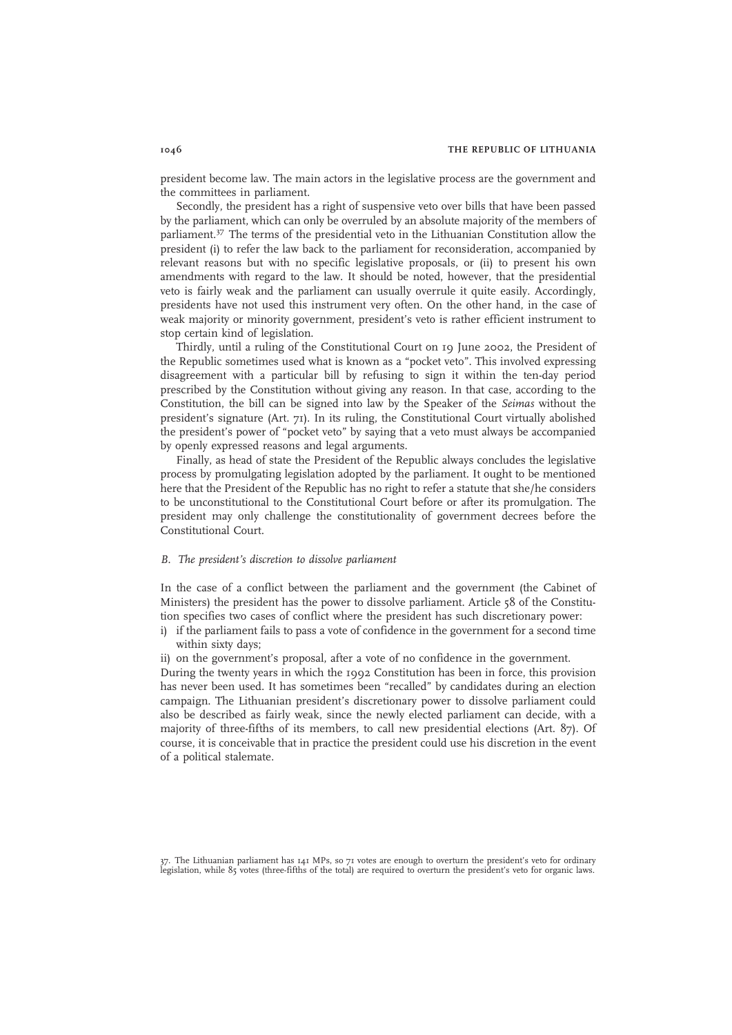president become law. The main actors in the legislative process are the government and the committees in parliament.

Secondly, the president has a right of suspensive veto over bills that have been passed by the parliament, which can only be overruled by an absolute majority of the members of parliament.[37] The terms of the presidential veto in the Lithuanian Constitution allow the president (i) to refer the law back to the parliament for reconsideration, accompanied by relevant reasons but with no specific legislative proposals, or (ii) to present his own amendments with regard to the law. It should be noted, however, that the presidential veto is fairly weak and the parliament can usually overrule it quite easily. Accordingly, presidents have not used this instrument very often. On the other hand, in the case of weak majority or minority government, president's veto is rather efficient instrument to stop certain kind of legislation.

Thirdly, until a ruling of the Constitutional Court on 19 June 2002, the President of the Republic sometimes used what is known as a "pocket veto". This involved expressing disagreement with a particular bill by refusing to sign it within the ten-day period prescribed by the Constitution without giving any reason. In that case, according to the Constitution, the bill can be signed into law by the Speaker of the *Seimas* without the president's signature (Art. 71). In its ruling, the Constitutional Court virtually abolished the president's power of "pocket veto" by saying that a veto must always be accompanied by openly expressed reasons and legal arguments.

Finally, as head of state the President of the Republic always concludes the legislative process by promulgating legislation adopted by the parliament. It ought to be mentioned here that the President of the Republic has no right to refer a statute that she/he considers to be unconstitutional to the Constitutional Court before or after its promulgation. The president may only challenge the constitutionality of government decrees before the Constitutional Court.

### *B. The president's discretion to dissolve parliament*

In the case of a conflict between the parliament and the government (the Cabinet of Ministers) the president has the power to dissolve parliament. Article 58 of the Constitution specifies two cases of conflict where the president has such discretionary power:

i) if the parliament fails to pass a vote of confidence in the government for a second time within sixty days;

ii) on the government's proposal, after a vote of no confidence in the government.

During the twenty years in which the 1992 Constitution has been in force, this provision has never been used. It has sometimes been "recalled" by candidates during an election campaign. The Lithuanian president's discretionary power to dissolve parliament could also be described as fairly weak, since the newly elected parliament can decide, with a majority of three-fifths of its members, to call new presidential elections (Art. 87). Of course, it is conceivable that in practice the president could use his discretion in the event of a political stalemate.

---

37. The Lithuanian parliament has 141 MPs, so 71 votes are enough to overturn the president's veto for ordinary legislation, while 85 votes (three-fifths of the total) are required to overturn the president's veto for organic laws.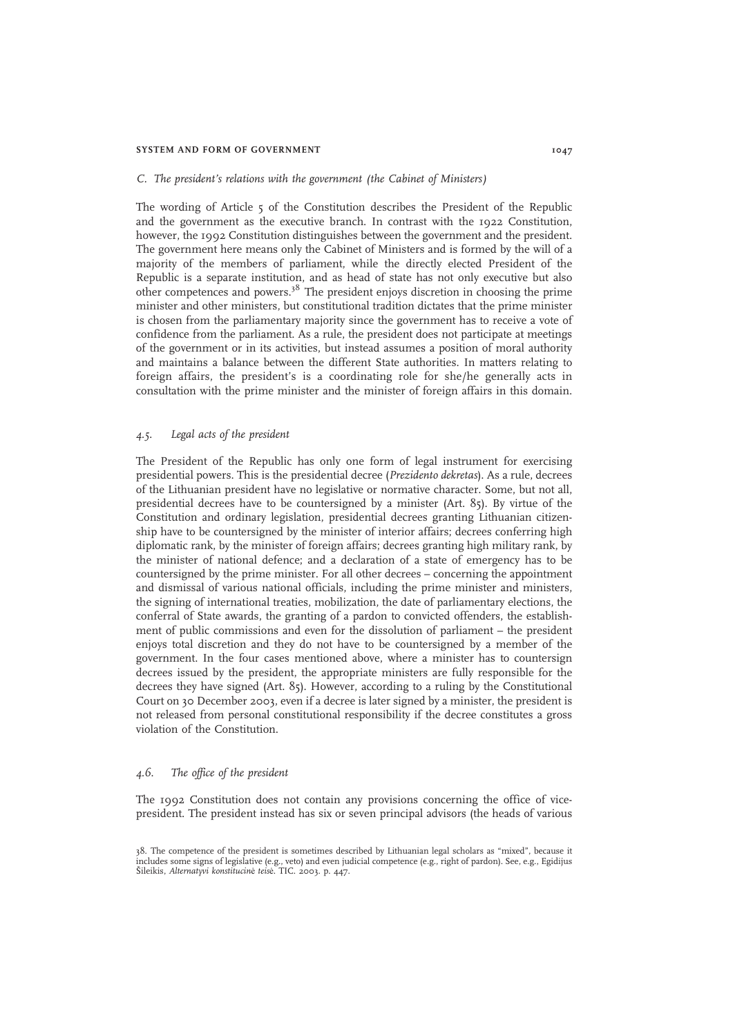### *C. The president's relations with the government (the Cabinet of Ministers)*

The wording of Article 5 of the Constitution describes the President of the Republic and the government as the executive branch. In contrast with the 1922 Constitution, however, the 1992 Constitution distinguishes between the government and the president. The government here means only the Cabinet of Ministers and is formed by the will of a majority of the members of parliament, while the directly elected President of the Republic is a separate institution, and as head of state has not only executive but also other competences and powers.[38] The president enjoys discretion in choosing the prime minister and other ministers, but constitutional tradition dictates that the prime minister is chosen from the parliamentary majority since the government has to receive a vote of confidence from the parliament. As a rule, the president does not participate at meetings of the government or in its activities, but instead assumes a position of moral authority and maintains a balance between the different State authorities. In matters relating to foreign affairs, the president's is a coordinating role for she/he generally acts in consultation with the prime minister and the minister of foreign affairs in this domain.

## *4.5. Legal acts of the president*

The President of the Republic has only one form of legal instrument for exercising presidential powers. This is the presidential decree (*Prezidento dekretas*). As a rule, decrees of the Lithuanian president have no legislative or normative character. Some, but not all, presidential decrees have to be countersigned by a minister (Art. 85). By virtue of the Constitution and ordinary legislation, presidential decrees granting Lithuanian citizenship have to be countersigned by the minister of interior affairs; decrees conferring high diplomatic rank, by the minister of foreign affairs; decrees granting high military rank, by the minister of national defence; and a declaration of a state of emergency has to be countersigned by the prime minister. For all other decrees – concerning the appointment and dismissal of various national officials, including the prime minister and ministers, the signing of international treaties, mobilization, the date of parliamentary elections, the conferral of State awards, the granting of a pardon to convicted offenders, the establishment of public commissions and even for the dissolution of parliament – the president enjoys total discretion and they do not have to be countersigned by a member of the government. In the four cases mentioned above, where a minister has to countersign decrees issued by the president, the appropriate ministers are fully responsible for the decrees they have signed (Art. 85). However, according to a ruling by the Constitutional Court on 30 December 2003, even if a decree is later signed by a minister, the president is not released from personal constitutional responsibility if the decree constitutes a gross violation of the Constitution.

## *4.6. The office of the president*

The 1992 Constitution does not contain any provisions concerning the office of vice-president. The president instead has six or seven principal advisors (the heads of various

---

38. The competence of the president is sometimes described by Lithuanian legal scholars as "mixed", because it includes some signs of legislative (e.g., veto) and even judicial competence (e.g., right of pardon). See, e.g., Egidijus Šileikis, *Alternatyvi konstitucinė teisė*. TIC. 2003. p. 447.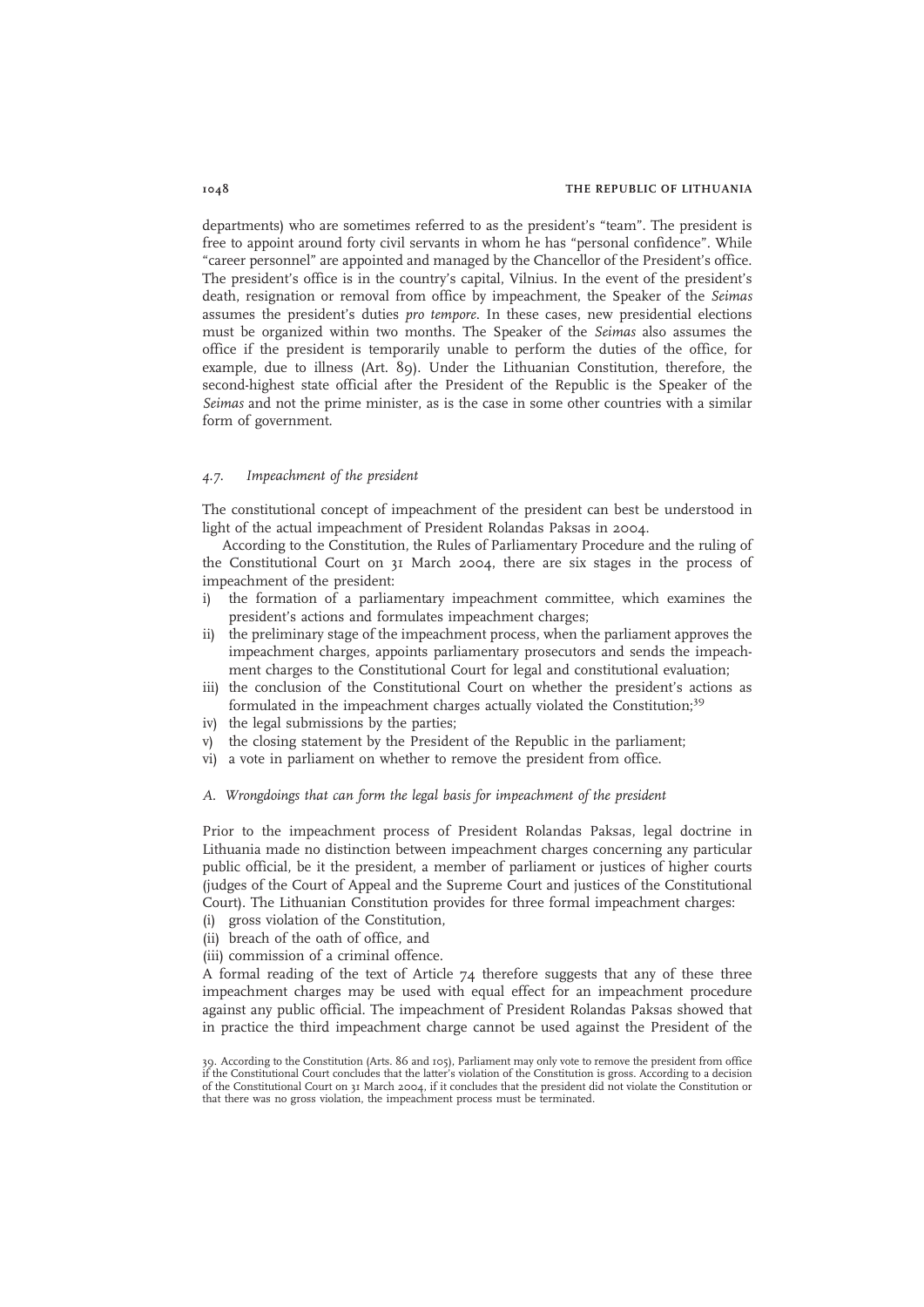departments) who are sometimes referred to as the president's "team". The president is free to appoint around forty civil servants in whom he has "personal confidence". While "career personnel" are appointed and managed by the Chancellor of the President's office. The president's office is in the country's capital, Vilnius. In the event of the president's death, resignation or removal from office by impeachment, the Speaker of the *Seimas* assumes the president's duties *pro tempore*. In these cases, new presidential elections must be organized within two months. The Speaker of the *Seimas* also assumes the office if the president is temporarily unable to perform the duties of the office, for example, due to illness (Art. 89). Under the Lithuanian Constitution, therefore, the second-highest state official after the President of the Republic is the Speaker of the *Seimas* and not the prime minister, as is the case in some other countries with a similar form of government.

### *4.7. Impeachment of the president*

The constitutional concept of impeachment of the president can best be understood in light of the actual impeachment of President Rolandas Paksas in 2004.

According to the Constitution, the Rules of Parliamentary Procedure and the ruling of the Constitutional Court on 31 March 2004, there are six stages in the process of impeachment of the president:

i) the formation of a parliamentary impeachment committee, which examines the president's actions and formulates impeachment charges;
ii) the preliminary stage of the impeachment process, when the parliament approves the impeachment charges, appoints parliamentary prosecutors and sends the impeachment charges to the Constitutional Court for legal and constitutional evaluation;
iii) the conclusion of the Constitutional Court on whether the president's actions as formulated in the impeachment charges actually violated the Constitution;[39]
iv) the legal submissions by the parties;
v) the closing statement by the President of the Republic in the parliament;
vi) a vote in parliament on whether to remove the president from office.

#### *A. Wrongdoings that can form the legal basis for impeachment of the president*

Prior to the impeachment process of President Rolandas Paksas, legal doctrine in Lithuania made no distinction between impeachment charges concerning any particular public official, be it the president, a member of parliament or justices of higher courts (judges of the Court of Appeal and the Supreme Court and justices of the Constitutional Court). The Lithuanian Constitution provides for three formal impeachment charges:

(i) gross violation of the Constitution,
(ii) breach of the oath of office, and
(iii) commission of a criminal offence.

A formal reading of the text of Article 74 therefore suggests that any of these three impeachment charges may be used with equal effect for an impeachment procedure against any public official. The impeachment of President Rolandas Paksas showed that in practice the third impeachment charge cannot be used against the President of the

39. According to the Constitution (Arts. 86 and 105), Parliament may only vote to remove the president from office if the Constitutional Court concludes that the latter's violation of the Constitution is gross. According to a decision of the Constitutional Court on 31 March 2004, if it concludes that the president did not violate the Constitution or that there was no gross violation, the impeachment process must be terminated.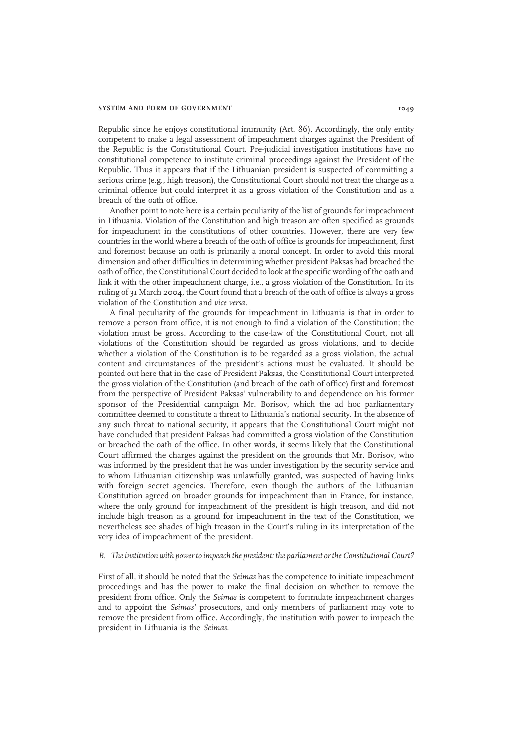Republic since he enjoys constitutional immunity (Art. 86). Accordingly, the only entity competent to make a legal assessment of impeachment charges against the President of the Republic is the Constitutional Court. Pre-judicial investigation institutions have no constitutional competence to institute criminal proceedings against the President of the Republic. Thus it appears that if the Lithuanian president is suspected of committing a serious crime (e.g., high treason), the Constitutional Court should not treat the charge as a criminal offence but could interpret it as a gross violation of the Constitution and as a breach of the oath of office.

Another point to note here is a certain peculiarity of the list of grounds for impeachment in Lithuania. Violation of the Constitution and high treason are often specified as grounds for impeachment in the constitutions of other countries. However, there are very few countries in the world where a breach of the oath of office is grounds for impeachment, first and foremost because an oath is primarily a moral concept. In order to avoid this moral dimension and other difficulties in determining whether president Paksas had breached the oath of office, the Constitutional Court decided to look at the specific wording of the oath and link it with the other impeachment charge, i.e., a gross violation of the Constitution. In its ruling of 31 March 2004, the Court found that a breach of the oath of office is always a gross violation of the Constitution and *vice versa*.

A final peculiarity of the grounds for impeachment in Lithuania is that in order to remove a person from office, it is not enough to find a violation of the Constitution; the violation must be gross. According to the case-law of the Constitutional Court, not all violations of the Constitution should be regarded as gross violations, and to decide whether a violation of the Constitution is to be regarded as a gross violation, the actual content and circumstances of the president's actions must be evaluated. It should be pointed out here that in the case of President Paksas, the Constitutional Court interpreted the gross violation of the Constitution (and breach of the oath of office) first and foremost from the perspective of President Paksas' vulnerability to and dependence on his former sponsor of the Presidential campaign Mr. Borisov, which the ad hoc parliamentary committee deemed to constitute a threat to Lithuania's national security. In the absence of any such threat to national security, it appears that the Constitutional Court might not have concluded that president Paksas had committed a gross violation of the Constitution or breached the oath of the office. In other words, it seems likely that the Constitutional Court affirmed the charges against the president on the grounds that Mr. Borisov, who was informed by the president that he was under investigation by the security service and to whom Lithuanian citizenship was unlawfully granted, was suspected of having links with foreign secret agencies. Therefore, even though the authors of the Lithuanian Constitution agreed on broader grounds for impeachment than in France, for instance, where the only ground for impeachment of the president is high treason, and did not include high treason as a ground for impeachment in the text of the Constitution, we nevertheless see shades of high treason in the Court's ruling in its interpretation of the very idea of impeachment of the president.

### *B. The institution with power to impeach the president: the parliament or the Constitutional Court?*

First of all, it should be noted that the *Seimas* has the competence to initiate impeachment proceedings and has the power to make the final decision on whether to remove the president from office. Only the *Seimas* is competent to formulate impeachment charges and to appoint the *Seimas'* prosecutors, and only members of parliament may vote to remove the president from office. Accordingly, the institution with power to impeach the president in Lithuania is the *Seimas*.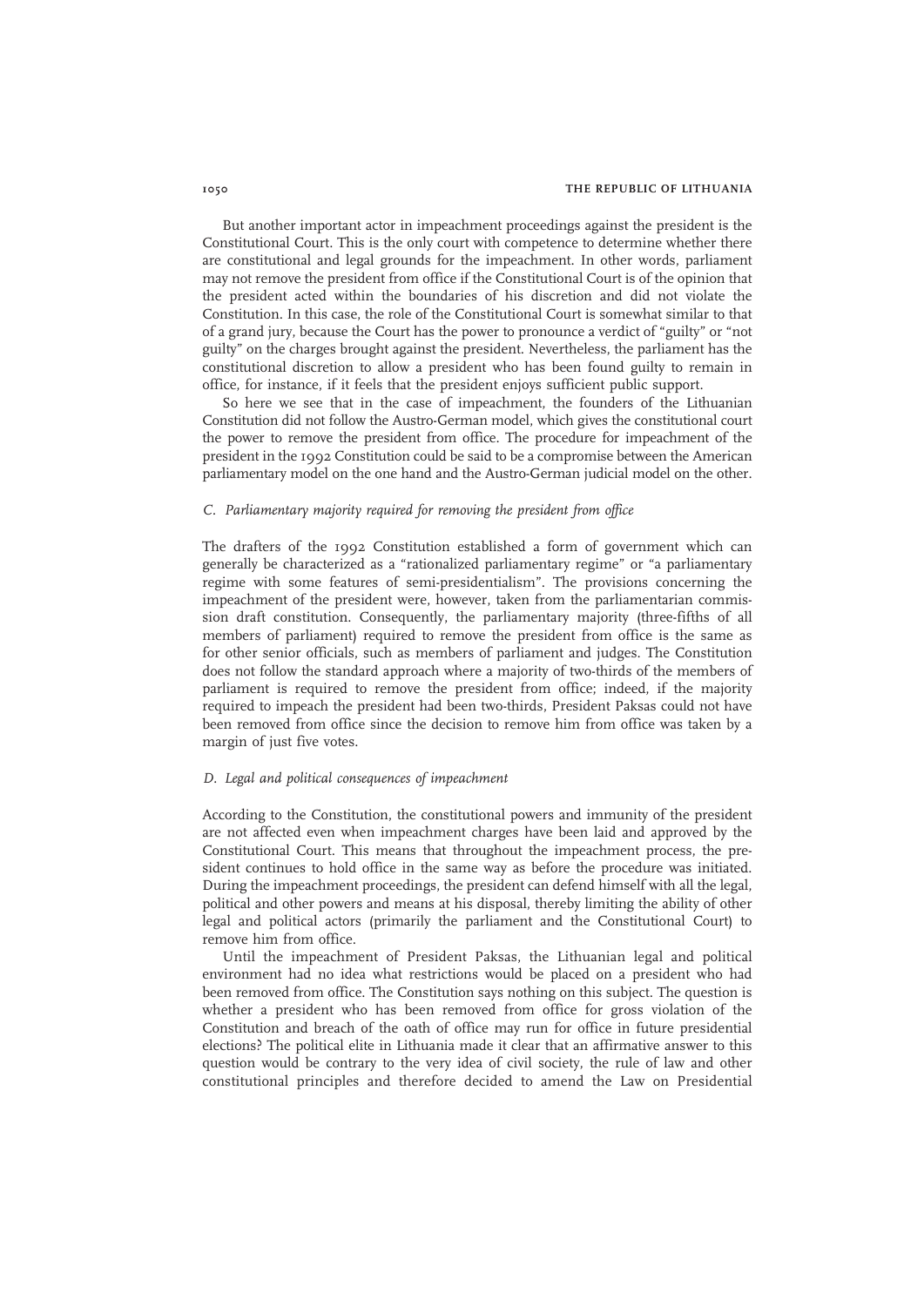But another important actor in impeachment proceedings against the president is the Constitutional Court. This is the only court with competence to determine whether there are constitutional and legal grounds for the impeachment. In other words, parliament may not remove the president from office if the Constitutional Court is of the opinion that the president acted within the boundaries of his discretion and did not violate the Constitution. In this case, the role of the Constitutional Court is somewhat similar to that of a grand jury, because the Court has the power to pronounce a verdict of "guilty" or "not guilty" on the charges brought against the president. Nevertheless, the parliament has the constitutional discretion to allow a president who has been found guilty to remain in office, for instance, if it feels that the president enjoys sufficient public support.

So here we see that in the case of impeachment, the founders of the Lithuanian Constitution did not follow the Austro-German model, which gives the constitutional court the power to remove the president from office. The procedure for impeachment of the president in the 1992 Constitution could be said to be a compromise between the American parliamentary model on the one hand and the Austro-German judicial model on the other.

### *C. Parliamentary majority required for removing the president from office*

The drafters of the 1992 Constitution established a form of government which can generally be characterized as a "rationalized parliamentary regime" or "a parliamentary regime with some features of semi-presidentialism". The provisions concerning the impeachment of the president were, however, taken from the parliamentarian commission draft constitution. Consequently, the parliamentary majority (three-fifths of all members of parliament) required to remove the president from office is the same as for other senior officials, such as members of parliament and judges. The Constitution does not follow the standard approach where a majority of two-thirds of the members of parliament is required to remove the president from office; indeed, if the majority required to impeach the president had been two-thirds, President Paksas could not have been removed from office since the decision to remove him from office was taken by a margin of just five votes.

### *D. Legal and political consequences of impeachment*

According to the Constitution, the constitutional powers and immunity of the president are not affected even when impeachment charges have been laid and approved by the Constitutional Court. This means that throughout the impeachment process, the president continues to hold office in the same way as before the procedure was initiated. During the impeachment proceedings, the president can defend himself with all the legal, political and other powers and means at his disposal, thereby limiting the ability of other legal and political actors (primarily the parliament and the Constitutional Court) to remove him from office.

Until the impeachment of President Paksas, the Lithuanian legal and political environment had no idea what restrictions would be placed on a president who had been removed from office. The Constitution says nothing on this subject. The question is whether a president who has been removed from office for gross violation of the Constitution and breach of the oath of office may run for office in future presidential elections? The political elite in Lithuania made it clear that an affirmative answer to this question would be contrary to the very idea of civil society, the rule of law and other constitutional principles and therefore decided to amend the Law on Presidential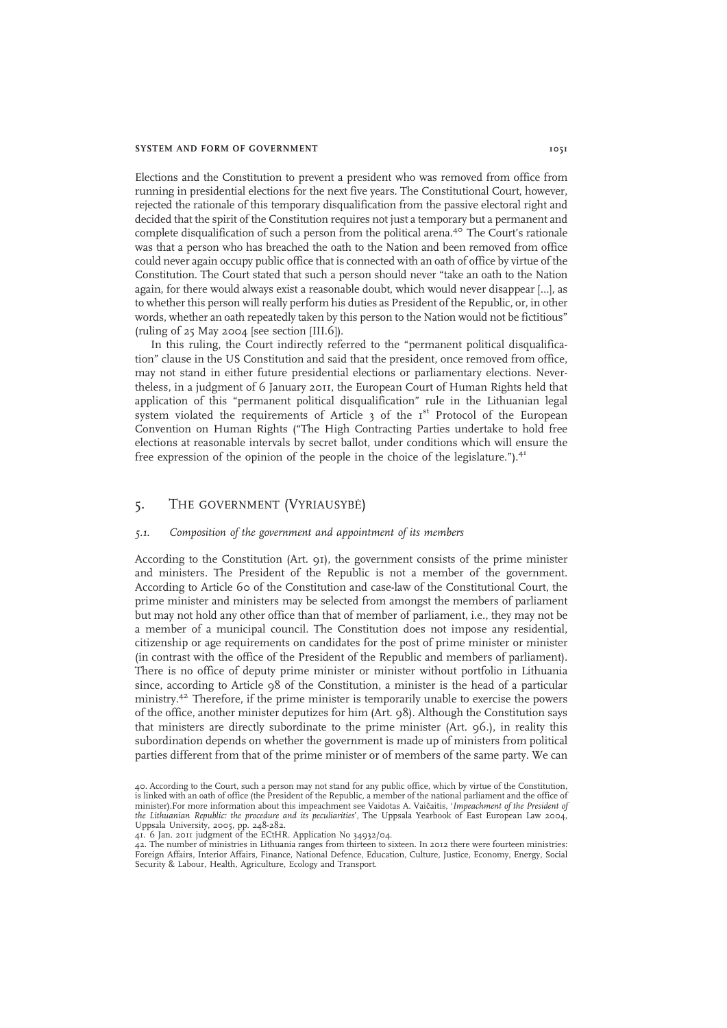Elections and the Constitution to prevent a president who was removed from office from running in presidential elections for the next five years. The Constitutional Court, however, rejected the rationale of this temporary disqualification from the passive electoral right and decided that the spirit of the Constitution requires not just a temporary but a permanent and complete disqualification of such a person from the political arena.[40] The Court's rationale was that a person who has breached the oath to the Nation and been removed from office could never again occupy public office that is connected with an oath of office by virtue of the Constitution. The Court stated that such a person should never "take an oath to the Nation again, for there would always exist a reasonable doubt, which would never disappear [...], as to whether this person will really perform his duties as President of the Republic, or, in other words, whether an oath repeatedly taken by this person to the Nation would not be fictitious" (ruling of 25 May 2004 [see section [III.6]).

In this ruling, the Court indirectly referred to the "permanent political disqualification" clause in the US Constitution and said that the president, once removed from office, may not stand in either future presidential elections or parliamentary elections. Nevertheless, in a judgment of 6 January 2011, the European Court of Human Rights held that application of this "permanent political disqualification" rule in the Lithuanian legal system violated the requirements of Article 3 of the 1st Protocol of the European Convention on Human Rights ("The High Contracting Parties undertake to hold free elections at reasonable intervals by secret ballot, under conditions which will ensure the free expression of the opinion of the people in the choice of the legislature.").[41]

## 5. The Government (Vyriausybė)

### *5.1. Composition of the government and appointment of its members*

According to the Constitution (Art. 91), the government consists of the prime minister and ministers. The President of the Republic is not a member of the government. According to Article 60 of the Constitution and case-law of the Constitutional Court, the prime minister and ministers may be selected from amongst the members of parliament but may not hold any other office than that of member of parliament, i.e., they may not be a member of a municipal council. The Constitution does not impose any residential, citizenship or age requirements on candidates for the post of prime minister or minister (in contrast with the office of the President of the Republic and members of parliament). There is no office of deputy prime minister or minister without portfolio in Lithuania since, according to Article 98 of the Constitution, a minister is the head of a particular ministry.[42] Therefore, if the prime minister is temporarily unable to exercise the powers of the office, another minister deputizes for him (Art. 98). Although the Constitution says that ministers are directly subordinate to the prime minister (Art. 96.), in reality this subordination depends on whether the government is made up of ministers from political parties different from that of the prime minister or of members of the same party. We can

40. According to the Court, such a person may not stand for any public office, which by virtue of the Constitution, is linked with an oath of office (the President of the Republic, a member of the national parliament and the office of minister).For more information about this impeachment see Vaidotas A. Vaičaitis, '*Impeachment of the President of the Lithuanian Republic: the procedure and its peculiarities*', The Uppsala Yearbook of East European Law 2004, Uppsala University, 2005, pp. 248-282.

41. 6 Jan. 2011 judgment of the ECtHR. Application No 34932/04.

42. The number of ministries in Lithuania ranges from thirteen to sixteen. In 2012 there were fourteen ministries: Foreign Affairs, Interior Affairs, Finance, National Defence, Education, Culture, Justice, Economy, Energy, Social Security & Labour, Health, Agriculture, Ecology and Transport.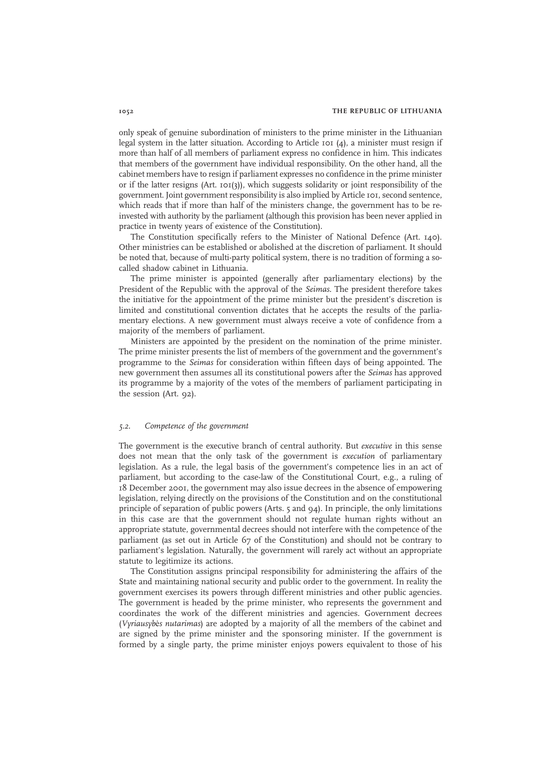only speak of genuine subordination of ministers to the prime minister in the Lithuanian legal system in the latter situation. According to Article 101 (4), a minister must resign if more than half of all members of parliament express no confidence in him. This indicates that members of the government have individual responsibility. On the other hand, all the cabinet members have to resign if parliament expresses no confidence in the prime minister or if the latter resigns (Art. 101(3)), which suggests solidarity or joint responsibility of the government. Joint government responsibility is also implied by Article 101, second sentence, which reads that if more than half of the ministers change, the government has to be re-invested with authority by the parliament (although this provision has been never applied in practice in twenty years of existence of the Constitution).

The Constitution specifically refers to the Minister of National Defence (Art. 140). Other ministries can be established or abolished at the discretion of parliament. It should be noted that, because of multi-party political system, there is no tradition of forming a so-called shadow cabinet in Lithuania.

The prime minister is appointed (generally after parliamentary elections) by the President of the Republic with the approval of the *Seimas*. The president therefore takes the initiative for the appointment of the prime minister but the president's discretion is limited and constitutional convention dictates that he accepts the results of the parliamentary elections. A new government must always receive a vote of confidence from a majority of the members of parliament.

Ministers are appointed by the president on the nomination of the prime minister. The prime minister presents the list of members of the government and the government's programme to the *Seimas* for consideration within fifteen days of being appointed. The new government then assumes all its constitutional powers after the *Seimas* has approved its programme by a majority of the votes of the members of parliament participating in the session (Art. 92).

### *5.2. Competence of the government*

The government is the executive branch of central authority. But *executive* in this sense does not mean that the only task of the government is *execution* of parliamentary legislation. As a rule, the legal basis of the government's competence lies in an act of parliament, but according to the case-law of the Constitutional Court, e.g., a ruling of 18 December 2001, the government may also issue decrees in the absence of empowering legislation, relying directly on the provisions of the Constitution and on the constitutional principle of separation of public powers (Arts. 5 and 94). In principle, the only limitations in this case are that the government should not regulate human rights without an appropriate statute, governmental decrees should not interfere with the competence of the parliament (as set out in Article 67 of the Constitution) and should not be contrary to parliament's legislation. Naturally, the government will rarely act without an appropriate statute to legitimize its actions.

The Constitution assigns principal responsibility for administering the affairs of the State and maintaining national security and public order to the government. In reality the government exercises its powers through different ministries and other public agencies. The government is headed by the prime minister, who represents the government and coordinates the work of the different ministries and agencies. Government decrees (*Vyriausybės nutarimas*) are adopted by a majority of all the members of the cabinet and are signed by the prime minister and the sponsoring minister. If the government is formed by a single party, the prime minister enjoys powers equivalent to those of his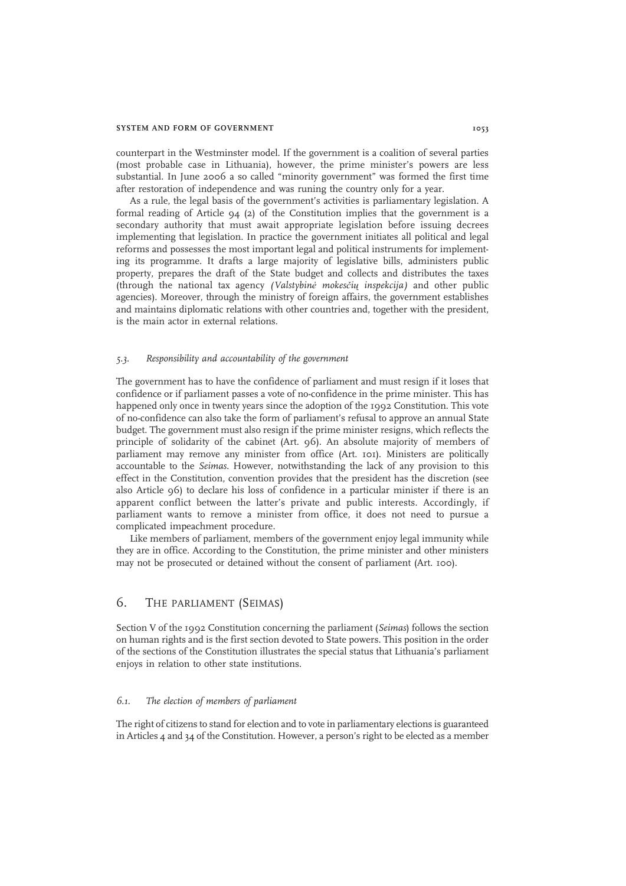counterpart in the Westminster model. If the government is a coalition of several parties (most probable case in Lithuania), however, the prime minister's powers are less substantial. In June 2006 a so called "minority government" was formed the first time after restoration of independence and was runing the country only for a year.

As a rule, the legal basis of the government's activities is parliamentary legislation. A formal reading of Article 94 (2) of the Constitution implies that the government is a secondary authority that must await appropriate legislation before issuing decrees implementing that legislation. In practice the government initiates all political and legal reforms and possesses the most important legal and political instruments for implementing its programme. It drafts a large majority of legislative bills, administers public property, prepares the draft of the State budget and collects and distributes the taxes (through the national tax agency *(Valstybinė mokesčių inspekcija)* and other public agencies). Moreover, through the ministry of foreign affairs, the government establishes and maintains diplomatic relations with other countries and, together with the president, is the main actor in external relations.

### *5.3. Responsibility and accountability of the government*

The government has to have the confidence of parliament and must resign if it loses that confidence or if parliament passes a vote of no-confidence in the prime minister. This has happened only once in twenty years since the adoption of the 1992 Constitution. This vote of no-confidence can also take the form of parliament's refusal to approve an annual State budget. The government must also resign if the prime minister resigns, which reflects the principle of solidarity of the cabinet (Art. 96). An absolute majority of members of parliament may remove any minister from office (Art. 101). Ministers are politically accountable to the *Seimas*. However, notwithstanding the lack of any provision to this effect in the Constitution, convention provides that the president has the discretion (see also Article 96) to declare his loss of confidence in a particular minister if there is an apparent conflict between the latter's private and public interests. Accordingly, if parliament wants to remove a minister from office, it does not need to pursue a complicated impeachment procedure.

Like members of parliament, members of the government enjoy legal immunity while they are in office. According to the Constitution, the prime minister and other ministers may not be prosecuted or detained without the consent of parliament (Art. 100).

## 6. The parliament (*Seimas*)

Section V of the 1992 Constitution concerning the parliament (*Seimas*) follows the section on human rights and is the first section devoted to State powers. This position in the order of the sections of the Constitution illustrates the special status that Lithuania's parliament enjoys in relation to other state institutions.

### *6.1. The election of members of parliament*

The right of citizens to stand for election and to vote in parliamentary elections is guaranteed in Articles 4 and 34 of the Constitution. However, a person's right to be elected as a member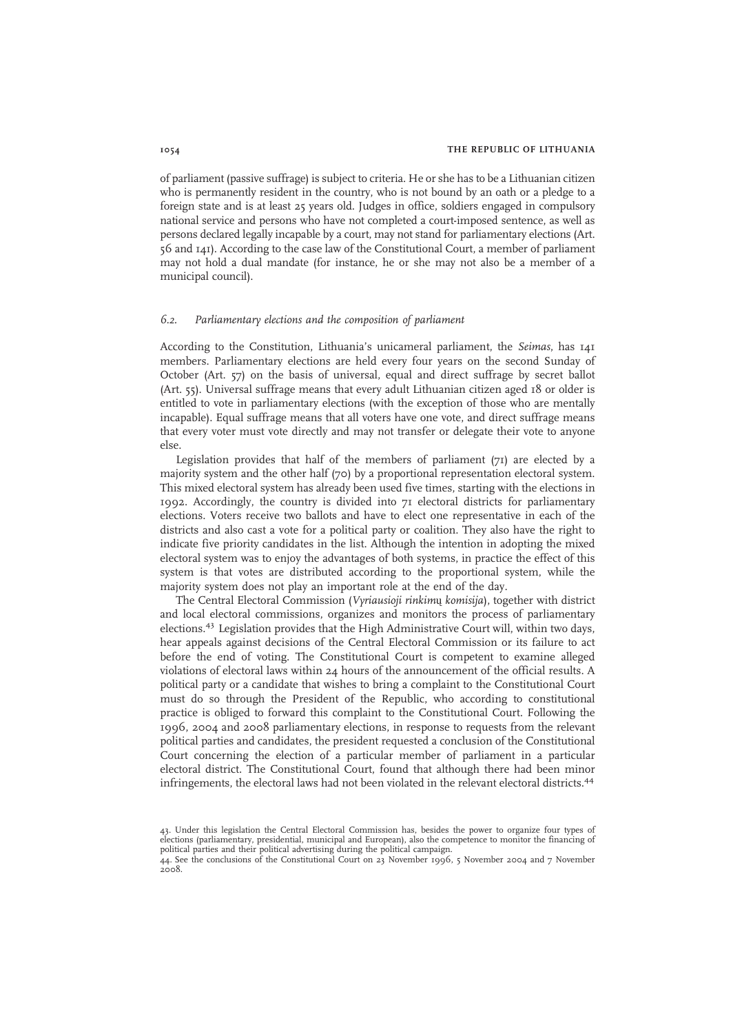of parliament (passive suffrage) is subject to criteria. He or she has to be a Lithuanian citizen who is permanently resident in the country, who is not bound by an oath or a pledge to a foreign state and is at least 25 years old. Judges in office, soldiers engaged in compulsory national service and persons who have not completed a court-imposed sentence, as well as persons declared legally incapable by a court, may not stand for parliamentary elections (Art. 56 and 141). According to the case law of the Constitutional Court, a member of parliament may not hold a dual mandate (for instance, he or she may not also be a member of a municipal council).

### *6.2. Parliamentary elections and the composition of parliament*

According to the Constitution, Lithuania's unicameral parliament, the *Seimas*, has 141 members. Parliamentary elections are held every four years on the second Sunday of October (Art. 57) on the basis of universal, equal and direct suffrage by secret ballot (Art. 55). Universal suffrage means that every adult Lithuanian citizen aged 18 or older is entitled to vote in parliamentary elections (with the exception of those who are mentally incapable). Equal suffrage means that all voters have one vote, and direct suffrage means that every voter must vote directly and may not transfer or delegate their vote to anyone else.

Legislation provides that half of the members of parliament (71) are elected by a majority system and the other half (70) by a proportional representation electoral system. This mixed electoral system has already been used five times, starting with the elections in 1992. Accordingly, the country is divided into 71 electoral districts for parliamentary elections. Voters receive two ballots and have to elect one representative in each of the districts and also cast a vote for a political party or coalition. They also have the right to indicate five priority candidates in the list. Although the intention in adopting the mixed electoral system was to enjoy the advantages of both systems, in practice the effect of this system is that votes are distributed according to the proportional system, while the majority system does not play an important role at the end of the day.

The Central Electoral Commission (*Vyriausioji rinkimų komisija*), together with district and local electoral commissions, organizes and monitors the process of parliamentary elections.[43] Legislation provides that the High Administrative Court will, within two days, hear appeals against decisions of the Central Electoral Commission or its failure to act before the end of voting. The Constitutional Court is competent to examine alleged violations of electoral laws within 24 hours of the announcement of the official results. A political party or a candidate that wishes to bring a complaint to the Constitutional Court must do so through the President of the Republic, who according to constitutional practice is obliged to forward this complaint to the Constitutional Court. Following the 1996, 2004 and 2008 parliamentary elections, in response to requests from the relevant political parties and candidates, the president requested a conclusion of the Constitutional Court concerning the election of a particular member of parliament in a particular electoral district. The Constitutional Court, found that although there had been minor infringements, the electoral laws had not been violated in the relevant electoral districts.[44]

43. Under this legislation the Central Electoral Commission has, besides the power to organize four types of elections (parliamentary, presidential, municipal and European), also the competence to monitor the financing of political parties and their political advertising during the political campaign.

44. See the conclusions of the Constitutional Court on 23 November 1996, 5 November 2004 and 7 November 2008.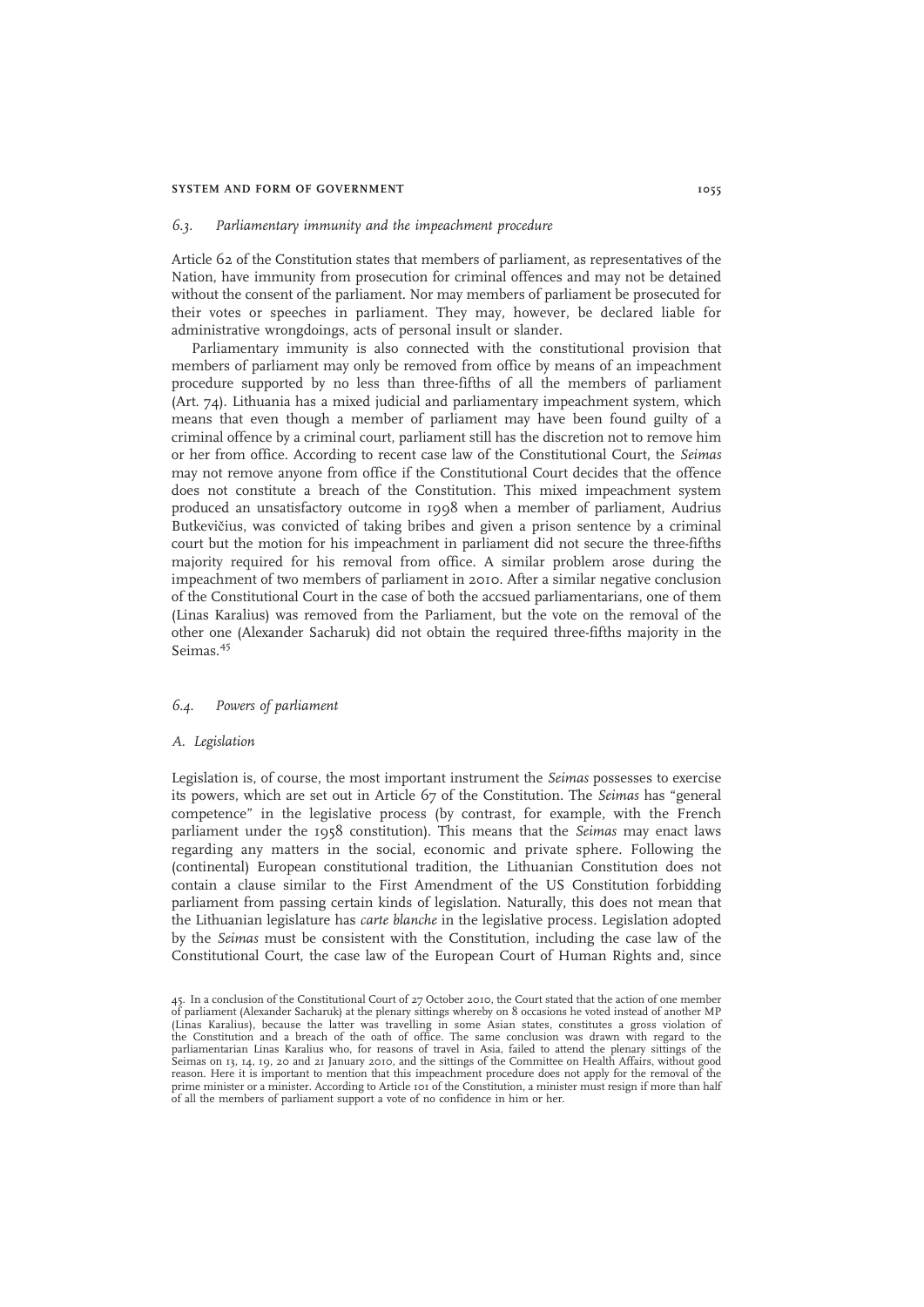### 6.3. Parliamentary immunity and the impeachment procedure

Article 62 of the Constitution states that members of parliament, as representatives of the Nation, have immunity from prosecution for criminal offences and may not be detained without the consent of the parliament. Nor may members of parliament be prosecuted for their votes or speeches in parliament. They may, however, be declared liable for administrative wrongdoings, acts of personal insult or slander.

Parliamentary immunity is also connected with the constitutional provision that members of parliament may only be removed from office by means of an impeachment procedure supported by no less than three-fifths of all the members of parliament (Art. 74). Lithuania has a mixed judicial and parliamentary impeachment system, which means that even though a member of parliament may have been found guilty of a criminal offence by a criminal court, parliament still has the discretion not to remove him or her from office. According to recent case law of the Constitutional Court, the *Seimas* may not remove anyone from office if the Constitutional Court decides that the offence does not constitute a breach of the Constitution. This mixed impeachment system produced an unsatisfactory outcome in 1998 when a member of parliament, Audrius Butkevičius, was convicted of taking bribes and given a prison sentence by a criminal court but the motion for his impeachment in parliament did not secure the three-fifths majority required for his removal from office. A similar problem arose during the impeachment of two members of parliament in 2010. After a similar negative conclusion of the Constitutional Court in the case of both the accsued parliamentarians, one of them (Linas Karalius) was removed from the Parliament, but the vote on the removal of the other one (Alexander Sacharuk) did not obtain the required three-fifths majority in the Seimas.[45]

### 6.4. Powers of parliament

#### A. Legislation

Legislation is, of course, the most important instrument the *Seimas* possesses to exercise its powers, which are set out in Article 67 of the Constitution. The *Seimas* has "general competence" in the legislative process (by contrast, for example, with the French parliament under the 1958 constitution). This means that the *Seimas* may enact laws regarding any matters in the social, economic and private sphere. Following the (continental) European constitutional tradition, the Lithuanian Constitution does not contain a clause similar to the First Amendment of the US Constitution forbidding parliament from passing certain kinds of legislation. Naturally, this does not mean that the Lithuanian legislature has *carte blanche* in the legislative process. Legislation adopted by the *Seimas* must be consistent with the Constitution, including the case law of the Constitutional Court, the case law of the European Court of Human Rights and, since

---

45. In a conclusion of the Constitutional Court of 27 October 2010, the Court stated that the action of one member of parliament (Alexander Sacharuk) at the plenary sittings whereby on 8 occasions he voted instead of another MP (Linas Karalius), because the latter was travelling in some Asian states, constitutes a gross violation of the Constitution and a breach of the oath of office. The same conclusion was drawn with regard to the parliamentarian Linas Karalius who, for reasons of travel in Asia, failed to attend the plenary sittings of the Seimas on 13, 14, 19, 20 and 21 January 2010, and the sittings of the Committee on Health Affairs, without good reason. Here it is important to mention that this impeachment procedure does not apply for the removal of the prime minister or a minister. According to Article 101 of the Constitution, a minister must resign if more than half of all the members of parliament support a vote of no confidence in him or her.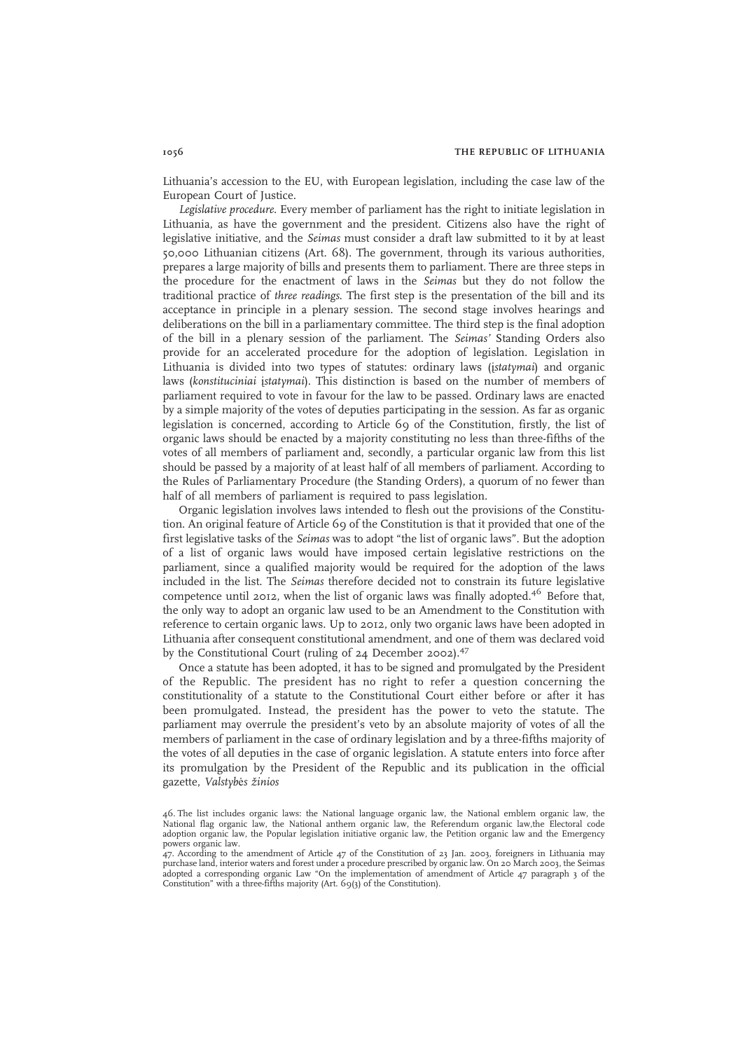Lithuania's accession to the EU, with European legislation, including the case law of the European Court of Justice.

*Legislative procedure.* Every member of parliament has the right to initiate legislation in Lithuania, as have the government and the president. Citizens also have the right of legislative initiative, and the *Seimas* must consider a draft law submitted to it by at least 50,000 Lithuanian citizens (Art. 68). The government, through its various authorities, prepares a large majority of bills and presents them to parliament. There are three steps in the procedure for the enactment of laws in the *Seimas* but they do not follow the traditional practice of *three readings.* The first step is the presentation of the bill and its acceptance in principle in a plenary session. The second stage involves hearings and deliberations on the bill in a parliamentary committee. The third step is the final adoption of the bill in a plenary session of the parliament. The *Seimas'* Standing Orders also provide for an accelerated procedure for the adoption of legislation. Legislation in Lithuania is divided into two types of statutes: ordinary laws (*įstatymai*) and organic laws (*konstituciniai įstatymai*). This distinction is based on the number of members of parliament required to vote in favour for the law to be passed. Ordinary laws are enacted by a simple majority of the votes of deputies participating in the session. As far as organic legislation is concerned, according to Article 69 of the Constitution, firstly, the list of organic laws should be enacted by a majority constituting no less than three-fifths of the votes of all members of parliament and, secondly, a particular organic law from this list should be passed by a majority of at least half of all members of parliament. According to the Rules of Parliamentary Procedure (the Standing Orders), a quorum of no fewer than half of all members of parliament is required to pass legislation.

Organic legislation involves laws intended to flesh out the provisions of the Constitution. An original feature of Article 69 of the Constitution is that it provided that one of the first legislative tasks of the *Seimas* was to adopt "the list of organic laws". But the adoption of a list of organic laws would have imposed certain legislative restrictions on the parliament, since a qualified majority would be required for the adoption of the laws included in the list. The *Seimas* therefore decided not to constrain its future legislative competence until 2012, when the list of organic laws was finally adopted.[46] Before that, the only way to adopt an organic law used to be an Amendment to the Constitution with reference to certain organic laws. Up to 2012, only two organic laws have been adopted in Lithuania after consequent constitutional amendment, and one of them was declared void by the Constitutional Court (ruling of 24 December 2002).[47]

Once a statute has been adopted, it has to be signed and promulgated by the President of the Republic. The president has no right to refer a question concerning the constitutionality of a statute to the Constitutional Court either before or after it has been promulgated. Instead, the president has the power to veto the statute. The parliament may overrule the president's veto by an absolute majority of votes of all the members of parliament in the case of ordinary legislation and by a three-fifths majority of the votes of all deputies in the case of organic legislation. A statute enters into force after its promulgation by the President of the Republic and its publication in the official gazette, *Valstybės žinios*

46. The list includes organic laws: the National language organic law, the National emblem organic law, the National flag organic law, the National anthem organic law, the Referendum organic law,the Electoral code adoption organic law, the Popular legislation initiative organic law, the Petition organic law and the Emergency powers organic law.

47. According to the amendment of Article 47 of the Constitution of 23 Jan. 2003, foreigners in Lithuania may purchase land, interior waters and forest under a procedure prescribed by organic law. On 20 March 2003, the Seimas adopted a corresponding organic Law "On the implementation of amendment of Article 47 paragraph 3 of the Constitution" with a three-fifths majority (Art. 69(3) of the Constitution).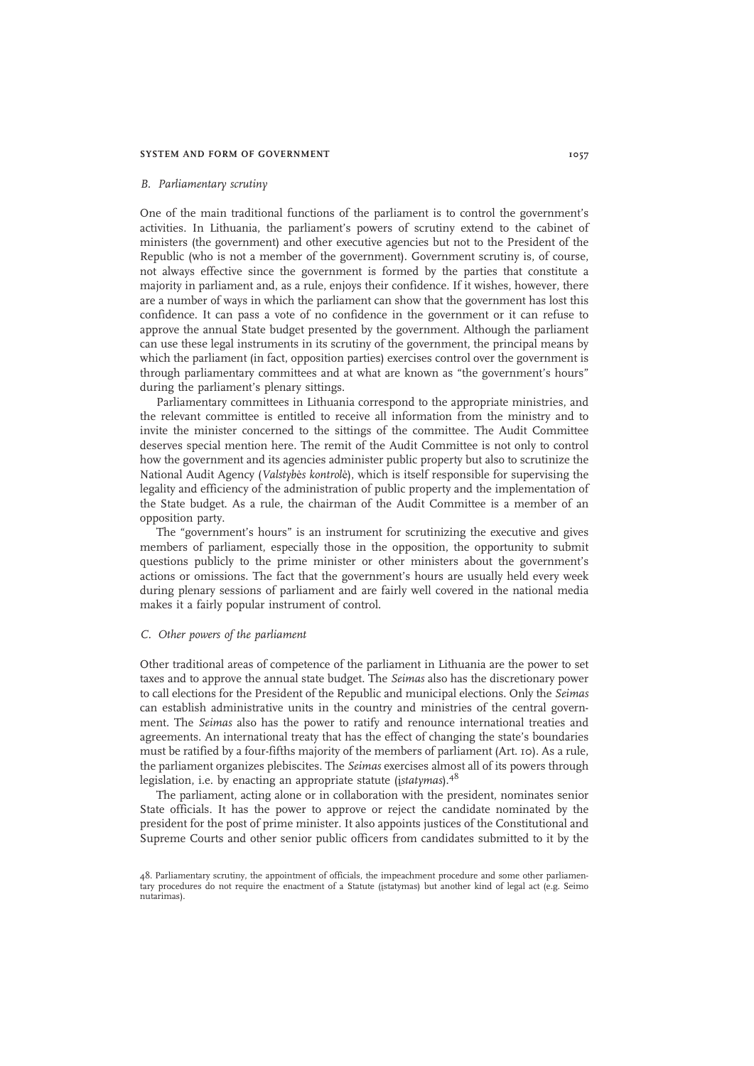### *B. Parliamentary scrutiny*

One of the main traditional functions of the parliament is to control the government's activities. In Lithuania, the parliament's powers of scrutiny extend to the cabinet of ministers (the government) and other executive agencies but not to the President of the Republic (who is not a member of the government). Government scrutiny is, of course, not always effective since the government is formed by the parties that constitute a majority in parliament and, as a rule, enjoys their confidence. If it wishes, however, there are a number of ways in which the parliament can show that the government has lost this confidence. It can pass a vote of no confidence in the government or it can refuse to approve the annual State budget presented by the government. Although the parliament can use these legal instruments in its scrutiny of the government, the principal means by which the parliament (in fact, opposition parties) exercises control over the government is through parliamentary committees and at what are known as "the government's hours" during the parliament's plenary sittings.

Parliamentary committees in Lithuania correspond to the appropriate ministries, and the relevant committee is entitled to receive all information from the ministry and to invite the minister concerned to the sittings of the committee. The Audit Committee deserves special mention here. The remit of the Audit Committee is not only to control how the government and its agencies administer public property but also to scrutinize the National Audit Agency (*Valstybės kontrolė*), which is itself responsible for supervising the legality and efficiency of the administration of public property and the implementation of the State budget. As a rule, the chairman of the Audit Committee is a member of an opposition party.

The "government's hours" is an instrument for scrutinizing the executive and gives members of parliament, especially those in the opposition, the opportunity to submit questions publicly to the prime minister or other ministers about the government's actions or omissions. The fact that the government's hours are usually held every week during plenary sessions of parliament and are fairly well covered in the national media makes it a fairly popular instrument of control.

### *C. Other powers of the parliament*

Other traditional areas of competence of the parliament in Lithuania are the power to set taxes and to approve the annual state budget. The *Seimas* also has the discretionary power to call elections for the President of the Republic and municipal elections. Only the *Seimas* can establish administrative units in the country and ministries of the central government. The *Seimas* also has the power to ratify and renounce international treaties and agreements. An international treaty that has the effect of changing the state's boundaries must be ratified by a four-fifths majority of the members of parliament (Art. 10). As a rule, the parliament organizes plebiscites. The *Seimas* exercises almost all of its powers through legislation, i.e. by enacting an appropriate statute (*įstatymas*).[48]

The parliament, acting alone or in collaboration with the president, nominates senior State officials. It has the power to approve or reject the candidate nominated by the president for the post of prime minister. It also appoints justices of the Constitutional and Supreme Courts and other senior public officers from candidates submitted to it by the

48. Parliamentary scrutiny, the appointment of officials, the impeachment procedure and some other parliamentary procedures do not require the enactment of a Statute (įstatymas) but another kind of legal act (e.g. Seimo nutarimas).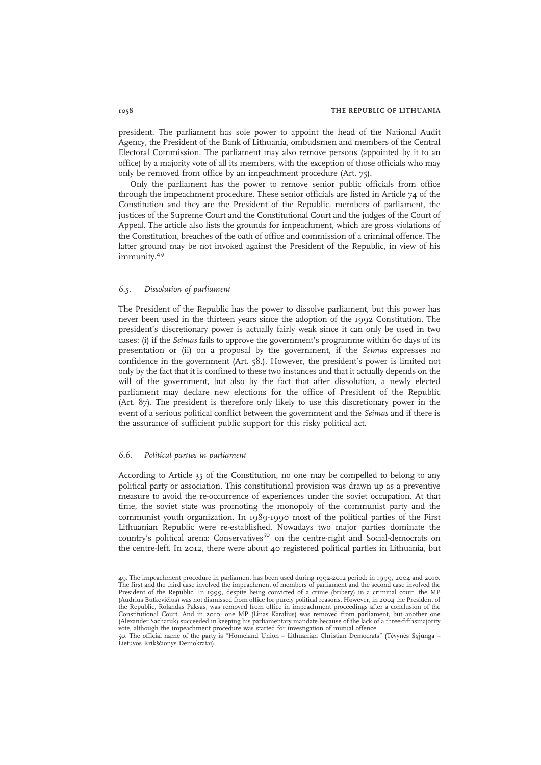president. The parliament has sole power to appoint the head of the National Audit Agency, the President of the Bank of Lithuania, ombudsmen and members of the Central Electoral Commission. The parliament may also remove persons (appointed by it to an office) by a majority vote of all its members, with the exception of those officials who may only be removed from office by an impeachment procedure (Art. 75).

Only the parliament has the power to remove senior public officials from office through the impeachment procedure. These senior officials are listed in Article 74 of the Constitution and they are the President of the Republic, members of parliament, the justices of the Supreme Court and the Constitutional Court and the judges of the Court of Appeal. The article also lists the grounds for impeachment, which are gross violations of the Constitution, breaches of the oath of office and commission of a criminal offence. The latter ground may be not invoked against the President of the Republic, in view of his immunity.[49]

### 6.5. *Dissolution of parliament*

The President of the Republic has the power to dissolve parliament, but this power has never been used in the thirteen years since the adoption of the 1992 Constitution. The president's discretionary power is actually fairly weak since it can only be used in two cases: (i) if the *Seimas* fails to approve the government's programme within 60 days of its presentation or (ii) on a proposal by the government, if the *Seimas* expresses no confidence in the government (Art. 58.). However, the president's power is limited not only by the fact that it is confined to these two instances and that it actually depends on the will of the government, but also by the fact that after dissolution, a newly elected parliament may declare new elections for the office of President of the Republic (Art. 87). The president is therefore only likely to use this discretionary power in the event of a serious political conflict between the government and the *Seimas* and if there is the assurance of sufficient public support for this risky political act.

### 6.6. *Political parties in parliament*

According to Article 35 of the Constitution, no one may be compelled to belong to any political party or association. This constitutional provision was drawn up as a preventive measure to avoid the re-occurrence of experiences under the soviet occupation. At that time, the soviet state was promoting the monopoly of the communist party and the communist youth organization. In 1989-1990 most of the political parties of the First Lithuanian Republic were re-established. Nowadays two major parties dominate the country's political arena: Conservatives[50] on the centre-right and Social-democrats on the centre-left. In 2012, there were about 40 registered political parties in Lithuania, but

---

49. The impeachment procedure in parliament has been used during 1992-2012 period: in 1999, 2004 and 2010. The first and the third case involved the impeachment of members of parliament and the second case involved the President of the Republic. In 1999, despite being convicted of a crime (bribery) in a criminal court, the MP (Audrius Butkevičius) was not dismissed from office for purely political reasons. However, in 2004 the President of the Republic, Rolandas Paksas, was removed from office in impeachment proceedings after a conclusion of the Constitutional Court. And in 2010, one MP (Linas Karalius) was removed from parliament, but another one (Alexander Sacharuk) succeeded in keeping his parliamentary mandate because of the lack of a three-fifthsmajority vote, although the impeachment procedure was started for investigation of mutual offence.

50. The official name of the party is "Homeland Union – Lithuanian Christian Democrats" (Tėvynės Sąjunga – Lietuvos Krikščionys Demokratai).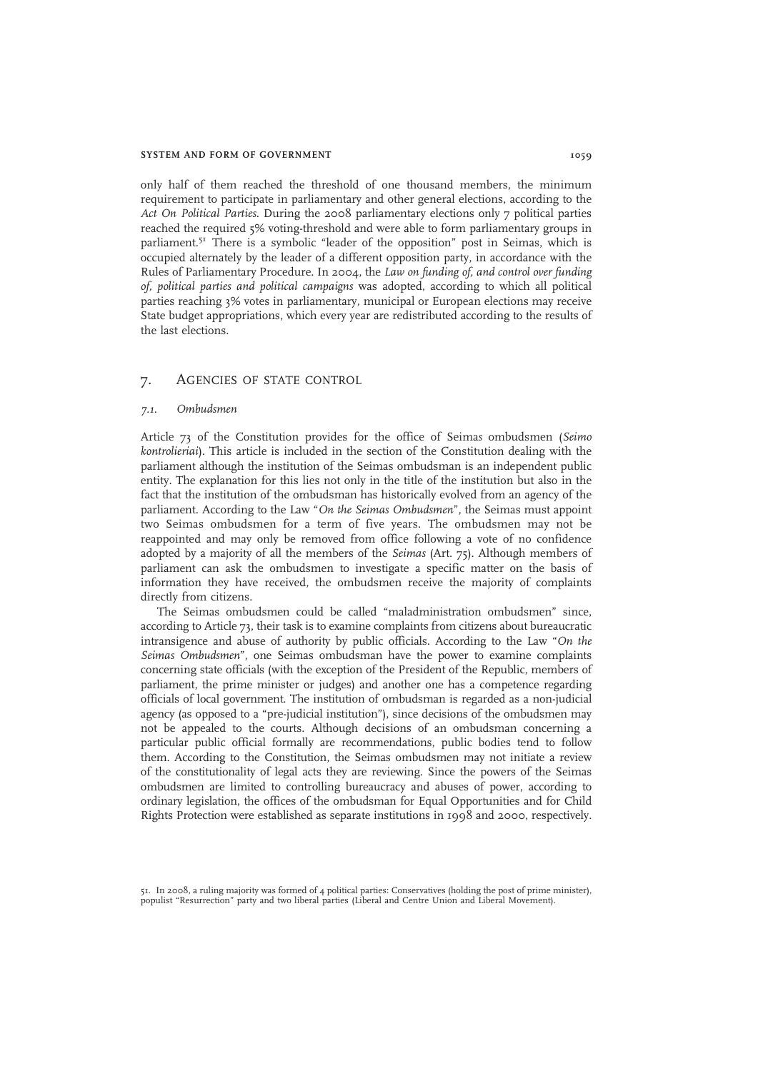only half of them reached the threshold of one thousand members, the minimum requirement to participate in parliamentary and other general elections, according to the *Act On Political Parties*. During the 2008 parliamentary elections only 7 political parties reached the required 5% voting-threshold and were able to form parliamentary groups in parliament.[51] There is a symbolic "leader of the opposition" post in Seimas, which is occupied alternately by the leader of a different opposition party, in accordance with the Rules of Parliamentary Procedure. In 2004, the *Law on funding of, and control over funding of, political parties and political campaigns* was adopted, according to which all political parties reaching 3% votes in parliamentary, municipal or European elections may receive State budget appropriations, which every year are redistributed according to the results of the last elections.

## 7. Agencies of state control

### *7.1. Ombudsmen*

Article 73 of the Constitution provides for the office of Seima*s* ombudsmen (*Seimo kontrolieriai*). This article is included in the section of the Constitution dealing with the parliament although the institution of the Seimas ombudsman is an independent public entity. The explanation for this lies not only in the title of the institution but also in the fact that the institution of the ombudsman has historically evolved from an agency of the parliament. According to the Law "*On the Seimas Ombudsmen*", the Seimas must appoint two Seimas ombudsmen for a term of five years. The ombudsmen may not be reappointed and may only be removed from office following a vote of no confidence adopted by a majority of all the members of the *Seimas* (Art. 75). Although members of parliament can ask the ombudsmen to investigate a specific matter on the basis of information they have received, the ombudsmen receive the majority of complaints directly from citizens.

The Seimas ombudsmen could be called "maladministration ombudsmen" since, according to Article 73, their task is to examine complaints from citizens about bureaucratic intransigence and abuse of authority by public officials. According to the Law "*On the Seimas Ombudsmen*", one Seimas ombudsman have the power to examine complaints concerning state officials (with the exception of the President of the Republic, members of parliament, the prime minister or judges) and another one has a competence regarding officials of local government. The institution of ombudsman is regarded as a non-judicial agency (as opposed to a "pre-judicial institution"), since decisions of the ombudsmen may not be appealed to the courts. Although decisions of an ombudsman concerning a particular public official formally are recommendations, public bodies tend to follow them. According to the Constitution, the Seimas ombudsmen may not initiate a review of the constitutionality of legal acts they are reviewing. Since the powers of the Seimas ombudsmen are limited to controlling bureaucracy and abuses of power, according to ordinary legislation, the offices of the ombudsman for Equal Opportunities and for Child Rights Protection were established as separate institutions in 1998 and 2000, respectively.

51. In 2008, a ruling majority was formed of 4 political parties: Conservatives (holding the post of prime minister), populist "Resurrection" party and two liberal parties (Liberal and Centre Union and Liberal Movement).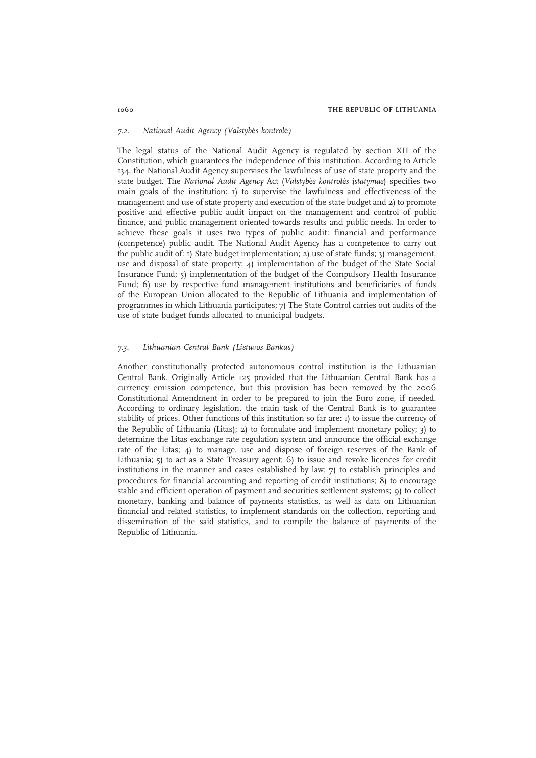### *7.2. National Audit Agency (Valstybės kontrolė)*

The legal status of the National Audit Agency is regulated by section XII of the Constitution, which guarantees the independence of this institution. According to Article 134, the National Audit Agency supervises the lawfulness of use of state property and the state budget. The *National Audit Agency* Act (*Valstybės kontrolės įstatymas*) specifies two main goals of the institution: 1) to supervise the lawfulness and effectiveness of the management and use of state property and execution of the state budget and 2) to promote positive and effective public audit impact on the management and control of public finance, and public management oriented towards results and public needs. In order to achieve these goals it uses two types of public audit: financial and performance (competence) public audit. The National Audit Agency has a competence to carry out the public audit of: 1) State budget implementation; 2) use of state funds; 3) management, use and disposal of state property; 4) implementation of the budget of the State Social Insurance Fund; 5) implementation of the budget of the Compulsory Health Insurance Fund; 6) use by respective fund management institutions and beneficiaries of funds of the European Union allocated to the Republic of Lithuania and implementation of programmes in which Lithuania participates; 7) The State Control carries out audits of the use of state budget funds allocated to municipal budgets.

### *7.3. Lithuanian Central Bank (Lietuvos Bankas)*

Another constitutionally protected autonomous control institution is the Lithuanian Central Bank. Originally Article 125 provided that the Lithuanian Central Bank has a currency emission competence, but this provision has been removed by the 2006 Constitutional Amendment in order to be prepared to join the Euro zone, if needed. According to ordinary legislation, the main task of the Central Bank is to guarantee stability of prices. Other functions of this institution so far are: 1) to issue the currency of the Republic of Lithuania (Litas); 2) to formulate and implement monetary policy; 3) to determine the Litas exchange rate regulation system and announce the official exchange rate of the Litas; 4) to manage, use and dispose of foreign reserves of the Bank of Lithuania; 5) to act as a State Treasury agent; 6) to issue and revoke licences for credit institutions in the manner and cases established by law; 7) to establish principles and procedures for financial accounting and reporting of credit institutions; 8) to encourage stable and efficient operation of payment and securities settlement systems; 9) to collect monetary, banking and balance of payments statistics, as well as data on Lithuanian financial and related statistics, to implement standards on the collection, reporting and dissemination of the said statistics, and to compile the balance of payments of the Republic of Lithuania.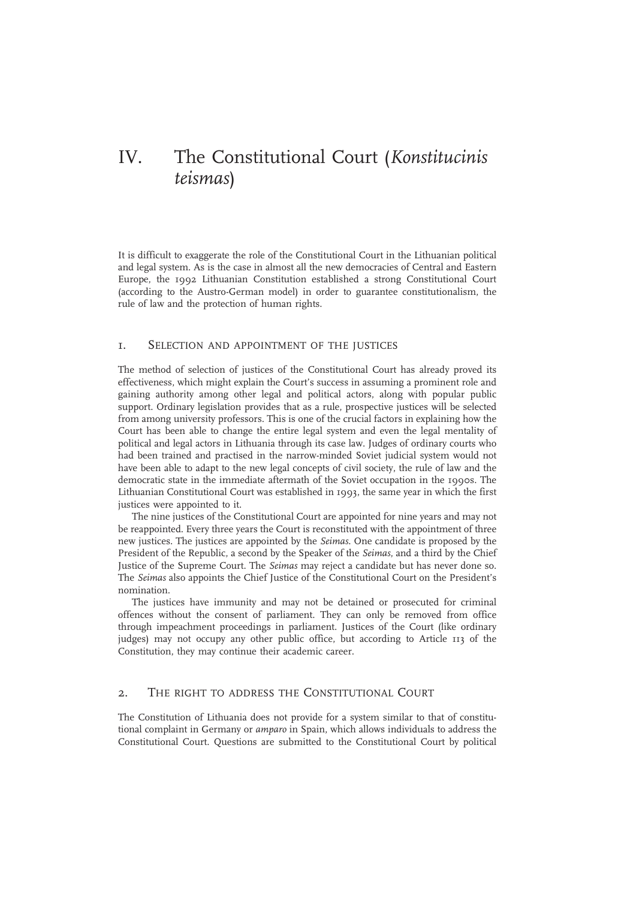# IV. The Constitutional Court (*Konstitucinis teismas*)

It is difficult to exaggerate the role of the Constitutional Court in the Lithuanian political and legal system. As is the case in almost all the new democracies of Central and Eastern Europe, the 1992 Lithuanian Constitution established a strong Constitutional Court (according to the Austro-German model) in order to guarantee constitutionalism, the rule of law and the protection of human rights.

## 1. Selection and appointment of the justices

The method of selection of justices of the Constitutional Court has already proved its effectiveness, which might explain the Court's success in assuming a prominent role and gaining authority among other legal and political actors, along with popular public support. Ordinary legislation provides that as a rule, prospective justices will be selected from among university professors. This is one of the crucial factors in explaining how the Court has been able to change the entire legal system and even the legal mentality of political and legal actors in Lithuania through its case law. Judges of ordinary courts who had been trained and practised in the narrow-minded Soviet judicial system would not have been able to adapt to the new legal concepts of civil society, the rule of law and the democratic state in the immediate aftermath of the Soviet occupation in the 1990s. The Lithuanian Constitutional Court was established in 1993, the same year in which the first justices were appointed to it.

The nine justices of the Constitutional Court are appointed for nine years and may not be reappointed. Every three years the Court is reconstituted with the appointment of three new justices. The justices are appointed by the *Seimas*. One candidate is proposed by the President of the Republic, a second by the Speaker of the *Seimas*, and a third by the Chief Justice of the Supreme Court. The *Seimas* may reject a candidate but has never done so. The *Seimas* also appoints the Chief Justice of the Constitutional Court on the President's nomination.

The justices have immunity and may not be detained or prosecuted for criminal offences without the consent of parliament. They can only be removed from office through impeachment proceedings in parliament. Justices of the Court (like ordinary judges) may not occupy any other public office, but according to Article 113 of the Constitution, they may continue their academic career.

## 2. The right to address the Constitutional Court

The Constitution of Lithuania does not provide for a system similar to that of constitutional complaint in Germany or *amparo* in Spain, which allows individuals to address the Constitutional Court. Questions are submitted to the Constitutional Court by political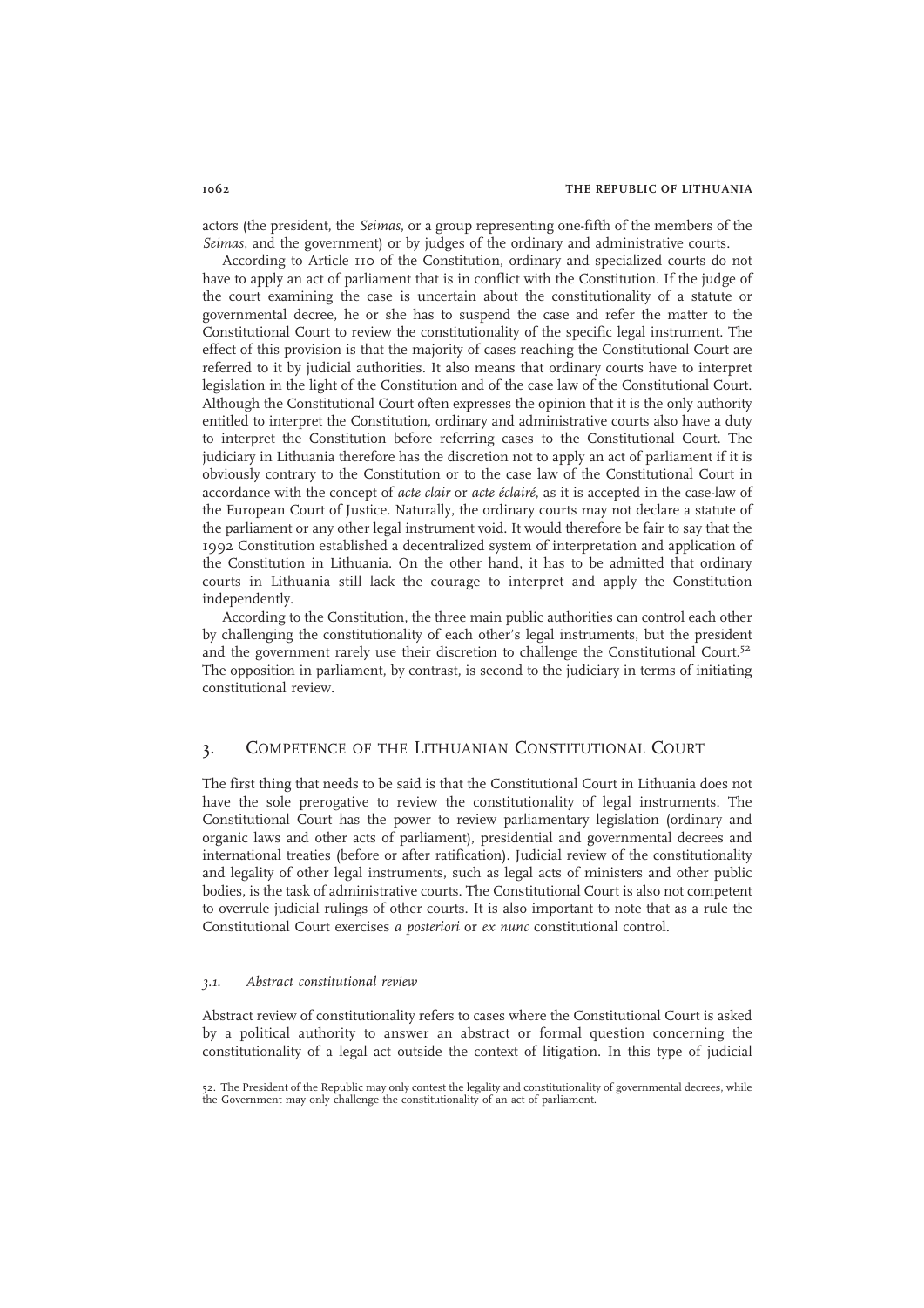actors (the president, the *Seimas*, or a group representing one-fifth of the members of the *Seimas*, and the government) or by judges of the ordinary and administrative courts.

According to Article 110 of the Constitution, ordinary and specialized courts do not have to apply an act of parliament that is in conflict with the Constitution. If the judge of the court examining the case is uncertain about the constitutionality of a statute or governmental decree, he or she has to suspend the case and refer the matter to the Constitutional Court to review the constitutionality of the specific legal instrument. The effect of this provision is that the majority of cases reaching the Constitutional Court are referred to it by judicial authorities. It also means that ordinary courts have to interpret legislation in the light of the Constitution and of the case law of the Constitutional Court. Although the Constitutional Court often expresses the opinion that it is the only authority entitled to interpret the Constitution, ordinary and administrative courts also have a duty to interpret the Constitution before referring cases to the Constitutional Court. The judiciary in Lithuania therefore has the discretion not to apply an act of parliament if it is obviously contrary to the Constitution or to the case law of the Constitutional Court in accordance with the concept of *acte clair* or *acte éclairé*, as it is accepted in the case-law of the European Court of Justice. Naturally, the ordinary courts may not declare a statute of the parliament or any other legal instrument void. It would therefore be fair to say that the 1992 Constitution established a decentralized system of interpretation and application of the Constitution in Lithuania. On the other hand, it has to be admitted that ordinary courts in Lithuania still lack the courage to interpret and apply the Constitution independently.

According to the Constitution, the three main public authorities can control each other by challenging the constitutionality of each other's legal instruments, but the president and the government rarely use their discretion to challenge the Constitutional Court.[52] The opposition in parliament, by contrast, is second to the judiciary in terms of initiating constitutional review.

## 3. Competence of the Lithuanian Constitutional Court

The first thing that needs to be said is that the Constitutional Court in Lithuania does not have the sole prerogative to review the constitutionality of legal instruments. The Constitutional Court has the power to review parliamentary legislation (ordinary and organic laws and other acts of parliament), presidential and governmental decrees and international treaties (before or after ratification). Judicial review of the constitutionality and legality of other legal instruments, such as legal acts of ministers and other public bodies, is the task of administrative courts. The Constitutional Court is also not competent to overrule judicial rulings of other courts. It is also important to note that as a rule the Constitutional Court exercises *a posteriori* or *ex nunc* constitutional control.

### 3.1. Abstract constitutional review

Abstract review of constitutionality refers to cases where the Constitutional Court is asked by a political authority to answer an abstract or formal question concerning the constitutionality of a legal act outside the context of litigation. In this type of judicial

52. The President of the Republic may only contest the legality and constitutionality of governmental decrees, while the Government may only challenge the constitutionality of an act of parliament.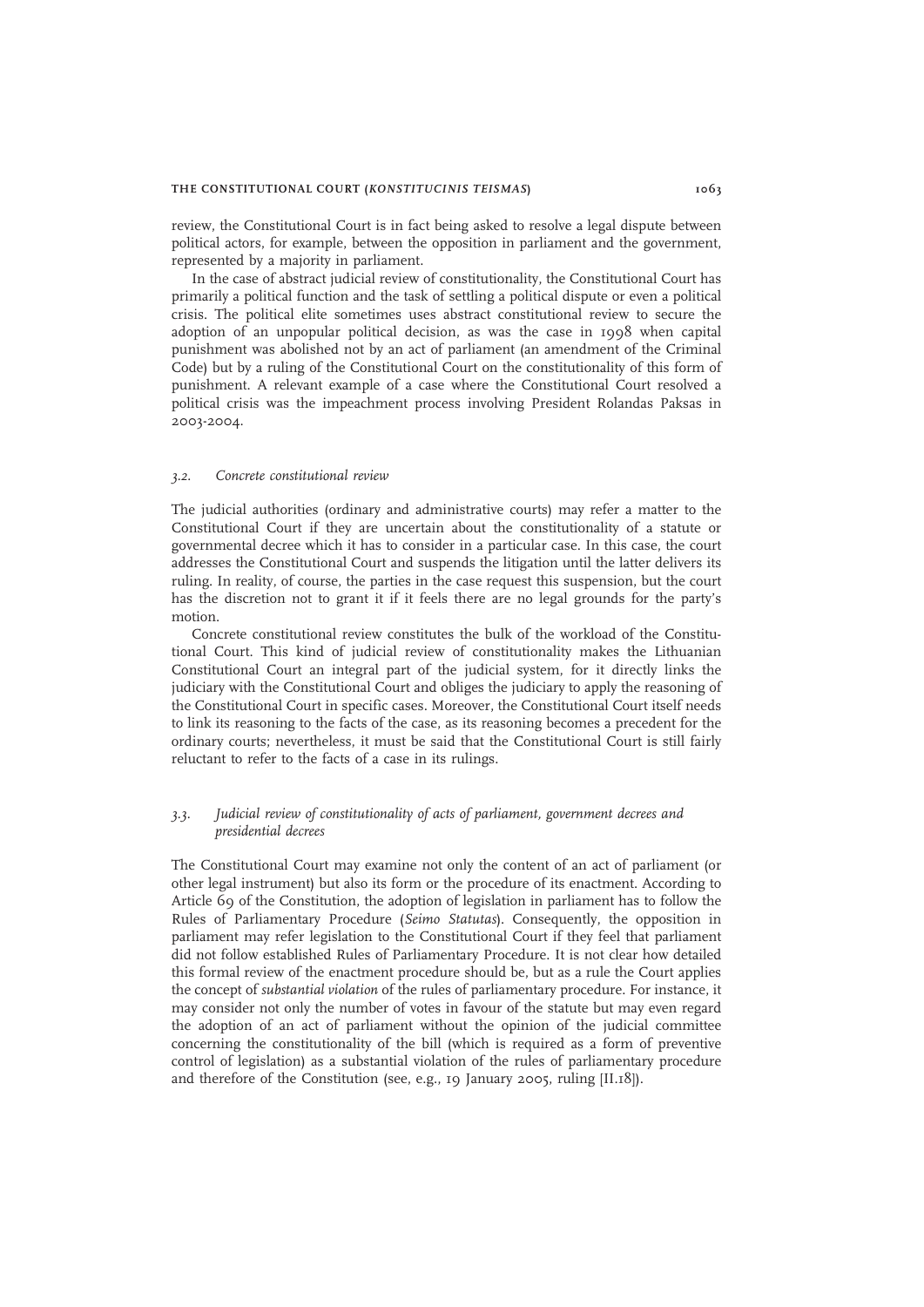review, the Constitutional Court is in fact being asked to resolve a legal dispute between political actors, for example, between the opposition in parliament and the government, represented by a majority in parliament.

In the case of abstract judicial review of constitutionality, the Constitutional Court has primarily a political function and the task of settling a political dispute or even a political crisis. The political elite sometimes uses abstract constitutional review to secure the adoption of an unpopular political decision, as was the case in 1998 when capital punishment was abolished not by an act of parliament (an amendment of the Criminal Code) but by a ruling of the Constitutional Court on the constitutionality of this form of punishment. A relevant example of a case where the Constitutional Court resolved a political crisis was the impeachment process involving President Rolandas Paksas in 2003-2004.

### *3.2. Concrete constitutional review*

The judicial authorities (ordinary and administrative courts) may refer a matter to the Constitutional Court if they are uncertain about the constitutionality of a statute or governmental decree which it has to consider in a particular case. In this case, the court addresses the Constitutional Court and suspends the litigation until the latter delivers its ruling. In reality, of course, the parties in the case request this suspension, but the court has the discretion not to grant it if it feels there are no legal grounds for the party's motion.

Concrete constitutional review constitutes the bulk of the workload of the Constitutional Court. This kind of judicial review of constitutionality makes the Lithuanian Constitutional Court an integral part of the judicial system, for it directly links the judiciary with the Constitutional Court and obliges the judiciary to apply the reasoning of the Constitutional Court in specific cases. Moreover, the Constitutional Court itself needs to link its reasoning to the facts of the case, as its reasoning becomes a precedent for the ordinary courts; nevertheless, it must be said that the Constitutional Court is still fairly reluctant to refer to the facts of a case in its rulings.

### *3.3. Judicial review of constitutionality of acts of parliament, government decrees and presidential decrees*

The Constitutional Court may examine not only the content of an act of parliament (or other legal instrument) but also its form or the procedure of its enactment. According to Article 69 of the Constitution, the adoption of legislation in parliament has to follow the Rules of Parliamentary Procedure (*Seimo Statutas*). Consequently, the opposition in parliament may refer legislation to the Constitutional Court if they feel that parliament did not follow established Rules of Parliamentary Procedure. It is not clear how detailed this formal review of the enactment procedure should be, but as a rule the Court applies the concept of *substantial violation* of the rules of parliamentary procedure. For instance, it may consider not only the number of votes in favour of the statute but may even regard the adoption of an act of parliament without the opinion of the judicial committee concerning the constitutionality of the bill (which is required as a form of preventive control of legislation) as a substantial violation of the rules of parliamentary procedure and therefore of the Constitution (see, e.g., 19 January 2005, ruling [II.18]).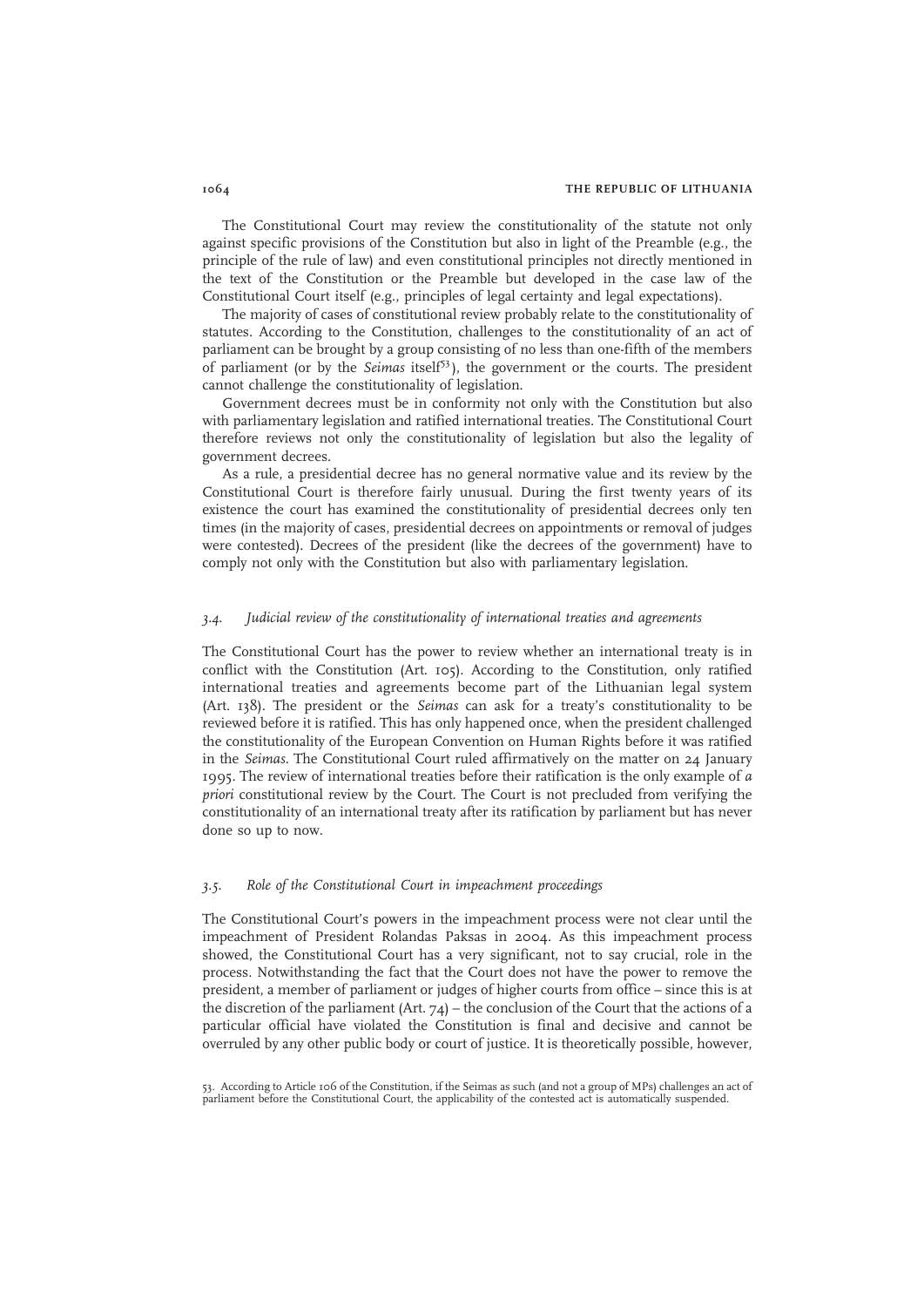The Constitutional Court may review the constitutionality of the statute not only against specific provisions of the Constitution but also in light of the Preamble (e.g., the principle of the rule of law) and even constitutional principles not directly mentioned in the text of the Constitution or the Preamble but developed in the case law of the Constitutional Court itself (e.g., principles of legal certainty and legal expectations).

The majority of cases of constitutional review probably relate to the constitutionality of statutes. According to the Constitution, challenges to the constitutionality of an act of parliament can be brought by a group consisting of no less than one-fifth of the members of parliament (or by the *Seimas* itself[53]), the government or the courts. The president cannot challenge the constitutionality of legislation.

Government decrees must be in conformity not only with the Constitution but also with parliamentary legislation and ratified international treaties. The Constitutional Court therefore reviews not only the constitutionality of legislation but also the legality of government decrees.

As a rule, a presidential decree has no general normative value and its review by the Constitutional Court is therefore fairly unusual. During the first twenty years of its existence the court has examined the constitutionality of presidential decrees only ten times (in the majority of cases, presidential decrees on appointments or removal of judges were contested). Decrees of the president (like the decrees of the government) have to comply not only with the Constitution but also with parliamentary legislation.

### *3.4. Judicial review of the constitutionality of international treaties and agreements*

The Constitutional Court has the power to review whether an international treaty is in conflict with the Constitution (Art. 105). According to the Constitution, only ratified international treaties and agreements become part of the Lithuanian legal system (Art. 138). The president or the *Seimas* can ask for a treaty's constitutionality to be reviewed before it is ratified. This has only happened once, when the president challenged the constitutionality of the European Convention on Human Rights before it was ratified in the *Seimas*. The Constitutional Court ruled affirmatively on the matter on 24 January 1995. The review of international treaties before their ratification is the only example of *a priori* constitutional review by the Court. The Court is not precluded from verifying the constitutionality of an international treaty after its ratification by parliament but has never done so up to now.

### *3.5. Role of the Constitutional Court in impeachment proceedings*

The Constitutional Court's powers in the impeachment process were not clear until the impeachment of President Rolandas Paksas in 2004. As this impeachment process showed, the Constitutional Court has a very significant, not to say crucial, role in the process. Notwithstanding the fact that the Court does not have the power to remove the president, a member of parliament or judges of higher courts from office – since this is at the discretion of the parliament (Art. 74) – the conclusion of the Court that the actions of a particular official have violated the Constitution is final and decisive and cannot be overruled by any other public body or court of justice. It is theoretically possible, however,

53. According to Article 106 of the Constitution, if the Seimas as such (and not a group of MPs) challenges an act of parliament before the Constitutional Court, the applicability of the contested act is automatically suspended.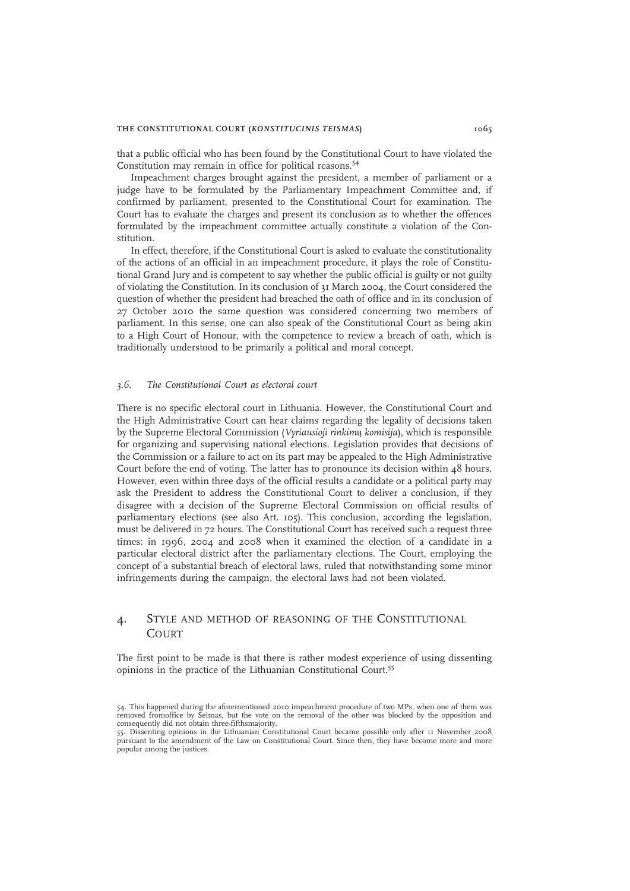that a public official who has been found by the Constitutional Court to have violated the Constitution may remain in office for political reasons.[54]

Impeachment charges brought against the president, a member of parliament or a judge have to be formulated by the Parliamentary Impeachment Committee and, if confirmed by parliament, presented to the Constitutional Court for examination. The Court has to evaluate the charges and present its conclusion as to whether the offences formulated by the impeachment committee actually constitute a violation of the Constitution.

In effect, therefore, if the Constitutional Court is asked to evaluate the constitutionality of the actions of an official in an impeachment procedure, it plays the role of Constitutional Grand Jury and is competent to say whether the public official is guilty or not guilty of violating the Constitution. In its conclusion of 31 March 2004, the Court considered the question of whether the president had breached the oath of office and in its conclusion of 27 October 2010 the same question was considered concerning two members of parliament. In this sense, one can also speak of the Constitutional Court as being akin to a High Court of Honour, with the competence to review a breach of oath, which is traditionally understood to be primarily a political and moral concept.

### *3.6. The Constitutional Court as electoral court*

There is no specific electoral court in Lithuania. However, the Constitutional Court and the High Administrative Court can hear claims regarding the legality of decisions taken by the Supreme Electoral Commission (*Vyriausioji rinkimų komisija*), which is responsible for organizing and supervising national elections. Legislation provides that decisions of the Commission or a failure to act on its part may be appealed to the High Administrative Court before the end of voting. The latter has to pronounce its decision within 48 hours. However, even within three days of the official results a candidate or a political party may ask the President to address the Constitutional Court to deliver a conclusion, if they disagree with a decision of the Supreme Electoral Commission on official results of parliamentary elections (see also Art. 105). This conclusion, according the legislation, must be delivered in 72 hours. The Constitutional Court has received such a request three times: in 1996, 2004 and 2008 when it examined the election of a candidate in a particular electoral district after the parliamentary elections. The Court, employing the concept of a substantial breach of electoral laws, ruled that notwithstanding some minor infringements during the campaign, the electoral laws had not been violated.

## 4. Style and method of reasoning of the Constitutional Court

The first point to be made is that there is rather modest experience of using dissenting opinions in the practice of the Lithuanian Constitutional Court.[55]

54. This happened during the aforementioned 2010 impeachment procedure of two MPs, when one of them was removed fromoffice by Seimas, but the vote on the removal of the other was blocked by the opposition and consequently did not obtain three-fifthsmajority.

55. Dissenting opinions in the Lithuanian Constitutional Court became possible only after 11 November 2008 pursuant to the amendment of the Law on Constitutional Court. Since then, they have become more and more popular among the justices.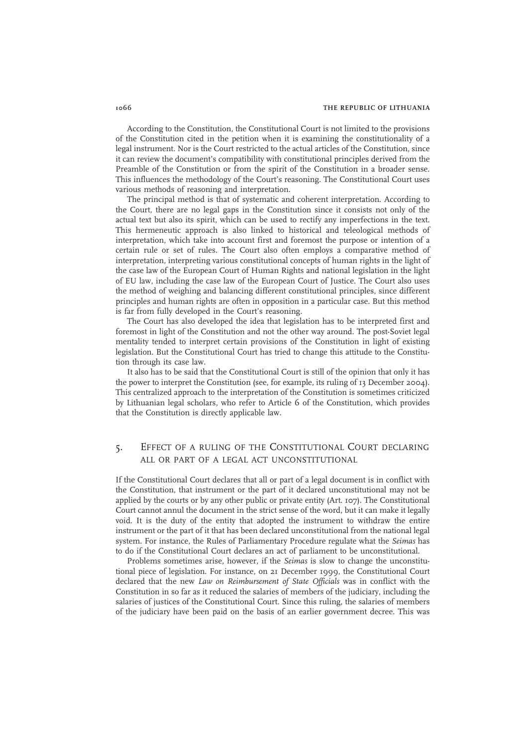According to the Constitution, the Constitutional Court is not limited to the provisions of the Constitution cited in the petition when it is examining the constitutionality of a legal instrument. Nor is the Court restricted to the actual articles of the Constitution, since it can review the document's compatibility with constitutional principles derived from the Preamble of the Constitution or from the spirit of the Constitution in a broader sense. This influences the methodology of the Court's reasoning. The Constitutional Court uses various methods of reasoning and interpretation.

The principal method is that of systematic and coherent interpretation. According to the Court, there are no legal gaps in the Constitution since it consists not only of the actual text but also its spirit, which can be used to rectify any imperfections in the text. This hermeneutic approach is also linked to historical and teleological methods of interpretation, which take into account first and foremost the purpose or intention of a certain rule or set of rules. The Court also often employs a comparative method of interpretation, interpreting various constitutional concepts of human rights in the light of the case law of the European Court of Human Rights and national legislation in the light of EU law, including the case law of the European Court of Justice. The Court also uses the method of weighing and balancing different constitutional principles, since different principles and human rights are often in opposition in a particular case. But this method is far from fully developed in the Court's reasoning.

The Court has also developed the idea that legislation has to be interpreted first and foremost in light of the Constitution and not the other way around. The post-Soviet legal mentality tended to interpret certain provisions of the Constitution in light of existing legislation. But the Constitutional Court has tried to change this attitude to the Constitution through its case law.

It also has to be said that the Constitutional Court is still of the opinion that only it has the power to interpret the Constitution (see, for example, its ruling of 13 December 2004). This centralized approach to the interpretation of the Constitution is sometimes criticized by Lithuanian legal scholars, who refer to Article 6 of the Constitution, which provides that the Constitution is directly applicable law.

## 5. Effect of a ruling of the Constitutional Court declaring all or part of a legal act unconstitutional

If the Constitutional Court declares that all or part of a legal document is in conflict with the Constitution, that instrument or the part of it declared unconstitutional may not be applied by the courts or by any other public or private entity (Art. 107). The Constitutional Court cannot annul the document in the strict sense of the word, but it can make it legally void. It is the duty of the entity that adopted the instrument to withdraw the entire instrument or the part of it that has been declared unconstitutional from the national legal system. For instance, the Rules of Parliamentary Procedure regulate what the *Seimas* has to do if the Constitutional Court declares an act of parliament to be unconstitutional.

Problems sometimes arise, however, if the *Seimas* is slow to change the unconstitutional piece of legislation. For instance, on 21 December 1999, the Constitutional Court declared that the new *Law on Reimbursement of State Officials* was in conflict with the Constitution in so far as it reduced the salaries of members of the judiciary, including the salaries of justices of the Constitutional Court. Since this ruling, the salaries of members of the judiciary have been paid on the basis of an earlier government decree. This was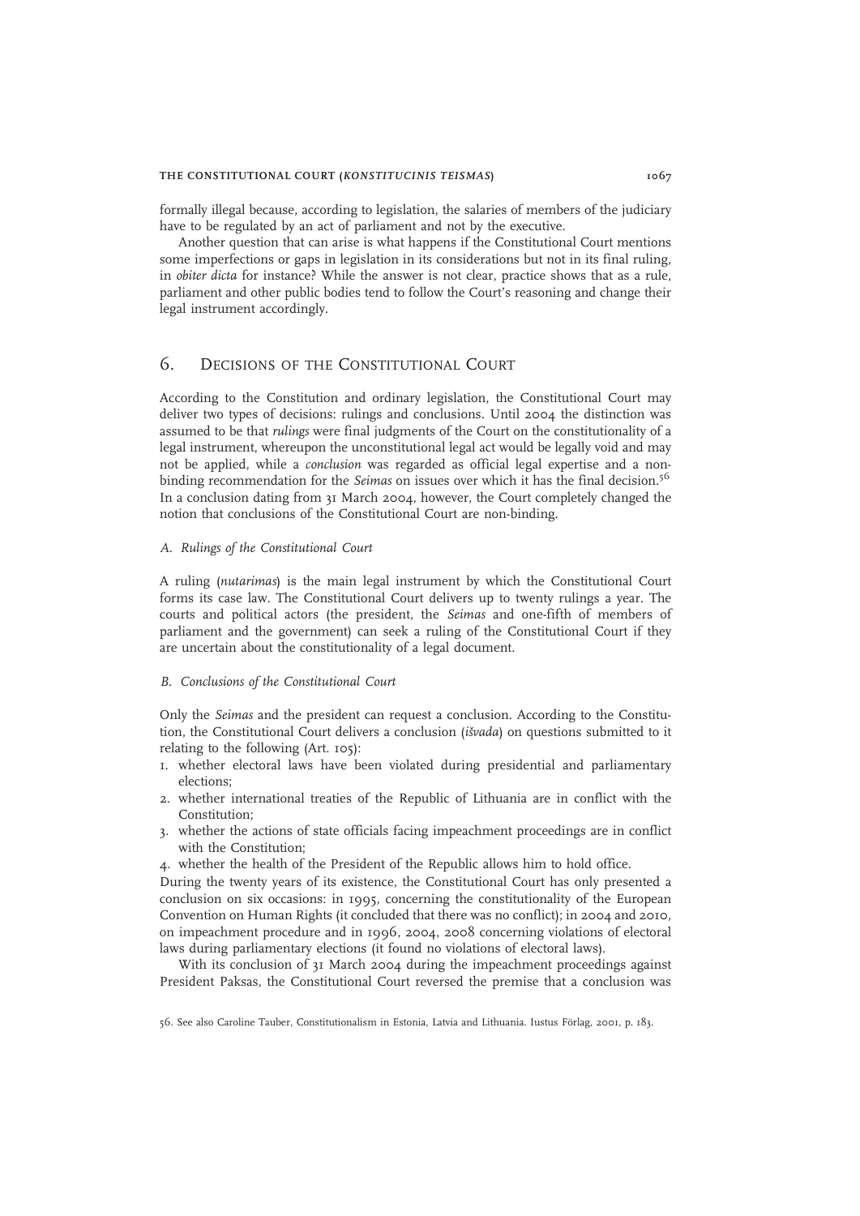formally illegal because, according to legislation, the salaries of members of the judiciary have to be regulated by an act of parliament and not by the executive.

Another question that can arise is what happens if the Constitutional Court mentions some imperfections or gaps in legislation in its considerations but not in its final ruling, in *obiter dicta* for instance? While the answer is not clear, practice shows that as a rule, parliament and other public bodies tend to follow the Court's reasoning and change their legal instrument accordingly.

## 6. Decisions of the Constitutional Court

According to the Constitution and ordinary legislation, the Constitutional Court may deliver two types of decisions: rulings and conclusions. Until 2004 the distinction was assumed to be that *rulings* were final judgments of the Court on the constitutionality of a legal instrument, whereupon the unconstitutional legal act would be legally void and may not be applied, while a *conclusion* was regarded as official legal expertise and a non-binding recommendation for the *Seimas* on issues over which it has the final decision.[56] In a conclusion dating from 31 March 2004, however, the Court completely changed the notion that conclusions of the Constitutional Court are non-binding.

### A. Rulings of the Constitutional Court

A ruling (*nutarimas*) is the main legal instrument by which the Constitutional Court forms its case law. The Constitutional Court delivers up to twenty rulings a year. The courts and political actors (the president, the *Seimas* and one-fifth of members of parliament and the government) can seek a ruling of the Constitutional Court if they are uncertain about the constitutionality of a legal document.

### B. Conclusions of the Constitutional Court

Only the *Seimas* and the president can request a conclusion. According to the Constitution, the Constitutional Court delivers a conclusion (*išvada*) on questions submitted to it relating to the following (Art. 105):

1. whether electoral laws have been violated during presidential and parliamentary elections;
2. whether international treaties of the Republic of Lithuania are in conflict with the Constitution;
3. whether the actions of state officials facing impeachment proceedings are in conflict with the Constitution;
4. whether the health of the President of the Republic allows him to hold office.

During the twenty years of its existence, the Constitutional Court has only presented a conclusion on six occasions: in 1995, concerning the constitutionality of the European Convention on Human Rights (it concluded that there was no conflict); in 2004 and 2010, on impeachment procedure and in 1996, 2004, 2008 concerning violations of electoral laws during parliamentary elections (it found no violations of electoral laws).

With its conclusion of 31 March 2004 during the impeachment proceedings against President Paksas, the Constitutional Court reversed the premise that a conclusion was

56. See also Caroline Tauber, Constitutionalism in Estonia, Latvia and Lithuania. Iustus Förlag, 2001, p. 183.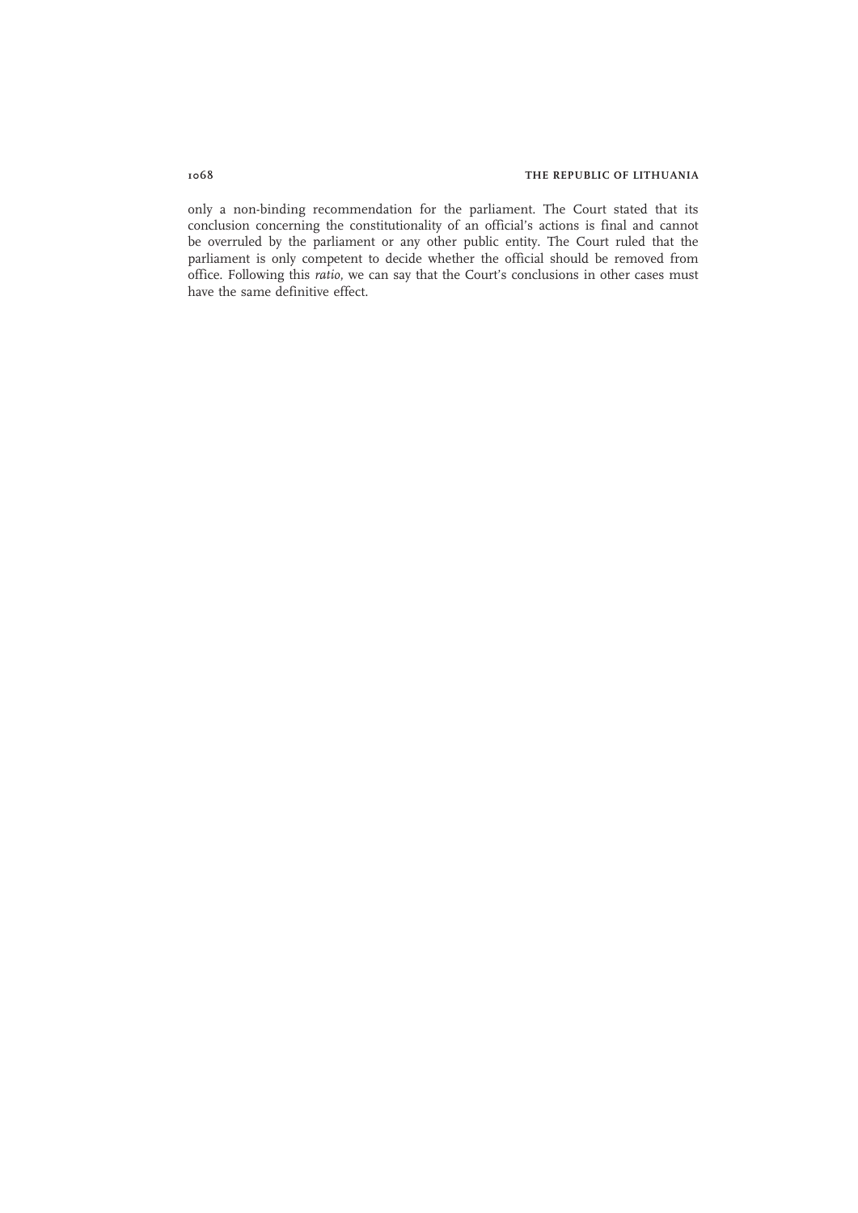only a non-binding recommendation for the parliament. The Court stated that its conclusion concerning the constitutionality of an official's actions is final and cannot be overruled by the parliament or any other public entity. The Court ruled that the parliament is only competent to decide whether the official should be removed from office. Following this *ratio*, we can say that the Court's conclusions in other cases must have the same definitive effect.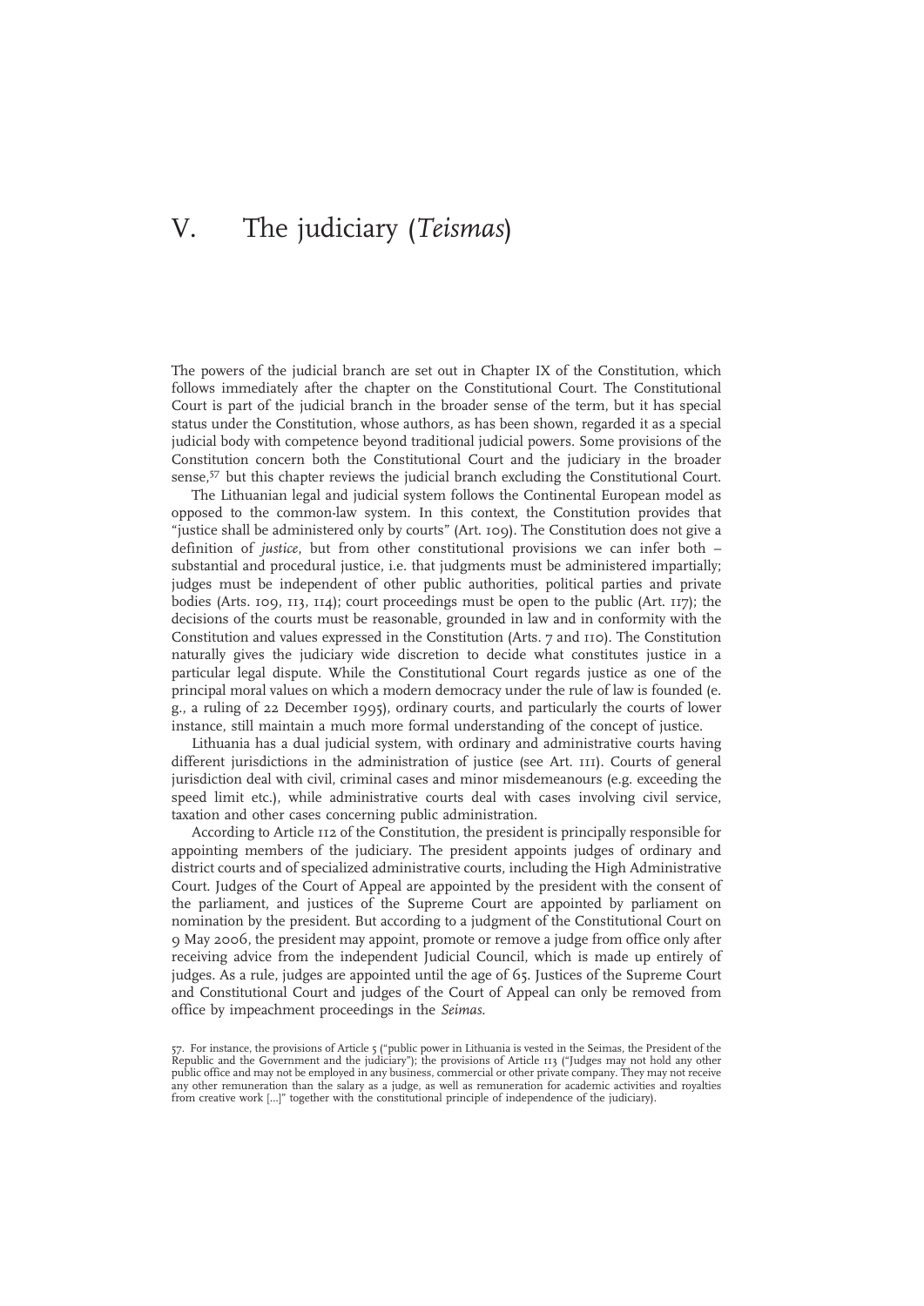# V. The judiciary (*Teismas*)

The powers of the judicial branch are set out in Chapter IX of the Constitution, which follows immediately after the chapter on the Constitutional Court. The Constitutional Court is part of the judicial branch in the broader sense of the term, but it has special status under the Constitution, whose authors, as has been shown, regarded it as a special judicial body with competence beyond traditional judicial powers. Some provisions of the Constitution concern both the Constitutional Court and the judiciary in the broader sense,[57] but this chapter reviews the judicial branch excluding the Constitutional Court.

The Lithuanian legal and judicial system follows the Continental European model as opposed to the common-law system. In this context, the Constitution provides that "justice shall be administered only by courts" (Art. 109). The Constitution does not give a definition of *justice*, but from other constitutional provisions we can infer both – substantial and procedural justice, i.e. that judgments must be administered impartially; judges must be independent of other public authorities, political parties and private bodies (Arts. 109, 113, 114); court proceedings must be open to the public (Art. 117); the decisions of the courts must be reasonable, grounded in law and in conformity with the Constitution and values expressed in the Constitution (Arts. 7 and 110). The Constitution naturally gives the judiciary wide discretion to decide what constitutes justice in a particular legal dispute. While the Constitutional Court regards justice as one of the principal moral values on which a modern democracy under the rule of law is founded (e. g., a ruling of 22 December 1995), ordinary courts, and particularly the courts of lower instance, still maintain a much more formal understanding of the concept of justice.

Lithuania has a dual judicial system, with ordinary and administrative courts having different jurisdictions in the administration of justice (see Art. 111). Courts of general jurisdiction deal with civil, criminal cases and minor misdemeanours (e.g. exceeding the speed limit etc.), while administrative courts deal with cases involving civil service, taxation and other cases concerning public administration.

According to Article 112 of the Constitution, the president is principally responsible for appointing members of the judiciary. The president appoints judges of ordinary and district courts and of specialized administrative courts, including the High Administrative Court. Judges of the Court of Appeal are appointed by the president with the consent of the parliament, and justices of the Supreme Court are appointed by parliament on nomination by the president. But according to a judgment of the Constitutional Court on 9 May 2006, the president may appoint, promote or remove a judge from office only after receiving advice from the independent Judicial Council, which is made up entirely of judges. As a rule, judges are appointed until the age of 65. Justices of the Supreme Court and Constitutional Court and judges of the Court of Appeal can only be removed from office by impeachment proceedings in the *Seimas*.

57. For instance, the provisions of Article 5 ("public power in Lithuania is vested in the Seimas, the President of the Republic and the Government and the judiciary"); the provisions of Article 113 ("Judges may not hold any other public office and may not be employed in any business, commercial or other private company. They may not receive any other remuneration than the salary as a judge, as well as remuneration for academic activities and royalties from creative work [...]" together with the constitutional principle of independence of the judiciary).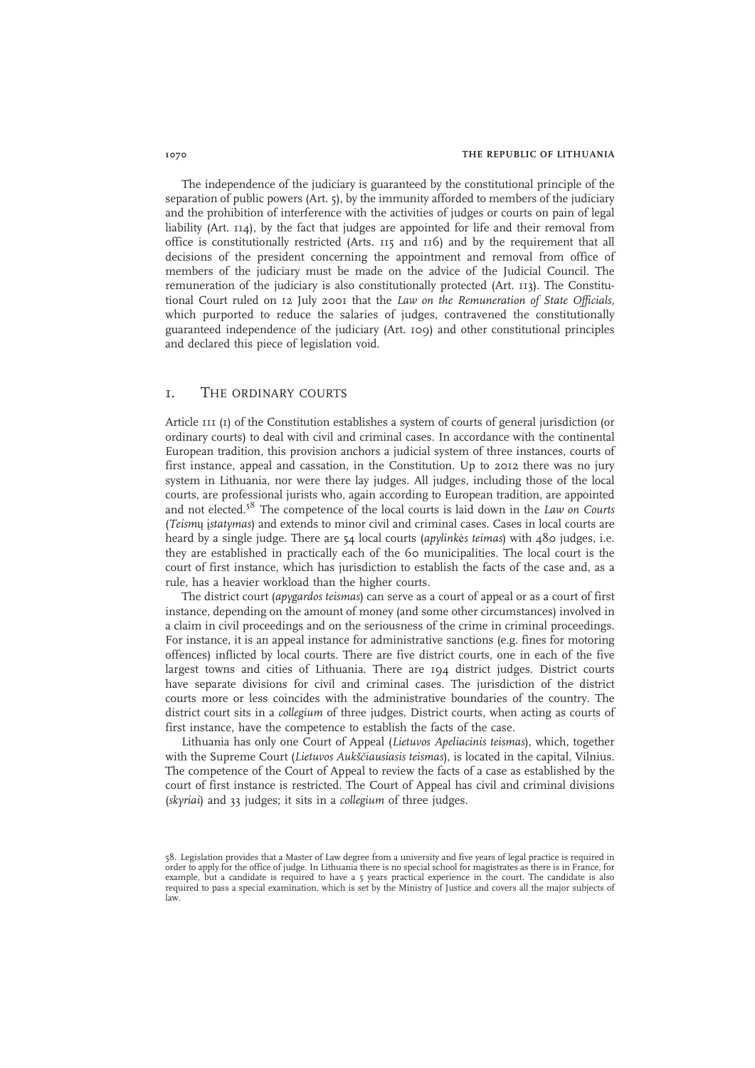The independence of the judiciary is guaranteed by the constitutional principle of the separation of public powers (Art. 5), by the immunity afforded to members of the judiciary and the prohibition of interference with the activities of judges or courts on pain of legal liability (Art. 114), by the fact that judges are appointed for life and their removal from office is constitutionally restricted (Arts. 115 and 116) and by the requirement that all decisions of the president concerning the appointment and removal from office of members of the judiciary must be made on the advice of the Judicial Council. The remuneration of the judiciary is also constitutionally protected (Art. 113). The Constitutional Court ruled on 12 July 2001 that the *Law on the Remuneration of State Officials*, which purported to reduce the salaries of judges, contravened the constitutionally guaranteed independence of the judiciary (Art. 109) and other constitutional principles and declared this piece of legislation void.

## 1. The ordinary courts

Article 111 (1) of the Constitution establishes a system of courts of general jurisdiction (or ordinary courts) to deal with civil and criminal cases. In accordance with the continental European tradition, this provision anchors a judicial system of three instances, courts of first instance, appeal and cassation, in the Constitution. Up to 2012 there was no jury system in Lithuania, nor were there lay judges. All judges, including those of the local courts, are professional jurists who, again according to European tradition, are appointed and not elected.[58] The competence of the local courts is laid down in the *Law on Courts* (*Teismų įstatymas*) and extends to minor civil and criminal cases. Cases in local courts are heard by a single judge. There are 54 local courts (*apylinkės teimas*) with 480 judges, i.e. they are established in practically each of the 60 municipalities. The local court is the court of first instance, which has jurisdiction to establish the facts of the case and, as a rule, has a heavier workload than the higher courts.

The district court (*apygardos teismas*) can serve as a court of appeal or as a court of first instance, depending on the amount of money (and some other circumstances) involved in a claim in civil proceedings and on the seriousness of the crime in criminal proceedings. For instance, it is an appeal instance for administrative sanctions (e.g. fines for motoring offences) inflicted by local courts. There are five district courts, one in each of the five largest towns and cities of Lithuania. There are 194 district judges. District courts have separate divisions for civil and criminal cases. The jurisdiction of the district courts more or less coincides with the administrative boundaries of the country. The district court sits in a *collegium* of three judges. District courts, when acting as courts of first instance, have the competence to establish the facts of the case.

Lithuania has only one Court of Appeal (*Lietuvos Apeliacinis teismas*), which, together with the Supreme Court (*Lietuvos Aukščiausiasis teismas*), is located in the capital, Vilnius. The competence of the Court of Appeal to review the facts of a case as established by the court of first instance is restricted. The Court of Appeal has civil and criminal divisions (*skyriai*) and 33 judges; it sits in a *collegium* of three judges.

58. Legislation provides that a Master of Law degree from a university and five years of legal practice is required in order to apply for the office of judge. In Lithuania there is no special school for magistrates as there is in France, for example, but a candidate is required to have a 5 years practical experience in the court. The candidate is also required to pass a special examination, which is set by the Ministry of Justice and covers all the major subjects of law.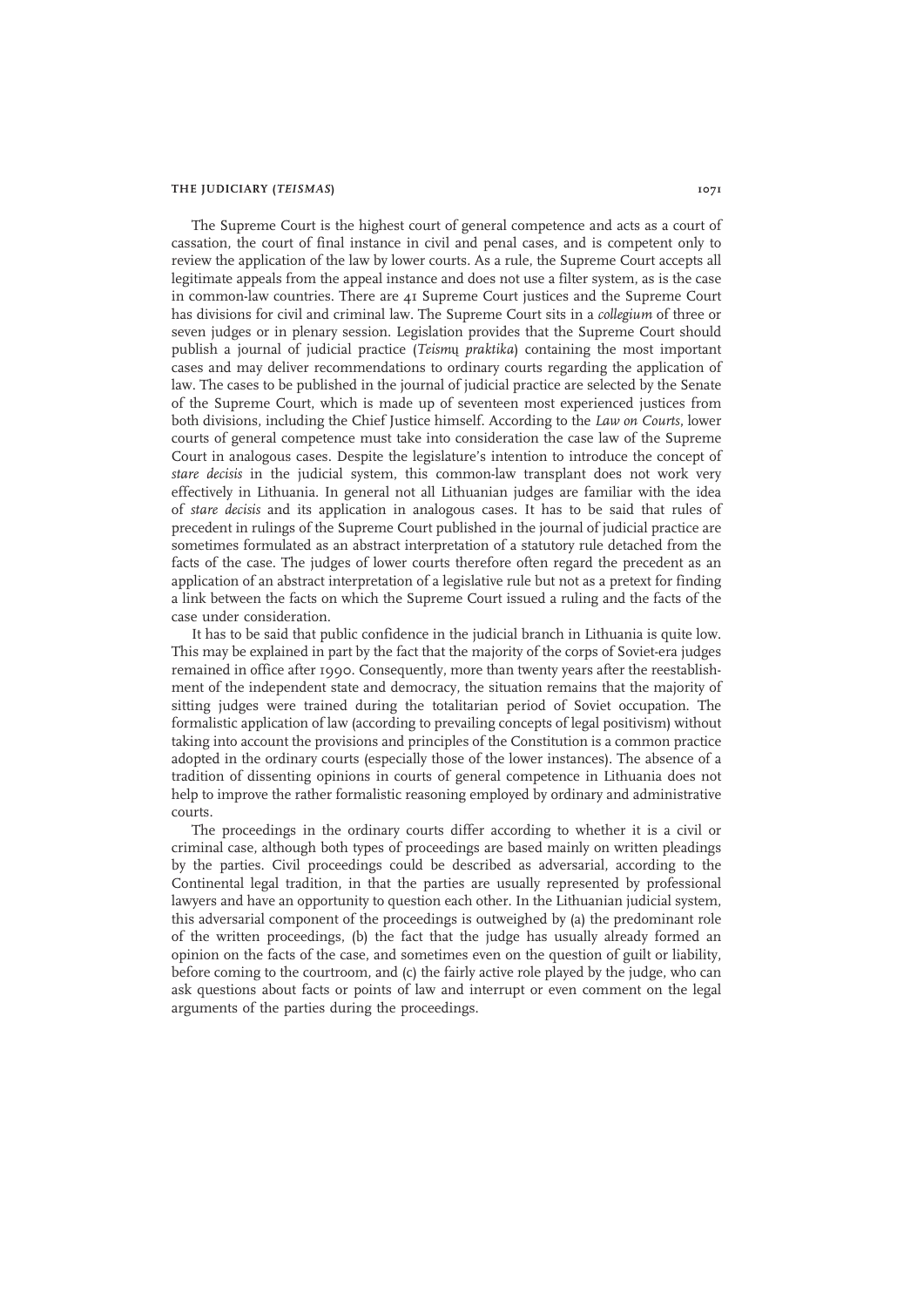The Supreme Court is the highest court of general competence and acts as a court of cassation, the court of final instance in civil and penal cases, and is competent only to review the application of the law by lower courts. As a rule, the Supreme Court accepts all legitimate appeals from the appeal instance and does not use a filter system, as is the case in common-law countries. There are 41 Supreme Court justices and the Supreme Court has divisions for civil and criminal law. The Supreme Court sits in a *collegium* of three or seven judges or in plenary session. Legislation provides that the Supreme Court should publish a journal of judicial practice (*Teismų praktika*) containing the most important cases and may deliver recommendations to ordinary courts regarding the application of law. The cases to be published in the journal of judicial practice are selected by the Senate of the Supreme Court, which is made up of seventeen most experienced justices from both divisions, including the Chief Justice himself. According to the *Law on Courts*, lower courts of general competence must take into consideration the case law of the Supreme Court in analogous cases. Despite the legislature's intention to introduce the concept of *stare decisis* in the judicial system, this common-law transplant does not work very effectively in Lithuania. In general not all Lithuanian judges are familiar with the idea of *stare decisis* and its application in analogous cases. It has to be said that rules of precedent in rulings of the Supreme Court published in the journal of judicial practice are sometimes formulated as an abstract interpretation of a statutory rule detached from the facts of the case. The judges of lower courts therefore often regard the precedent as an application of an abstract interpretation of a legislative rule but not as a pretext for finding a link between the facts on which the Supreme Court issued a ruling and the facts of the case under consideration.

It has to be said that public confidence in the judicial branch in Lithuania is quite low. This may be explained in part by the fact that the majority of the corps of Soviet-era judges remained in office after 1990. Consequently, more than twenty years after the reestablishment of the independent state and democracy, the situation remains that the majority of sitting judges were trained during the totalitarian period of Soviet occupation. The formalistic application of law (according to prevailing concepts of legal positivism) without taking into account the provisions and principles of the Constitution is a common practice adopted in the ordinary courts (especially those of the lower instances). The absence of a tradition of dissenting opinions in courts of general competence in Lithuania does not help to improve the rather formalistic reasoning employed by ordinary and administrative courts.

The proceedings in the ordinary courts differ according to whether it is a civil or criminal case, although both types of proceedings are based mainly on written pleadings by the parties. Civil proceedings could be described as adversarial, according to the Continental legal tradition, in that the parties are usually represented by professional lawyers and have an opportunity to question each other. In the Lithuanian judicial system, this adversarial component of the proceedings is outweighed by (a) the predominant role of the written proceedings, (b) the fact that the judge has usually already formed an opinion on the facts of the case, and sometimes even on the question of guilt or liability, before coming to the courtroom, and (c) the fairly active role played by the judge, who can ask questions about facts or points of law and interrupt or even comment on the legal arguments of the parties during the proceedings.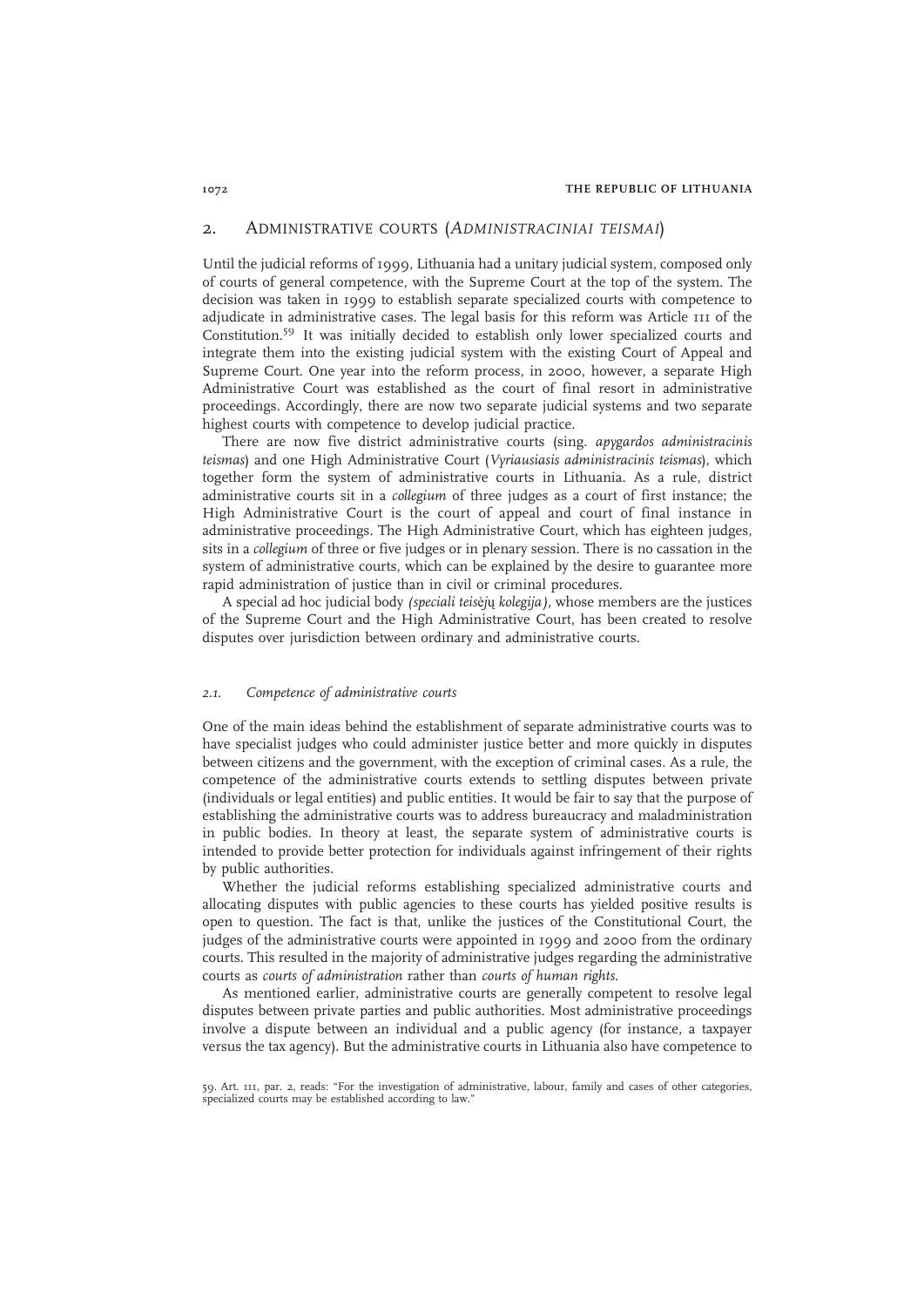## 2. Administrative courts (*Administraciniai teismai*)

Until the judicial reforms of 1999, Lithuania had a unitary judicial system, composed only of courts of general competence, with the Supreme Court at the top of the system. The decision was taken in 1999 to establish separate specialized courts with competence to adjudicate in administrative cases. The legal basis for this reform was Article 111 of the Constitution.[59] It was initially decided to establish only lower specialized courts and integrate them into the existing judicial system with the existing Court of Appeal and Supreme Court. One year into the reform process, in 2000, however, a separate High Administrative Court was established as the court of final resort in administrative proceedings. Accordingly, there are now two separate judicial systems and two separate highest courts with competence to develop judicial practice.

There are now five district administrative courts (sing. *apygardos administracinis teismas*) and one High Administrative Court (*Vyriausiasis administracinis teismas*), which together form the system of administrative courts in Lithuania. As a rule, district administrative courts sit in a *collegium* of three judges as a court of first instance; the High Administrative Court is the court of appeal and court of final instance in administrative proceedings. The High Administrative Court, which has eighteen judges, sits in a *collegium* of three or five judges or in plenary session. There is no cassation in the system of administrative courts, which can be explained by the desire to guarantee more rapid administration of justice than in civil or criminal procedures.

A special ad hoc judicial body *(speciali teisėjų kolegija)*, whose members are the justices of the Supreme Court and the High Administrative Court, has been created to resolve disputes over jurisdiction between ordinary and administrative courts.

### 2.1. Competence of administrative courts

One of the main ideas behind the establishment of separate administrative courts was to have specialist judges who could administer justice better and more quickly in disputes between citizens and the government, with the exception of criminal cases. As a rule, the competence of the administrative courts extends to settling disputes between private (individuals or legal entities) and public entities. It would be fair to say that the purpose of establishing the administrative courts was to address bureaucracy and maladministration in public bodies. In theory at least, the separate system of administrative courts is intended to provide better protection for individuals against infringement of their rights by public authorities.

Whether the judicial reforms establishing specialized administrative courts and allocating disputes with public agencies to these courts has yielded positive results is open to question. The fact is that, unlike the justices of the Constitutional Court, the judges of the administrative courts were appointed in 1999 and 2000 from the ordinary courts. This resulted in the majority of administrative judges regarding the administrative courts as *courts of administration* rather than *courts of human rights*.

As mentioned earlier, administrative courts are generally competent to resolve legal disputes between private parties and public authorities. Most administrative proceedings involve a dispute between an individual and a public agency (for instance, a taxpayer versus the tax agency). But the administrative courts in Lithuania also have competence to

59. Art. 111, par. 2, reads: "For the investigation of administrative, labour, family and cases of other categories, specialized courts may be established according to law."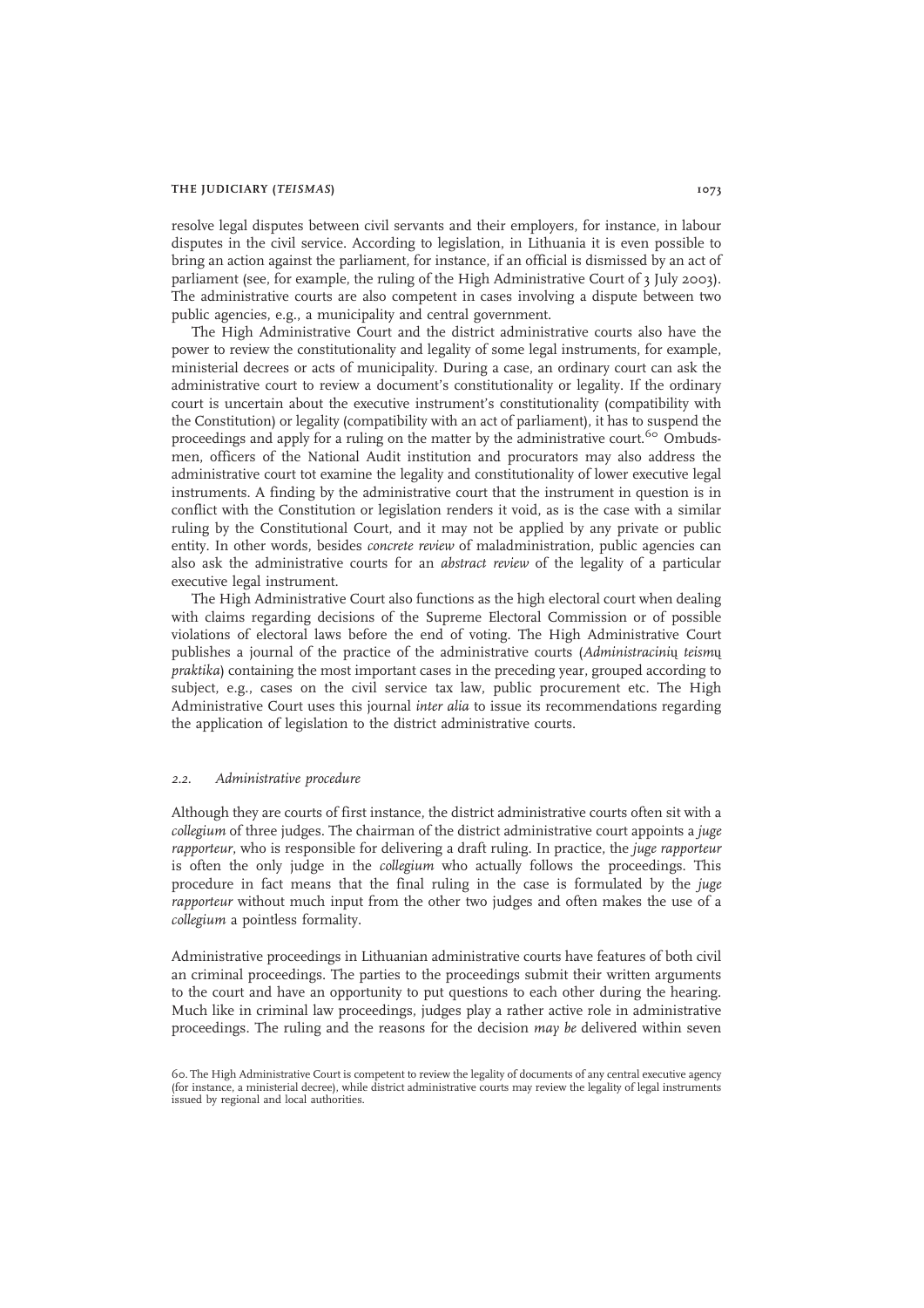resolve legal disputes between civil servants and their employers, for instance, in labour disputes in the civil service. According to legislation, in Lithuania it is even possible to bring an action against the parliament, for instance, if an official is dismissed by an act of parliament (see, for example, the ruling of the High Administrative Court of 3 July 2003). The administrative courts are also competent in cases involving a dispute between two public agencies, e.g., a municipality and central government.

The High Administrative Court and the district administrative courts also have the power to review the constitutionality and legality of some legal instruments, for example, ministerial decrees or acts of municipality. During a case, an ordinary court can ask the administrative court to review a document's constitutionality or legality. If the ordinary court is uncertain about the executive instrument's constitutionality (compatibility with the Constitution) or legality (compatibility with an act of parliament), it has to suspend the proceedings and apply for a ruling on the matter by the administrative court.[60] Ombudsmen, officers of the National Audit institution and procurators may also address the administrative court tot examine the legality and constitutionality of lower executive legal instruments. A finding by the administrative court that the instrument in question is in conflict with the Constitution or legislation renders it void, as is the case with a similar ruling by the Constitutional Court, and it may not be applied by any private or public entity. In other words, besides *concrete review* of maladministration, public agencies can also ask the administrative courts for an *abstract review* of the legality of a particular executive legal instrument.

The High Administrative Court also functions as the high electoral court when dealing with claims regarding decisions of the Supreme Electoral Commission or of possible violations of electoral laws before the end of voting. The High Administrative Court publishes a journal of the practice of the administrative courts (*Administracinių teismų praktika*) containing the most important cases in the preceding year, grouped according to subject, e.g., cases on the civil service tax law, public procurement etc. The High Administrative Court uses this journal *inter alia* to issue its recommendations regarding the application of legislation to the district administrative courts.

### *2.2. Administrative procedure*

Although they are courts of first instance, the district administrative courts often sit with a *collegium* of three judges. The chairman of the district administrative court appoints a *juge rapporteur*, who is responsible for delivering a draft ruling. In practice, the *juge rapporteur* is often the only judge in the *collegium* who actually follows the proceedings. This procedure in fact means that the final ruling in the case is formulated by the *juge rapporteur* without much input from the other two judges and often makes the use of a *collegium* a pointless formality.

Administrative proceedings in Lithuanian administrative courts have features of both civil an criminal proceedings. The parties to the proceedings submit their written arguments to the court and have an opportunity to put questions to each other during the hearing. Much like in criminal law proceedings, judges play a rather active role in administrative proceedings. The ruling and the reasons for the decision *may be* delivered within seven

60. The High Administrative Court is competent to review the legality of documents of any central executive agency (for instance, a ministerial decree), while district administrative courts may review the legality of legal instruments issued by regional and local authorities.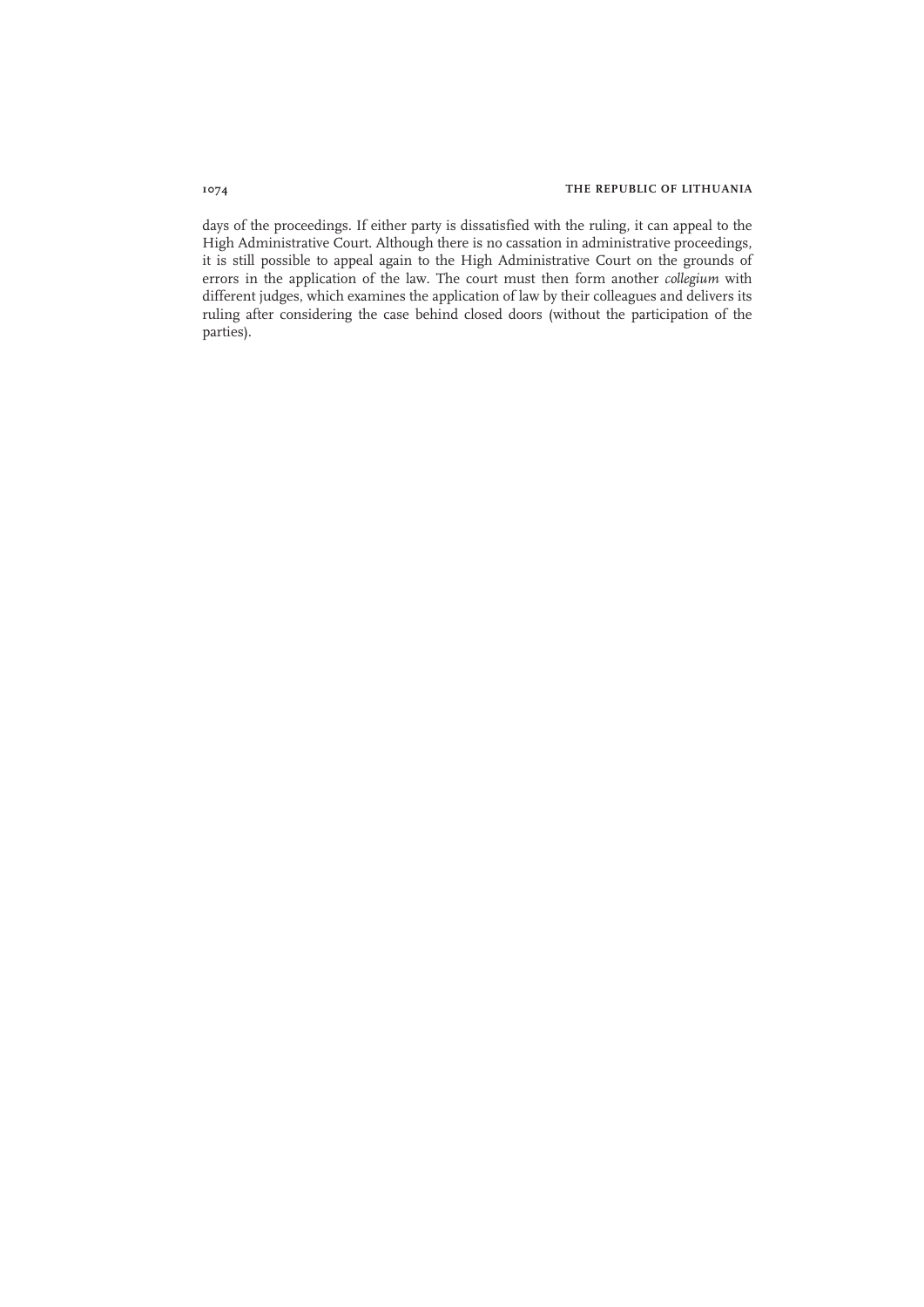days of the proceedings. If either party is dissatisfied with the ruling, it can appeal to the High Administrative Court. Although there is no cassation in administrative proceedings, it is still possible to appeal again to the High Administrative Court on the grounds of errors in the application of the law. The court must then form another *collegium* with different judges, which examines the application of law by their colleagues and delivers its ruling after considering the case behind closed doors (without the participation of the parties).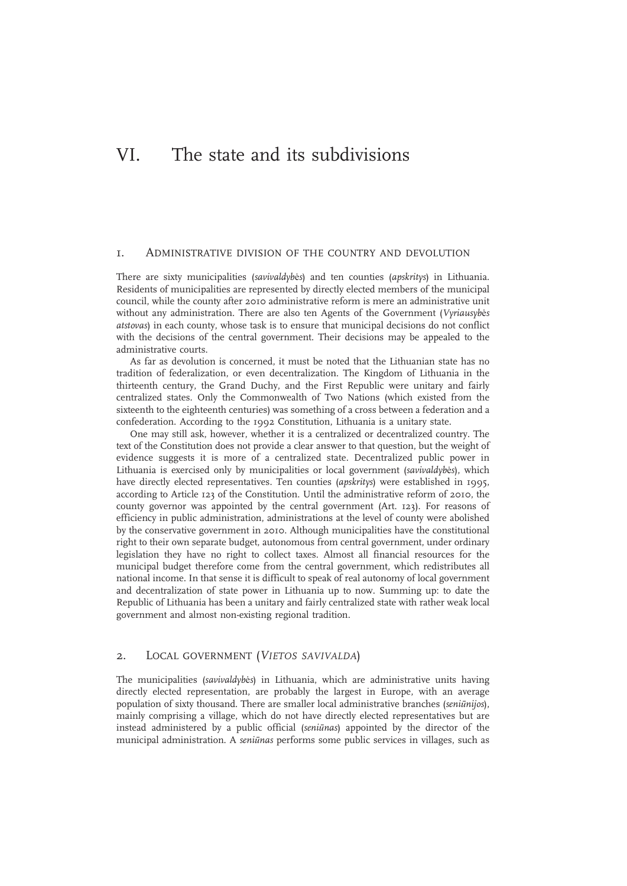# VI. The state and its subdivisions

## 1. Administrative division of the country and devolution

There are sixty municipalities (*savivaldybės*) and ten counties (*apskritys*) in Lithuania. Residents of municipalities are represented by directly elected members of the municipal council, while the county after 2010 administrative reform is mere an administrative unit without any administration. There are also ten Agents of the Government (*Vyriausybės atstovas*) in each county, whose task is to ensure that municipal decisions do not conflict with the decisions of the central government. Their decisions may be appealed to the administrative courts.

As far as devolution is concerned, it must be noted that the Lithuanian state has no tradition of federalization, or even decentralization. The Kingdom of Lithuania in the thirteenth century, the Grand Duchy, and the First Republic were unitary and fairly centralized states. Only the Commonwealth of Two Nations (which existed from the sixteenth to the eighteenth centuries) was something of a cross between a federation and a confederation. According to the 1992 Constitution, Lithuania is a unitary state.

One may still ask, however, whether it is a centralized or decentralized country. The text of the Constitution does not provide a clear answer to that question, but the weight of evidence suggests it is more of a centralized state. Decentralized public power in Lithuania is exercised only by municipalities or local government (*savivaldybės*), which have directly elected representatives. Ten counties (*apskritys*) were established in 1995, according to Article 123 of the Constitution. Until the administrative reform of 2010, the county governor was appointed by the central government (Art. 123). For reasons of efficiency in public administration, administrations at the level of county were abolished by the conservative government in 2010. Although municipalities have the constitutional right to their own separate budget, autonomous from central government, under ordinary legislation they have no right to collect taxes. Almost all financial resources for the municipal budget therefore come from the central government, which redistributes all national income. In that sense it is difficult to speak of real autonomy of local government and decentralization of state power in Lithuania up to now. Summing up: to date the Republic of Lithuania has been a unitary and fairly centralized state with rather weak local government and almost non-existing regional tradition.

## 2. Local government (*Vietos savivalda*)

The municipalities (*savivaldybės*) in Lithuania, which are administrative units having directly elected representation, are probably the largest in Europe, with an average population of sixty thousand. There are smaller local administrative branches (*seniūnijos*), mainly comprising a village, which do not have directly elected representatives but are instead administered by a public official (*seniūnas*) appointed by the director of the municipal administration. A *seniūnas* performs some public services in villages, such as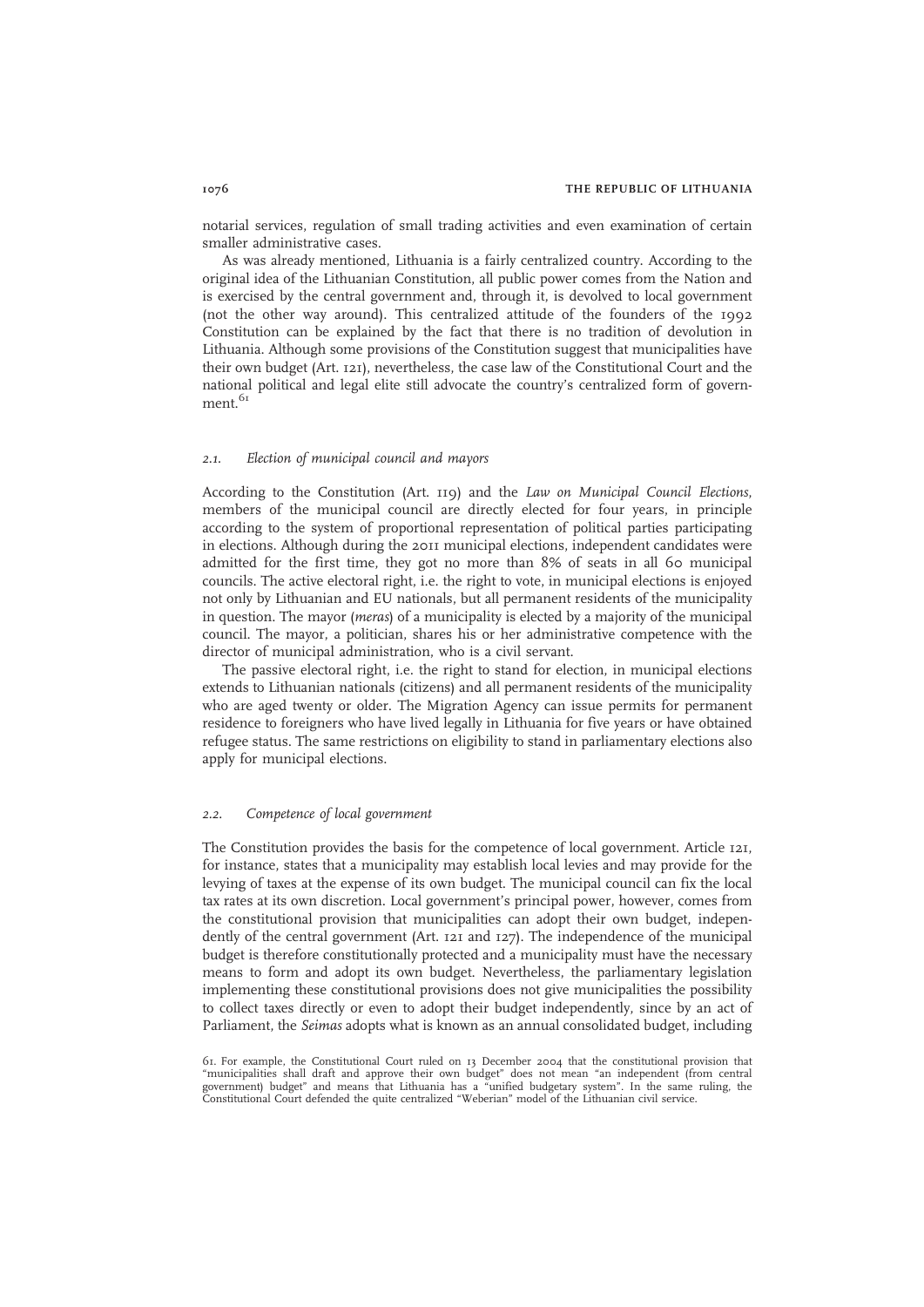notarial services, regulation of small trading activities and even examination of certain smaller administrative cases.

As was already mentioned, Lithuania is a fairly centralized country. According to the original idea of the Lithuanian Constitution, all public power comes from the Nation and is exercised by the central government and, through it, is devolved to local government (not the other way around). This centralized attitude of the founders of the 1992 Constitution can be explained by the fact that there is no tradition of devolution in Lithuania. Although some provisions of the Constitution suggest that municipalities have their own budget (Art. 121), nevertheless, the case law of the Constitutional Court and the national political and legal elite still advocate the country's centralized form of government.[61]

### 2.1. *Election of municipal council and mayors*

According to the Constitution (Art. 119) and the *Law on Municipal Council Elections*, members of the municipal council are directly elected for four years, in principle according to the system of proportional representation of political parties participating in elections. Although during the 2011 municipal elections, independent candidates were admitted for the first time, they got no more than 8% of seats in all 60 municipal councils. The active electoral right, i.e. the right to vote, in municipal elections is enjoyed not only by Lithuanian and EU nationals, but all permanent residents of the municipality in question. The mayor (*meras*) of a municipality is elected by a majority of the municipal council. The mayor, a politician, shares his or her administrative competence with the director of municipal administration, who is a civil servant.

The passive electoral right, i.e. the right to stand for election, in municipal elections extends to Lithuanian nationals (citizens) and all permanent residents of the municipality who are aged twenty or older. The Migration Agency can issue permits for permanent residence to foreigners who have lived legally in Lithuania for five years or have obtained refugee status. The same restrictions on eligibility to stand in parliamentary elections also apply for municipal elections.

### 2.2. *Competence of local government*

The Constitution provides the basis for the competence of local government. Article 121, for instance, states that a municipality may establish local levies and may provide for the levying of taxes at the expense of its own budget. The municipal council can fix the local tax rates at its own discretion. Local government's principal power, however, comes from the constitutional provision that municipalities can adopt their own budget, independently of the central government (Art. 121 and 127). The independence of the municipal budget is therefore constitutionally protected and a municipality must have the necessary means to form and adopt its own budget. Nevertheless, the parliamentary legislation implementing these constitutional provisions does not give municipalities the possibility to collect taxes directly or even to adopt their budget independently, since by an act of Parliament, the *Seimas* adopts what is known as an annual consolidated budget, including

61. For example, the Constitutional Court ruled on 13 December 2004 that the constitutional provision that "municipalities shall draft and approve their own budget" does not mean "an independent (from central government) budget" and means that Lithuania has a "unified budgetary system". In the same ruling, the Constitutional Court defended the quite centralized "Weberian" model of the Lithuanian civil service.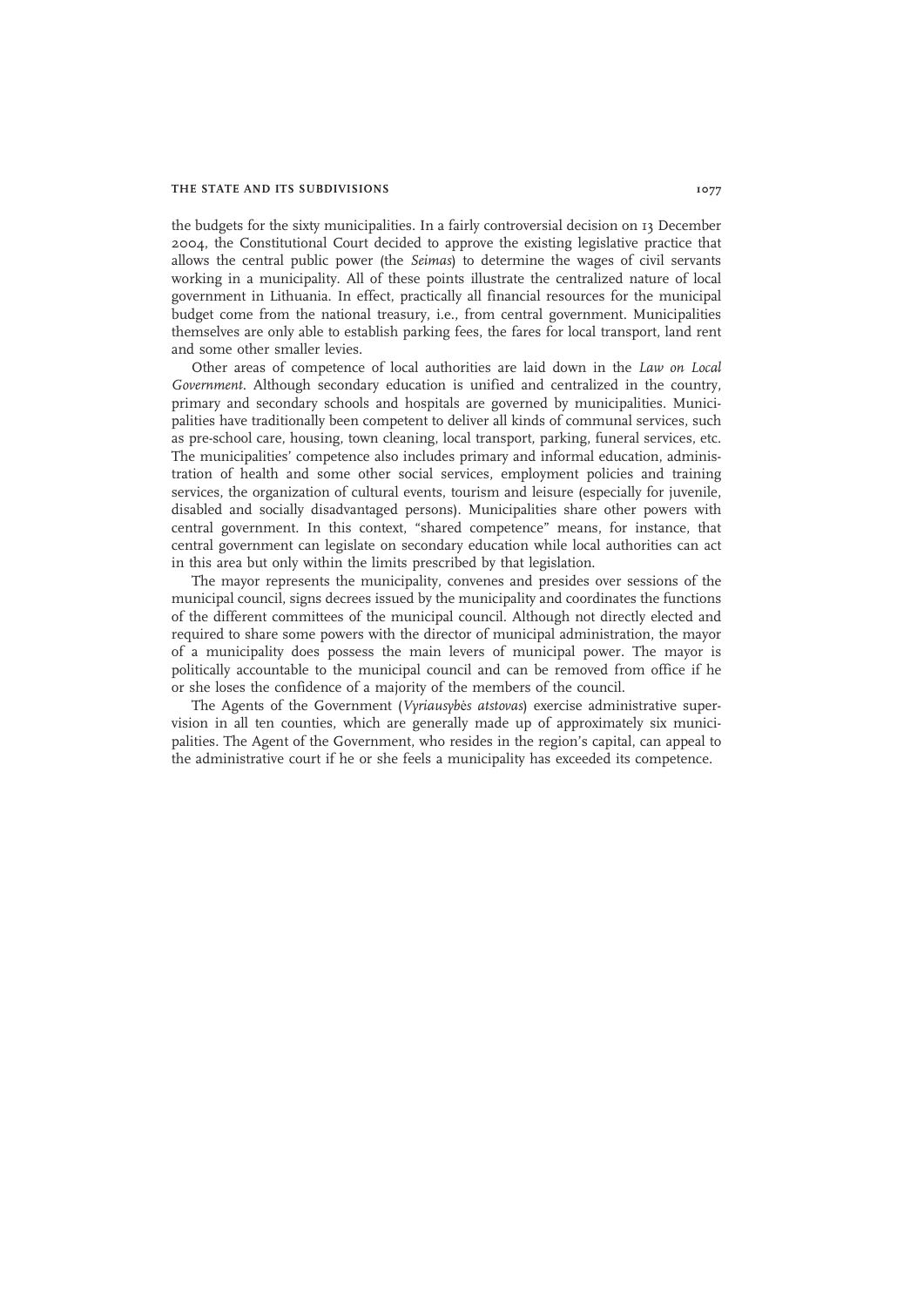the budgets for the sixty municipalities. In a fairly controversial decision on 13 December 2004, the Constitutional Court decided to approve the existing legislative practice that allows the central public power (the *Seimas*) to determine the wages of civil servants working in a municipality. All of these points illustrate the centralized nature of local government in Lithuania. In effect, practically all financial resources for the municipal budget come from the national treasury, i.e., from central government. Municipalities themselves are only able to establish parking fees, the fares for local transport, land rent and some other smaller levies.

Other areas of competence of local authorities are laid down in the *Law on Local Government*. Although secondary education is unified and centralized in the country, primary and secondary schools and hospitals are governed by municipalities. Municipalities have traditionally been competent to deliver all kinds of communal services, such as pre-school care, housing, town cleaning, local transport, parking, funeral services, etc. The municipalities' competence also includes primary and informal education, administration of health and some other social services, employment policies and training services, the organization of cultural events, tourism and leisure (especially for juvenile, disabled and socially disadvantaged persons). Municipalities share other powers with central government. In this context, "shared competence" means, for instance, that central government can legislate on secondary education while local authorities can act in this area but only within the limits prescribed by that legislation.

The mayor represents the municipality, convenes and presides over sessions of the municipal council, signs decrees issued by the municipality and coordinates the functions of the different committees of the municipal council. Although not directly elected and required to share some powers with the director of municipal administration, the mayor of a municipality does possess the main levers of municipal power. The mayor is politically accountable to the municipal council and can be removed from office if he or she loses the confidence of a majority of the members of the council.

The Agents of the Government (*Vyriausybės atstovas*) exercise administrative supervision in all ten counties, which are generally made up of approximately six municipalities. The Agent of the Government, who resides in the region's capital, can appeal to the administrative court if he or she feels a municipality has exceeded its competence.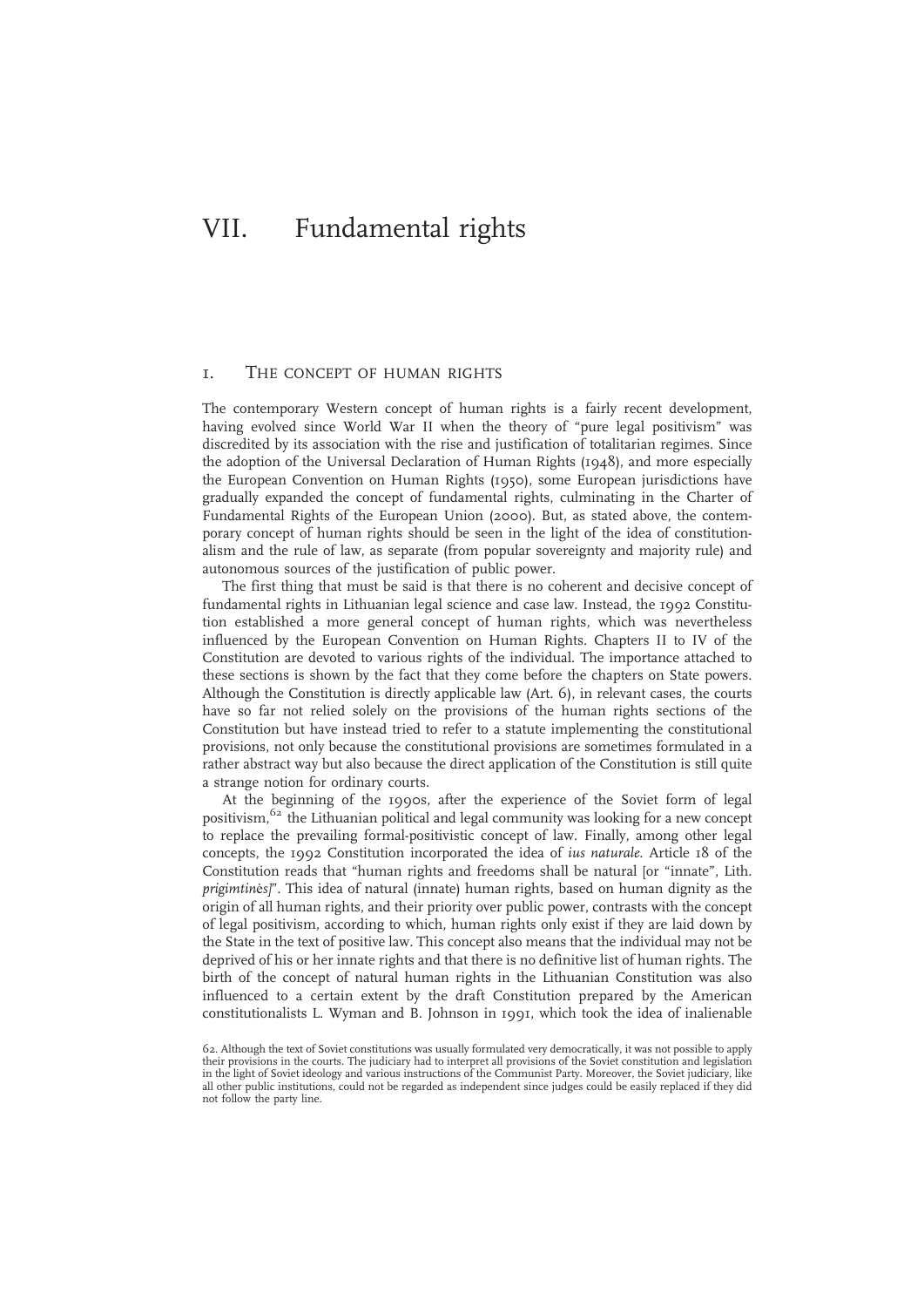# VII. Fundamental rights

## 1. The concept of human rights

The contemporary Western concept of human rights is a fairly recent development, having evolved since World War II when the theory of "pure legal positivism" was discredited by its association with the rise and justification of totalitarian regimes. Since the adoption of the Universal Declaration of Human Rights (1948), and more especially the European Convention on Human Rights (1950), some European jurisdictions have gradually expanded the concept of fundamental rights, culminating in the Charter of Fundamental Rights of the European Union (2000). But, as stated above, the contemporary concept of human rights should be seen in the light of the idea of constitutionalism and the rule of law, as separate (from popular sovereignty and majority rule) and autonomous sources of the justification of public power.

The first thing that must be said is that there is no coherent and decisive concept of fundamental rights in Lithuanian legal science and case law. Instead, the 1992 Constitution established a more general concept of human rights, which was nevertheless influenced by the European Convention on Human Rights. Chapters II to IV of the Constitution are devoted to various rights of the individual. The importance attached to these sections is shown by the fact that they come before the chapters on State powers. Although the Constitution is directly applicable law (Art. 6), in relevant cases, the courts have so far not relied solely on the provisions of the human rights sections of the Constitution but have instead tried to refer to a statute implementing the constitutional provisions, not only because the constitutional provisions are sometimes formulated in a rather abstract way but also because the direct application of the Constitution is still quite a strange notion for ordinary courts.

At the beginning of the 1990s, after the experience of the Soviet form of legal positivism,[62] the Lithuanian political and legal community was looking for a new concept to replace the prevailing formal-positivistic concept of law. Finally, among other legal concepts, the 1992 Constitution incorporated the idea of *ius naturale*. Article 18 of the Constitution reads that "human rights and freedoms shall be natural [or "innate", Lith. *prigimtinės*]". This idea of natural (innate) human rights, based on human dignity as the origin of all human rights, and their priority over public power, contrasts with the concept of legal positivism, according to which, human rights only exist if they are laid down by the State in the text of positive law. This concept also means that the individual may not be deprived of his or her innate rights and that there is no definitive list of human rights. The birth of the concept of natural human rights in the Lithuanian Constitution was also influenced to a certain extent by the draft Constitution prepared by the American constitutionalists L. Wyman and B. Johnson in 1991, which took the idea of inalienable

62. Although the text of Soviet constitutions was usually formulated very democratically, it was not possible to apply their provisions in the courts. The judiciary had to interpret all provisions of the Soviet constitution and legislation in the light of Soviet ideology and various instructions of the Communist Party. Moreover, the Soviet judiciary, like all other public institutions, could not be regarded as independent since judges could be easily replaced if they did not follow the party line.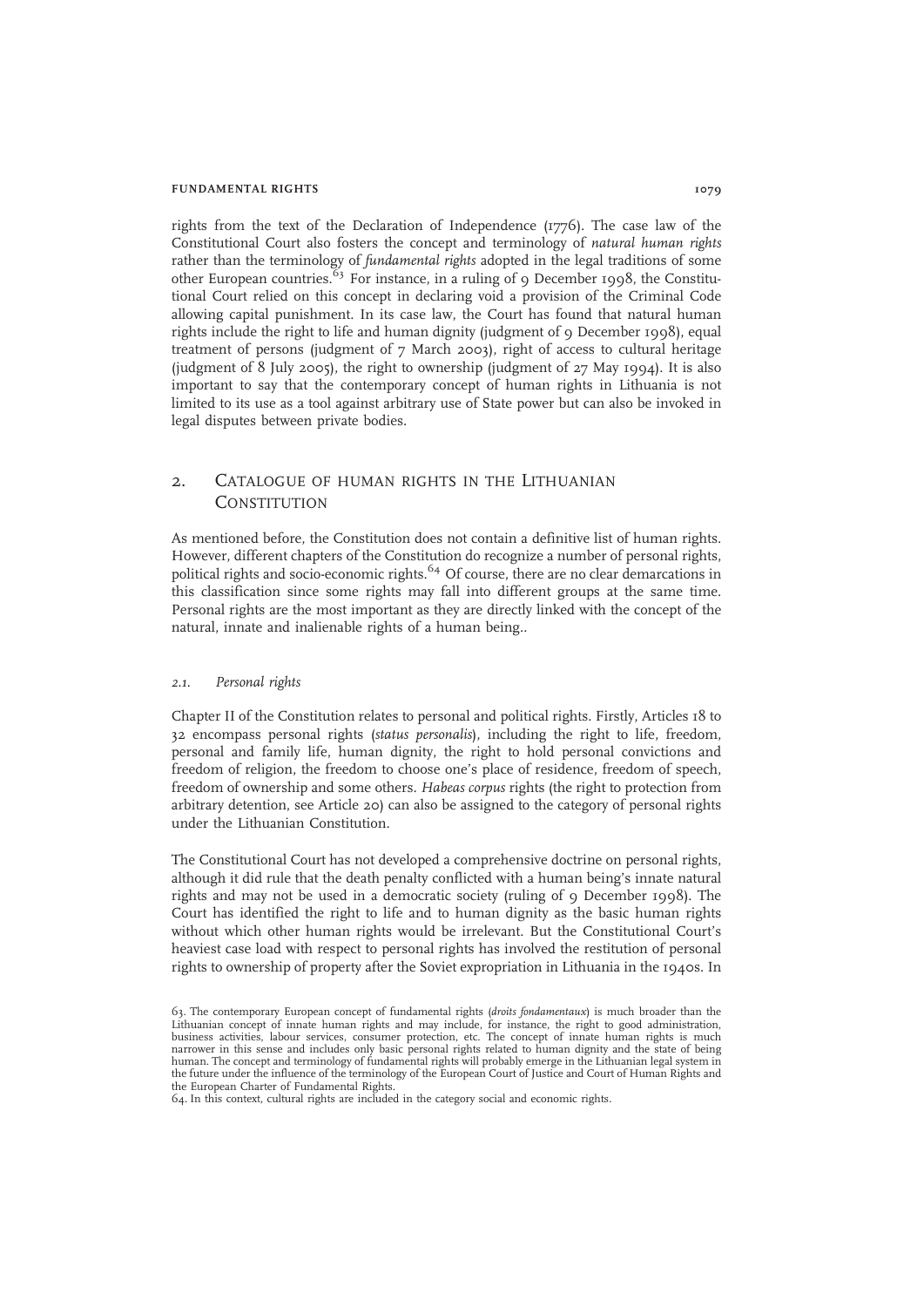rights from the text of the Declaration of Independence (1776). The case law of the Constitutional Court also fosters the concept and terminology of *natural human rights* rather than the terminology of *fundamental rights* adopted in the legal traditions of some other European countries.[63] For instance, in a ruling of 9 December 1998, the Constitutional Court relied on this concept in declaring void a provision of the Criminal Code allowing capital punishment. In its case law, the Court has found that natural human rights include the right to life and human dignity (judgment of 9 December 1998), equal treatment of persons (judgment of 7 March 2003), right of access to cultural heritage (judgment of 8 July 2005), the right to ownership (judgment of 27 May 1994). It is also important to say that the contemporary concept of human rights in Lithuania is not limited to its use as a tool against arbitrary use of State power but can also be invoked in legal disputes between private bodies.

## 2. Catalogue of human rights in the Lithuanian Constitution

As mentioned before, the Constitution does not contain a definitive list of human rights. However, different chapters of the Constitution do recognize a number of personal rights, political rights and socio-economic rights.[64] Of course, there are no clear demarcations in this classification since some rights may fall into different groups at the same time. Personal rights are the most important as they are directly linked with the concept of the natural, innate and inalienable rights of a human being..

### *2.1. Personal rights*

Chapter II of the Constitution relates to personal and political rights. Firstly, Articles 18 to 32 encompass personal rights (*status personalis*), including the right to life, freedom, personal and family life, human dignity, the right to hold personal convictions and freedom of religion, the freedom to choose one's place of residence, freedom of speech, freedom of ownership and some others. *Habeas corpus* rights (the right to protection from arbitrary detention, see Article 20) can also be assigned to the category of personal rights under the Lithuanian Constitution.

The Constitutional Court has not developed a comprehensive doctrine on personal rights, although it did rule that the death penalty conflicted with a human being's innate natural rights and may not be used in a democratic society (ruling of 9 December 1998). The Court has identified the right to life and to human dignity as the basic human rights without which other human rights would be irrelevant. But the Constitutional Court's heaviest case load with respect to personal rights has involved the restitution of personal rights to ownership of property after the Soviet expropriation in Lithuania in the 1940s. In

63. The contemporary European concept of fundamental rights (*droits fondamentaux*) is much broader than the Lithuanian concept of innate human rights and may include, for instance, the right to good administration, business activities, labour services, consumer protection, etc. The concept of innate human rights is much narrower in this sense and includes only basic personal rights related to human dignity and the state of being human. The concept and terminology of fundamental rights will probably emerge in the Lithuanian legal system in the future under the influence of the terminology of the European Court of Justice and Court of Human Rights and the European Charter of Fundamental Rights.

64. In this context, cultural rights are included in the category social and economic rights.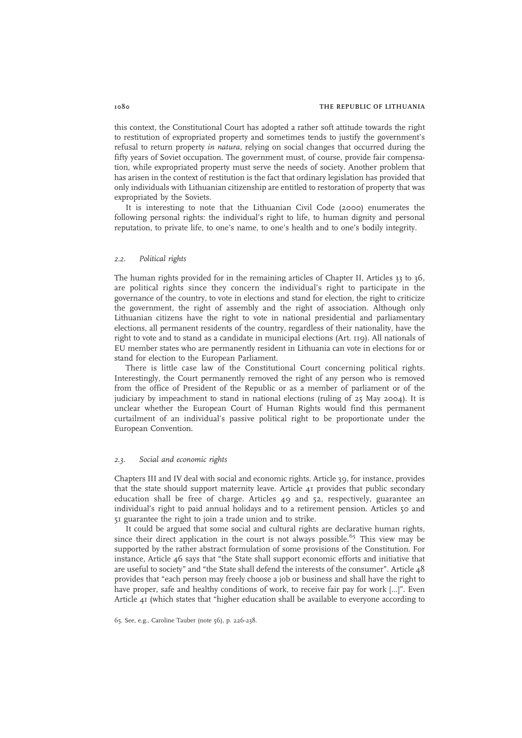this context, the Constitutional Court has adopted a rather soft attitude towards the right to restitution of expropriated property and sometimes tends to justify the government's refusal to return property *in natura*, relying on social changes that occurred during the fifty years of Soviet occupation. The government must, of course, provide fair compensation, while expropriated property must serve the needs of society. Another problem that has arisen in the context of restitution is the fact that ordinary legislation has provided that only individuals with Lithuanian citizenship are entitled to restoration of property that was expropriated by the Soviets.

It is interesting to note that the Lithuanian Civil Code (2000) enumerates the following personal rights: the individual's right to life, to human dignity and personal reputation, to private life, to one's name, to one's health and to one's bodily integrity.

### *2.2. Political rights*

The human rights provided for in the remaining articles of Chapter II, Articles 33 to 36, are political rights since they concern the individual's right to participate in the governance of the country, to vote in elections and stand for election, the right to criticize the government, the right of assembly and the right of association. Although only Lithuanian citizens have the right to vote in national presidential and parliamentary elections, all permanent residents of the country, regardless of their nationality, have the right to vote and to stand as a candidate in municipal elections (Art. 119). All nationals of EU member states who are permanently resident in Lithuania can vote in elections for or stand for election to the European Parliament.

There is little case law of the Constitutional Court concerning political rights. Interestingly, the Court permanently removed the right of any person who is removed from the office of President of the Republic or as a member of parliament or of the judiciary by impeachment to stand in national elections (ruling of 25 May 2004). It is unclear whether the European Court of Human Rights would find this permanent curtailment of an individual's passive political right to be proportionate under the European Convention.

### *2.3. Social and economic rights*

Chapters III and IV deal with social and economic rights. Article 39, for instance, provides that the state should support maternity leave. Article 41 provides that public secondary education shall be free of charge. Articles 49 and 52, respectively, guarantee an individual's right to paid annual holidays and to a retirement pension. Articles 50 and 51 guarantee the right to join a trade union and to strike.

It could be argued that some social and cultural rights are declarative human rights, since their direct application in the court is not always possible.[65] This view may be supported by the rather abstract formulation of some provisions of the Constitution. For instance, Article 46 says that "the State shall support economic efforts and initiative that are useful to society" and "the State shall defend the interests of the consumer". Article 48 provides that "each person may freely choose a job or business and shall have the right to have proper, safe and healthy conditions of work, to receive fair pay for work [...]". Even Article 41 (which states that "higher education shall be available to everyone according to

65. See, e.g., Caroline Tauber (note 56), p. 226-238.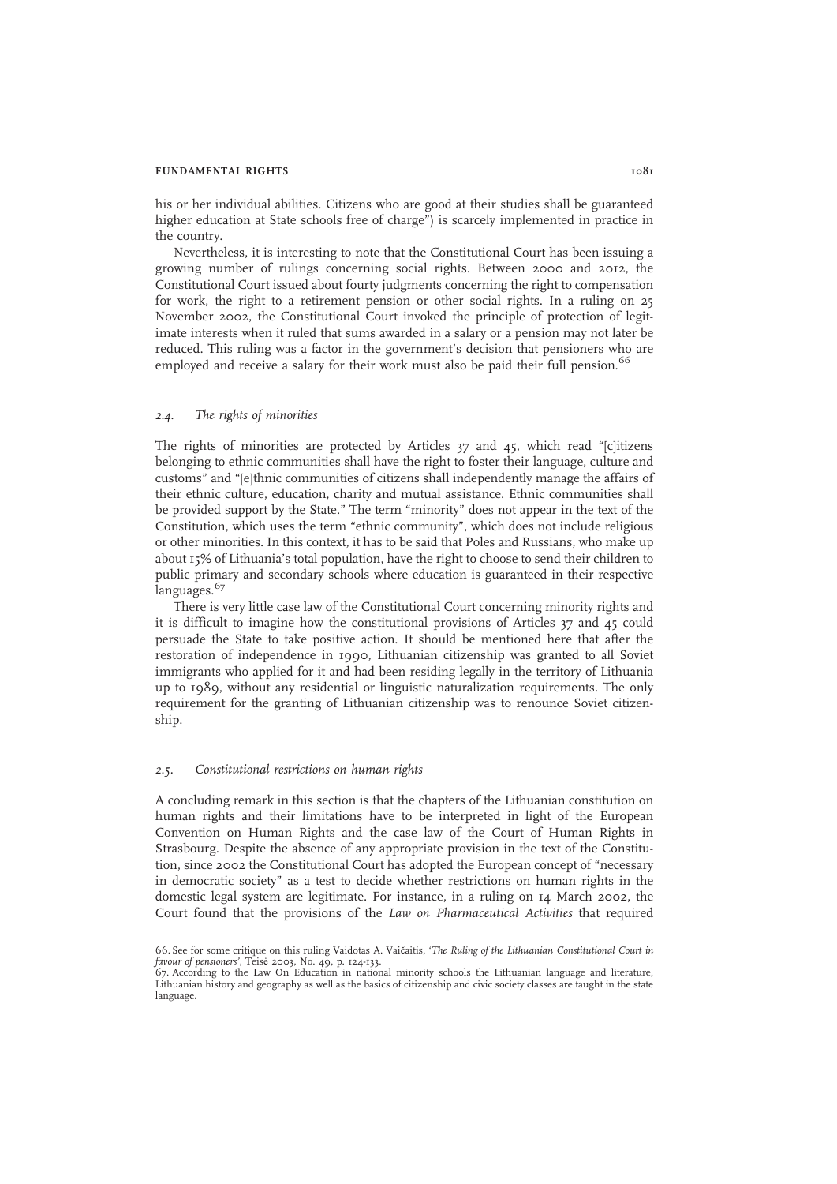his or her individual abilities. Citizens who are good at their studies shall be guaranteed higher education at State schools free of charge") is scarcely implemented in practice in the country.

Nevertheless, it is interesting to note that the Constitutional Court has been issuing a growing number of rulings concerning social rights. Between 2000 and 2012, the Constitutional Court issued about fourty judgments concerning the right to compensation for work, the right to a retirement pension or other social rights. In a ruling on 25 November 2002, the Constitutional Court invoked the principle of protection of legitimate interests when it ruled that sums awarded in a salary or a pension may not later be reduced. This ruling was a factor in the government's decision that pensioners who are employed and receive a salary for their work must also be paid their full pension.[66]

### 2.4. The rights of minorities

The rights of minorities are protected by Articles 37 and 45, which read "[c]itizens belonging to ethnic communities shall have the right to foster their language, culture and customs" and "[e]thnic communities of citizens shall independently manage the affairs of their ethnic culture, education, charity and mutual assistance. Ethnic communities shall be provided support by the State." The term "minority" does not appear in the text of the Constitution, which uses the term "ethnic community", which does not include religious or other minorities. In this context, it has to be said that Poles and Russians, who make up about 15% of Lithuania's total population, have the right to choose to send their children to public primary and secondary schools where education is guaranteed in their respective languages.[67]

There is very little case law of the Constitutional Court concerning minority rights and it is difficult to imagine how the constitutional provisions of Articles 37 and 45 could persuade the State to take positive action. It should be mentioned here that after the restoration of independence in 1990, Lithuanian citizenship was granted to all Soviet immigrants who applied for it and had been residing legally in the territory of Lithuania up to 1989, without any residential or linguistic naturalization requirements. The only requirement for the granting of Lithuanian citizenship was to renounce Soviet citizenship.

### 2.5. Constitutional restrictions on human rights

A concluding remark in this section is that the chapters of the Lithuanian constitution on human rights and their limitations have to be interpreted in light of the European Convention on Human Rights and the case law of the Court of Human Rights in Strasbourg. Despite the absence of any appropriate provision in the text of the Constitution, since 2002 the Constitutional Court has adopted the European concept of "necessary in democratic society" as a test to decide whether restrictions on human rights in the domestic legal system are legitimate. For instance, in a ruling on 14 March 2002, the Court found that the provisions of the *Law on Pharmaceutical Activities* that required

66. See for some critique on this ruling Vaidotas A. Vaičaitis, '*The Ruling of the Lithuanian Constitutional Court in favour of pensioners*', Teisė 2003, No. 49, p. 124-133.

67. According to the Law On Education in national minority schools the Lithuanian language and literature, Lithuanian history and geography as well as the basics of citizenship and civic society classes are taught in the state language.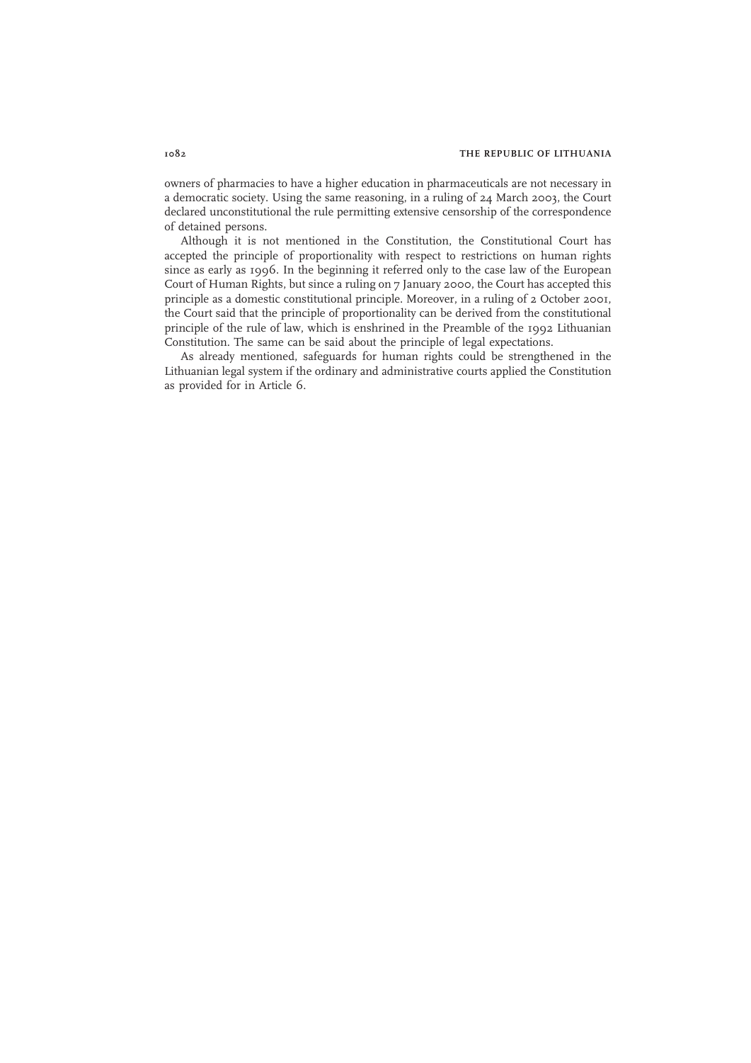owners of pharmacies to have a higher education in pharmaceuticals are not necessary in a democratic society. Using the same reasoning, in a ruling of 24 March 2003, the Court declared unconstitutional the rule permitting extensive censorship of the correspondence of detained persons.

Although it is not mentioned in the Constitution, the Constitutional Court has accepted the principle of proportionality with respect to restrictions on human rights since as early as 1996. In the beginning it referred only to the case law of the European Court of Human Rights, but since a ruling on 7 January 2000, the Court has accepted this principle as a domestic constitutional principle. Moreover, in a ruling of 2 October 2001, the Court said that the principle of proportionality can be derived from the constitutional principle of the rule of law, which is enshrined in the Preamble of the 1992 Lithuanian Constitution. The same can be said about the principle of legal expectations.

As already mentioned, safeguards for human rights could be strengthened in the Lithuanian legal system if the ordinary and administrative courts applied the Constitution as provided for in Article 6.